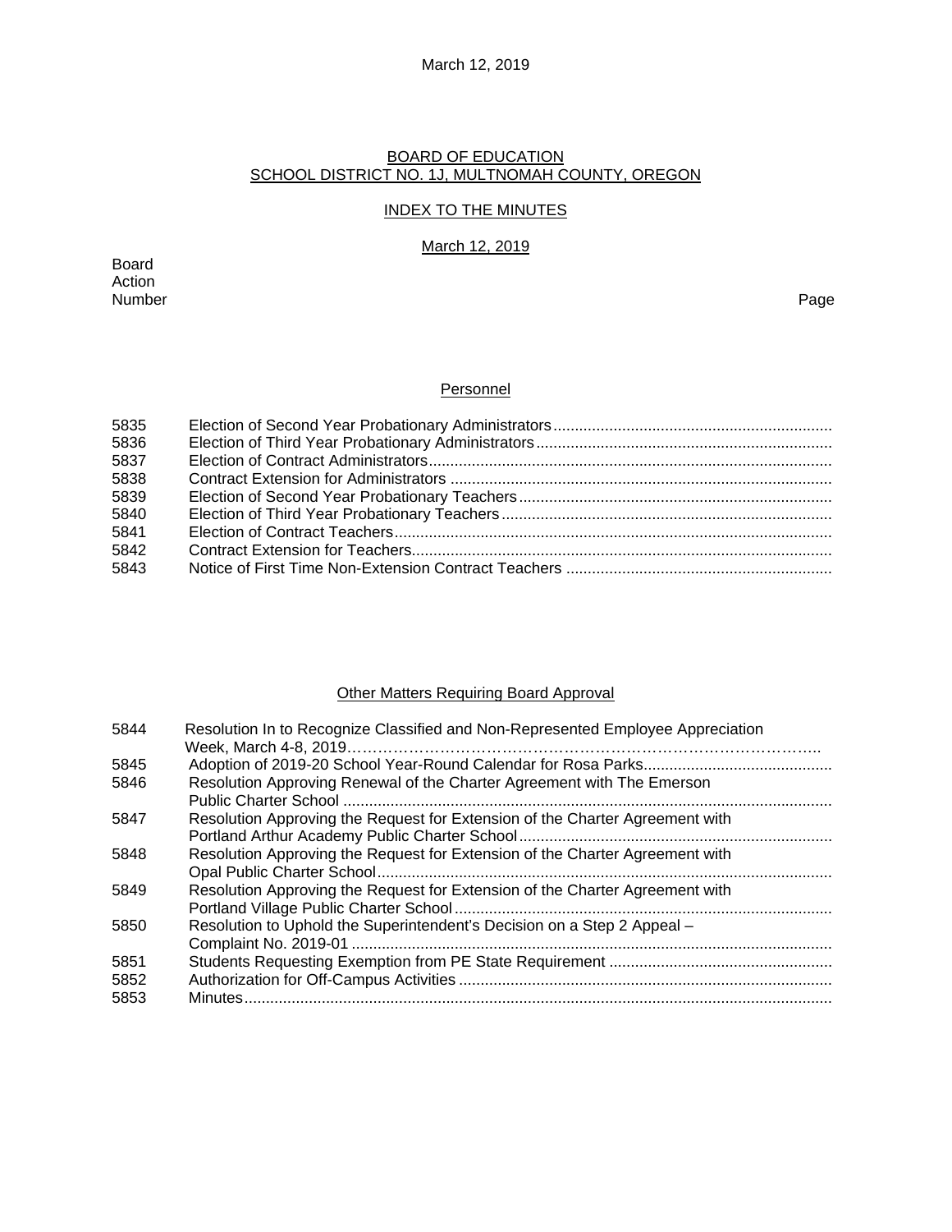# BOARD OF EDUCATION
## SCHOOL DISTRICT NO. 1J, MULTNOMAH COUNTY, OREGON

### INDEX TO THE MINUTES

### March 12, 2019

| Board Action Number | | Page |
|---|---|---|

#### Personnel

| | | |
|---|---|---|
| 5835 | Election of Second Year Probationary Administrators | |
| 5836 | Election of Third Year Probationary Administrators | |
| 5837 | Election of Contract Administrators | |
| 5838 | Contract Extension for Administrators | |
| 5839 | Election of Second Year Probationary Teachers | |
| 5840 | Election of Third Year Probationary Teachers | |
| 5841 | Election of Contract Teachers | |
| 5842 | Contract Extension for Teachers | |
| 5843 | Notice of First Time Non-Extension Contract Teachers | |

#### Other Matters Requiring Board Approval

| | | |
|---|---|---|
| 5844 | Resolution In to Recognize Classified and Non-Represented Employee Appreciation Week, March 4-8, 2019 | |
| 5845 | Adoption of 2019-20 School Year-Round Calendar for Rosa Parks | |
| 5846 | Resolution Approving Renewal of the Charter Agreement with The Emerson Public Charter School | |
| 5847 | Resolution Approving the Request for Extension of the Charter Agreement with Portland Arthur Academy Public Charter School | |
| 5848 | Resolution Approving the Request for Extension of the Charter Agreement with Opal Public Charter School | |
| 5849 | Resolution Approving the Request for Extension of the Charter Agreement with Portland Village Public Charter School | |
| 5850 | Resolution to Uphold the Superintendent's Decision on a Step 2 Appeal – Complaint No. 2019-01 | |
| 5851 | Students Requesting Exemption from PE State Requirement | |
| 5852 | Authorization for Off-Campus Activities | |
| 5853 | Minutes | |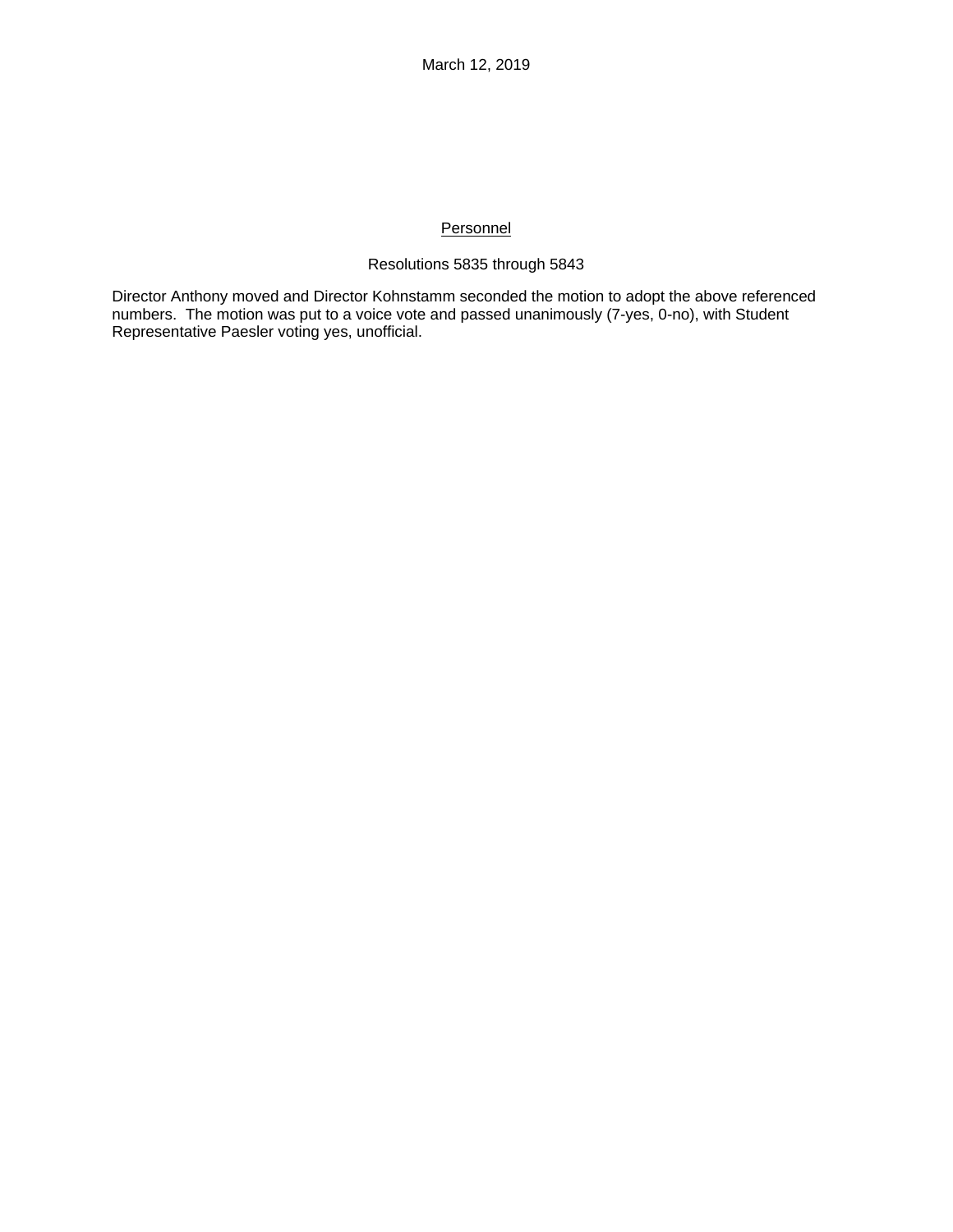March 12, 2019

## Personnel

Resolutions 5835 through 5843

Director Anthony moved and Director Kohnstamm seconded the motion to adopt the above referenced numbers. The motion was put to a voice vote and passed unanimously (7-yes, 0-no), with Student Representative Paesler voting yes, unofficial.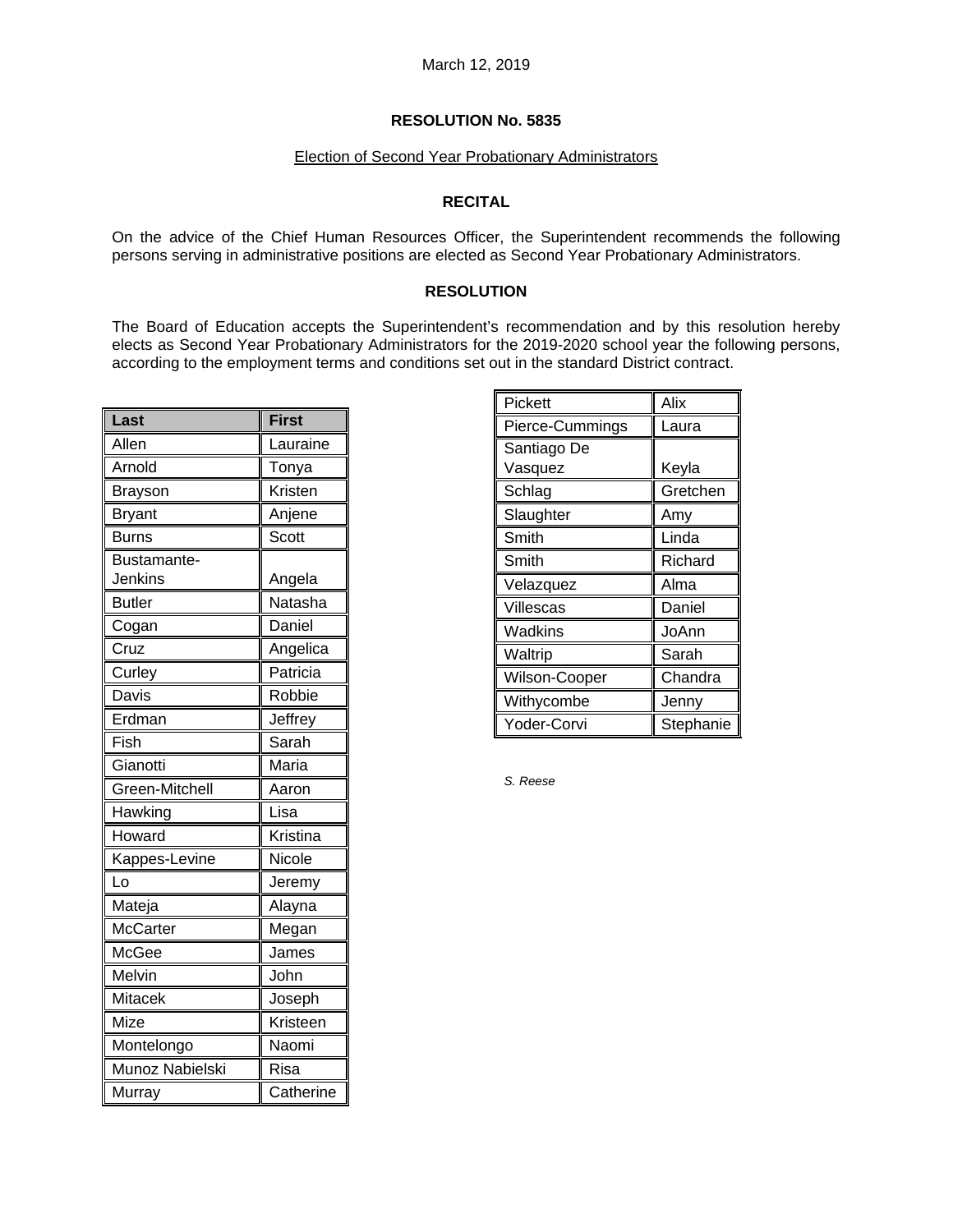March 12, 2019

**RESOLUTION No. 5835**

<u>Election of Second Year Probationary Administrators</u>

**RECITAL**

On the advice of the Chief Human Resources Officer, the Superintendent recommends the following persons serving in administrative positions are elected as Second Year Probationary Administrators.

**RESOLUTION**

The Board of Education accepts the Superintendent's recommendation and by this resolution hereby elects as Second Year Probationary Administrators for the 2019-2020 school year the following persons, according to the employment terms and conditions set out in the standard District contract.

| Last | First |
|---|---|
| Allen | Lauraine |
| Arnold | Tonya |
| Brayson | Kristen |
| Bryant | Anjene |
| Burns | Scott |
| Bustamante-Jenkins | Angela |
| Butler | Natasha |
| Cogan | Daniel |
| Cruz | Angelica |
| Curley | Patricia |
| Davis | Robbie |
| Erdman | Jeffrey |
| Fish | Sarah |
| Gianotti | Maria |
| Green-Mitchell | Aaron |
| Hawking | Lisa |
| Howard | Kristina |
| Kappes-Levine | Nicole |
| Lo | Jeremy |
| Mateja | Alayna |
| McCarter | Megan |
| McGee | James |
| Melvin | John |
| Mitacek | Joseph |
| Mize | Kristeen |
| Montelongo | Naomi |
| Munoz Nabielski | Risa |
| Murray | Catherine |
| Pickett | Alix |
| Pierce-Cummings | Laura |
| Santiago De Vasquez | Keyla |
| Schlag | Gretchen |
| Slaughter | Amy |
| Smith | Linda |
| Smith | Richard |
| Velazquez | Alma |
| Villescas | Daniel |
| Wadkins | JoAnn |
| Waltrip | Sarah |
| Wilson-Cooper | Chandra |
| Withycombe | Jenny |
| Yoder-Corvi | Stephanie |

*S. Reese*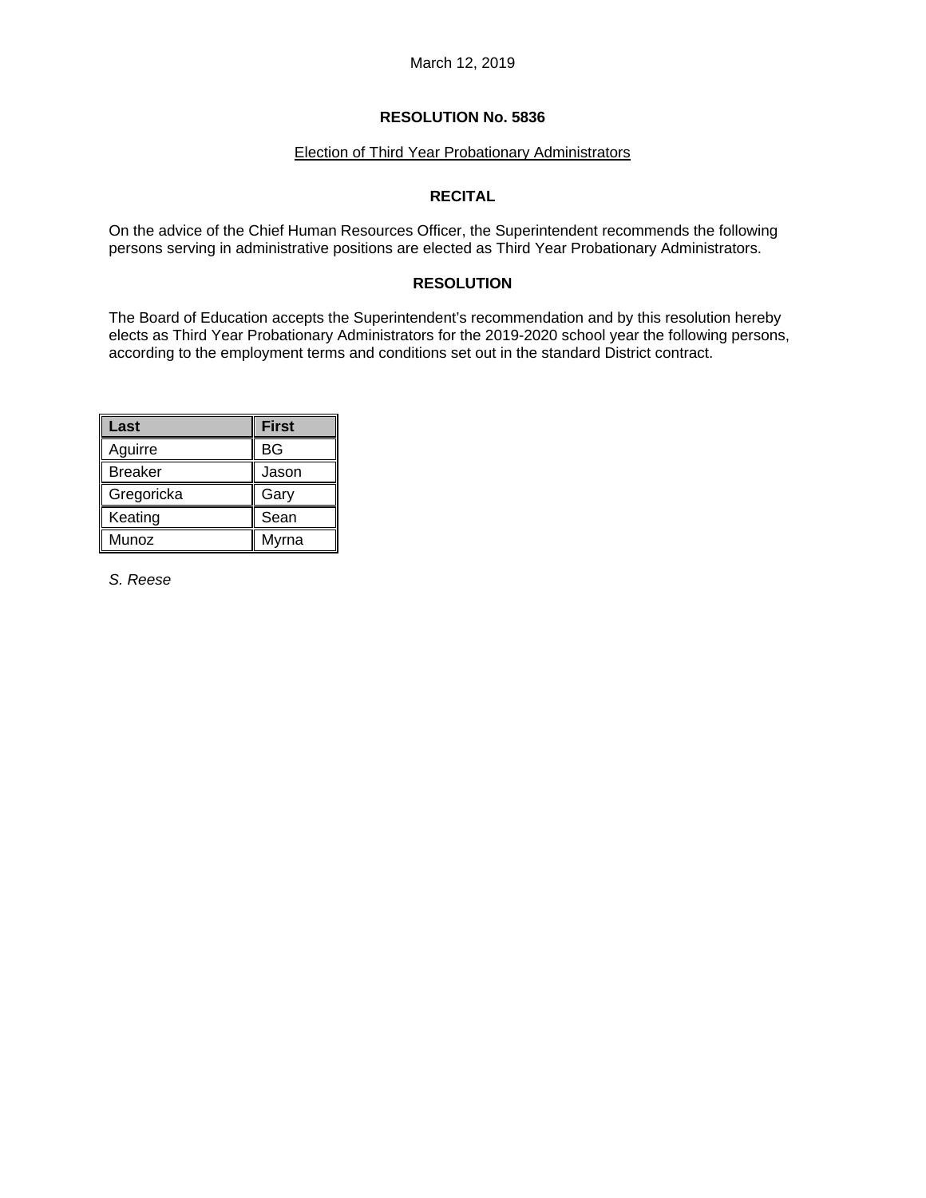March 12, 2019

**RESOLUTION No. 5836**

Election of Third Year Probationary Administrators

**RECITAL**

On the advice of the Chief Human Resources Officer, the Superintendent recommends the following persons serving in administrative positions are elected as Third Year Probationary Administrators.

**RESOLUTION**

The Board of Education accepts the Superintendent's recommendation and by this resolution hereby elects as Third Year Probationary Administrators for the 2019-2020 school year the following persons, according to the employment terms and conditions set out in the standard District contract.

| Last | First |
|---|---|
| Aguirre | BG |
| Breaker | Jason |
| Gregoricka | Gary |
| Keating | Sean |
| Munoz | Myrna |

*S. Reese*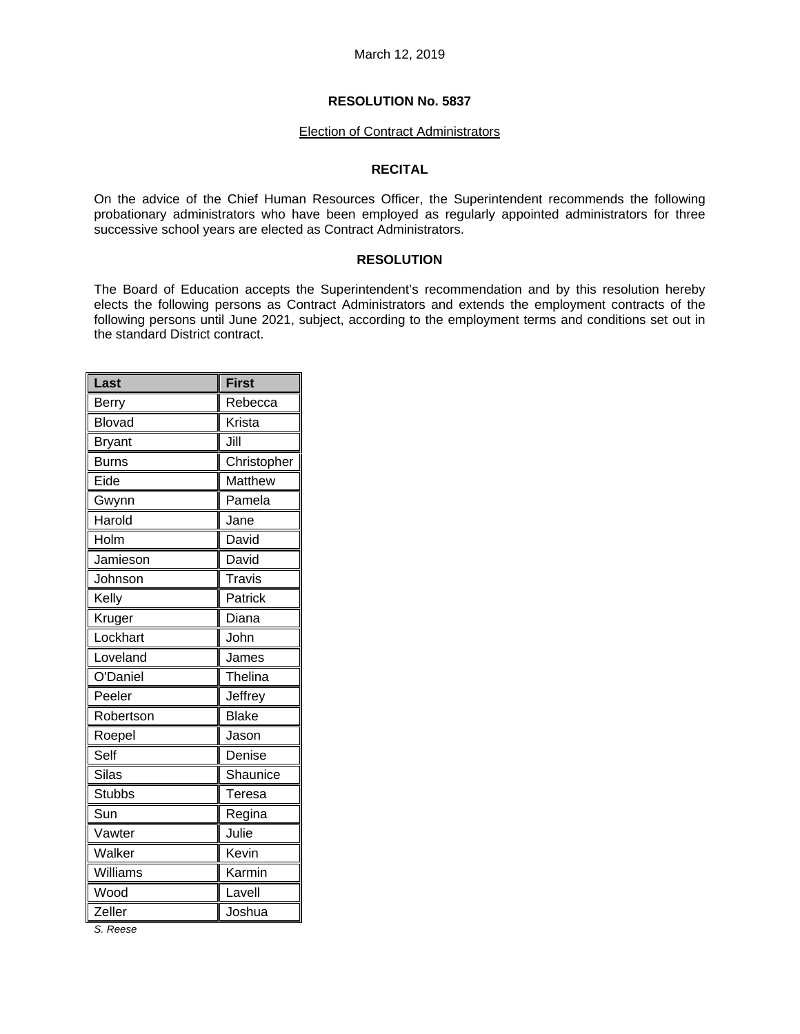March 12, 2019

**RESOLUTION No. 5837**

Election of Contract Administrators

**RECITAL**

On the advice of the Chief Human Resources Officer, the Superintendent recommends the following probationary administrators who have been employed as regularly appointed administrators for three successive school years are elected as Contract Administrators.

**RESOLUTION**

The Board of Education accepts the Superintendent's recommendation and by this resolution hereby elects the following persons as Contract Administrators and extends the employment contracts of the following persons until June 2021, subject, according to the employment terms and conditions set out in the standard District contract.

| Last | First |
|---|---|
| Berry | Rebecca |
| Blovad | Krista |
| Bryant | Jill |
| Burns | Christopher |
| Eide | Matthew |
| Gwynn | Pamela |
| Harold | Jane |
| Holm | David |
| Jamieson | David |
| Johnson | Travis |
| Kelly | Patrick |
| Kruger | Diana |
| Lockhart | John |
| Loveland | James |
| O'Daniel | Thelina |
| Peeler | Jeffrey |
| Robertson | Blake |
| Roepel | Jason |
| Self | Denise |
| Silas | Shaunice |
| Stubbs | Teresa |
| Sun | Regina |
| Vawter | Julie |
| Walker | Kevin |
| Williams | Karmin |
| Wood | Lavell |
| Zeller | Joshua |

*S. Reese*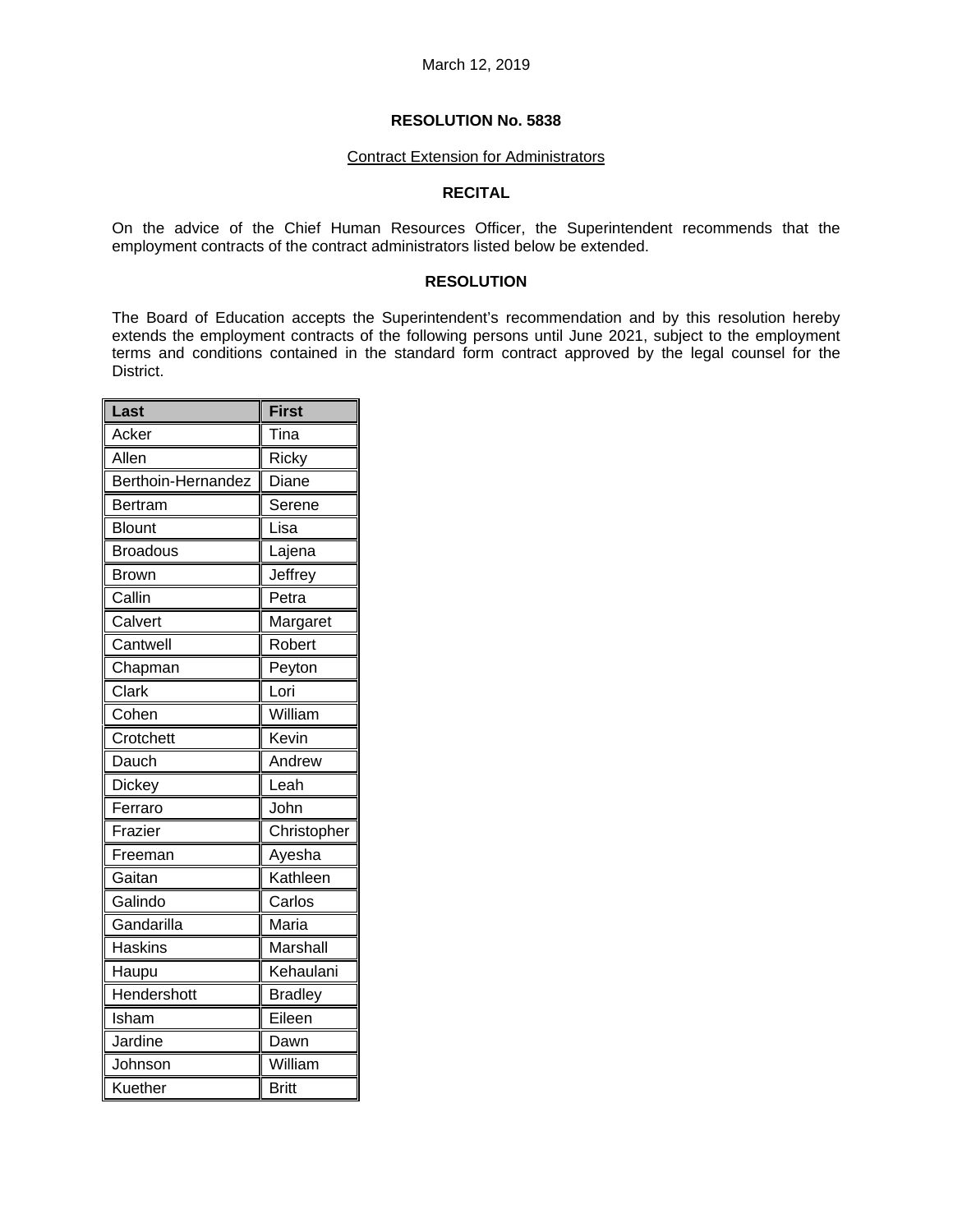March 12, 2019

**RESOLUTION No. 5838**

Contract Extension for Administrators

**RECITAL**

On the advice of the Chief Human Resources Officer, the Superintendent recommends that the employment contracts of the contract administrators listed below be extended.

**RESOLUTION**

The Board of Education accepts the Superintendent's recommendation and by this resolution hereby extends the employment contracts of the following persons until June 2021, subject to the employment terms and conditions contained in the standard form contract approved by the legal counsel for the District.

| Last | First |
|---|---|
| Acker | Tina |
| Allen | Ricky |
| Berthoin-Hernandez | Diane |
| Bertram | Serene |
| Blount | Lisa |
| Broadous | Lajena |
| Brown | Jeffrey |
| Callin | Petra |
| Calvert | Margaret |
| Cantwell | Robert |
| Chapman | Peyton |
| Clark | Lori |
| Cohen | William |
| Crotchett | Kevin |
| Dauch | Andrew |
| Dickey | Leah |
| Ferraro | John |
| Frazier | Christopher |
| Freeman | Ayesha |
| Gaitan | Kathleen |
| Galindo | Carlos |
| Gandarilla | Maria |
| Haskins | Marshall |
| Haupu | Kehaulani |
| Hendershott | Bradley |
| Isham | Eileen |
| Jardine | Dawn |
| Johnson | William |
| Kuether | Britt |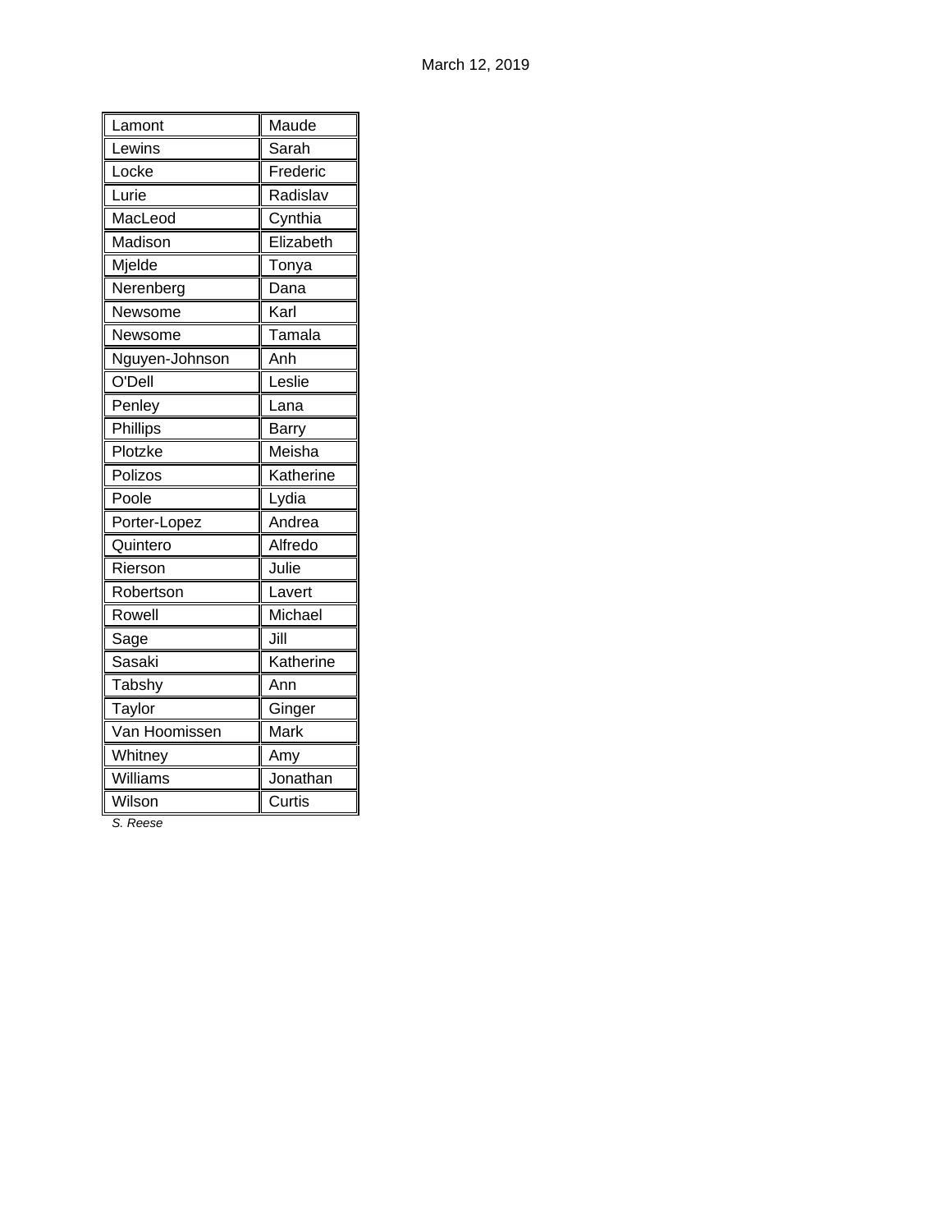March 12, 2019

| Lamont | Maude |
|---|---|
| Lewins | Sarah |
| Locke | Frederic |
| Lurie | Radislav |
| MacLeod | Cynthia |
| Madison | Elizabeth |
| Mjelde | Tonya |
| Nerenberg | Dana |
| Newsome | Karl |
| Newsome | Tamala |
| Nguyen-Johnson | Anh |
| O'Dell | Leslie |
| Penley | Lana |
| Phillips | Barry |
| Plotzke | Meisha |
| Polizos | Katherine |
| Poole | Lydia |
| Porter-Lopez | Andrea |
| Quintero | Alfredo |
| Rierson | Julie |
| Robertson | Lavert |
| Rowell | Michael |
| Sage | Jill |
| Sasaki | Katherine |
| Tabshy | Ann |
| Taylor | Ginger |
| Van Hoomissen | Mark |
| Whitney | Amy |
| Williams | Jonathan |
| Wilson | Curtis |

*S. Reese*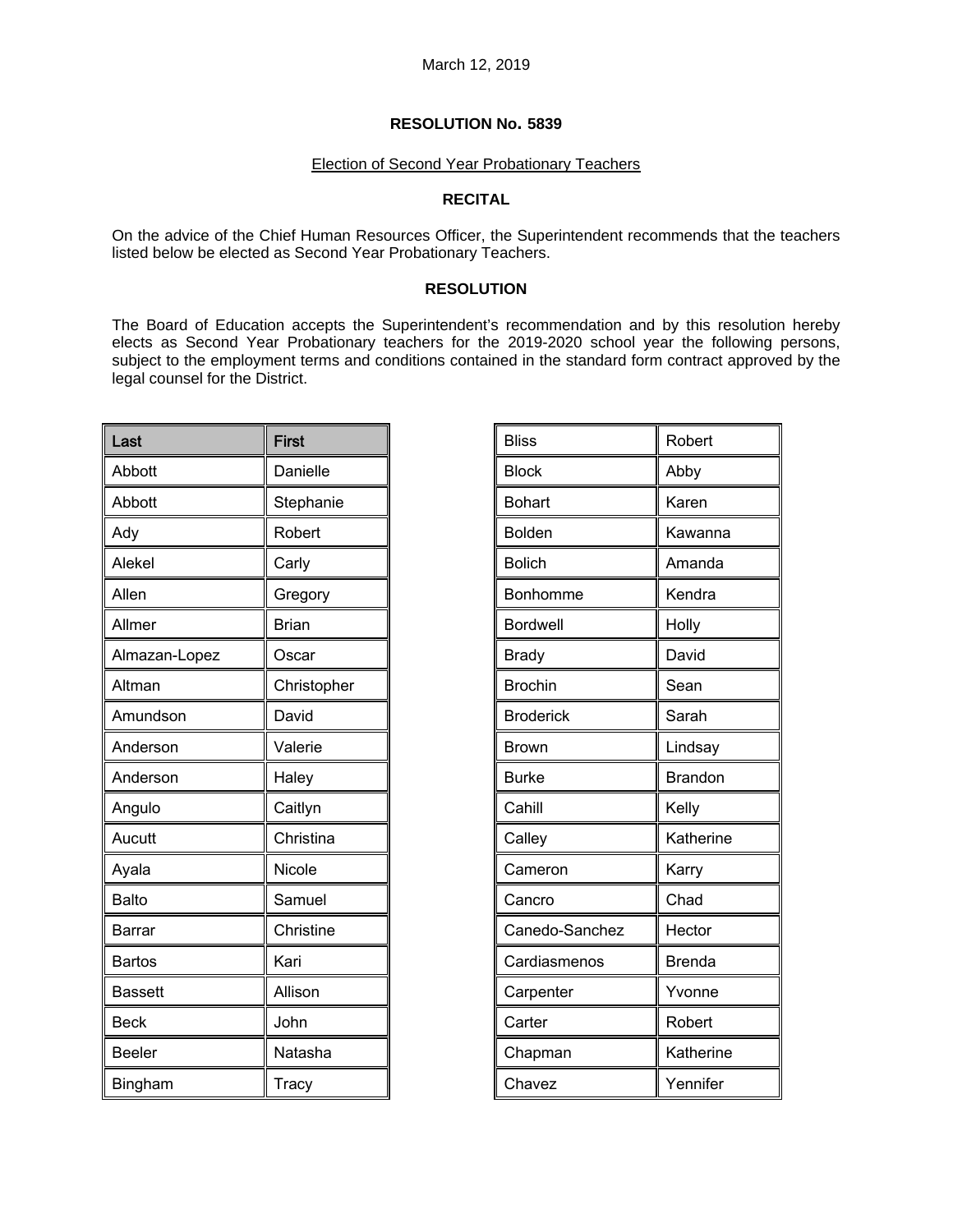March 12, 2019

**RESOLUTION No. 5839**

Election of Second Year Probationary Teachers

**RECITAL**

On the advice of the Chief Human Resources Officer, the Superintendent recommends that the teachers listed below be elected as Second Year Probationary Teachers.

**RESOLUTION**

The Board of Education accepts the Superintendent's recommendation and by this resolution hereby elects as Second Year Probationary teachers for the 2019-2020 school year the following persons, subject to the employment terms and conditions contained in the standard form contract approved by the legal counsel for the District.

| Last | First |
|---|---|
| Abbott | Danielle |
| Abbott | Stephanie |
| Ady | Robert |
| Alekel | Carly |
| Allen | Gregory |
| Allmer | Brian |
| Almazan-Lopez | Oscar |
| Altman | Christopher |
| Amundson | David |
| Anderson | Valerie |
| Anderson | Haley |
| Angulo | Caitlyn |
| Aucutt | Christina |
| Ayala | Nicole |
| Balto | Samuel |
| Barrar | Christine |
| Bartos | Kari |
| Bassett | Allison |
| Beck | John |
| Beeler | Natasha |
| Bingham | Tracy |
| Bliss | Robert |
| Block | Abby |
| Bohart | Karen |
| Bolden | Kawanna |
| Bolich | Amanda |
| Bonhomme | Kendra |
| Bordwell | Holly |
| Brady | David |
| Brochin | Sean |
| Broderick | Sarah |
| Brown | Lindsay |
| Burke | Brandon |
| Cahill | Kelly |
| Calley | Katherine |
| Cameron | Karry |
| Cancro | Chad |
| Canedo-Sanchez | Hector |
| Cardiasmenos | Brenda |
| Carpenter | Yvonne |
| Carter | Robert |
| Chapman | Katherine |
| Chavez | Yennifer |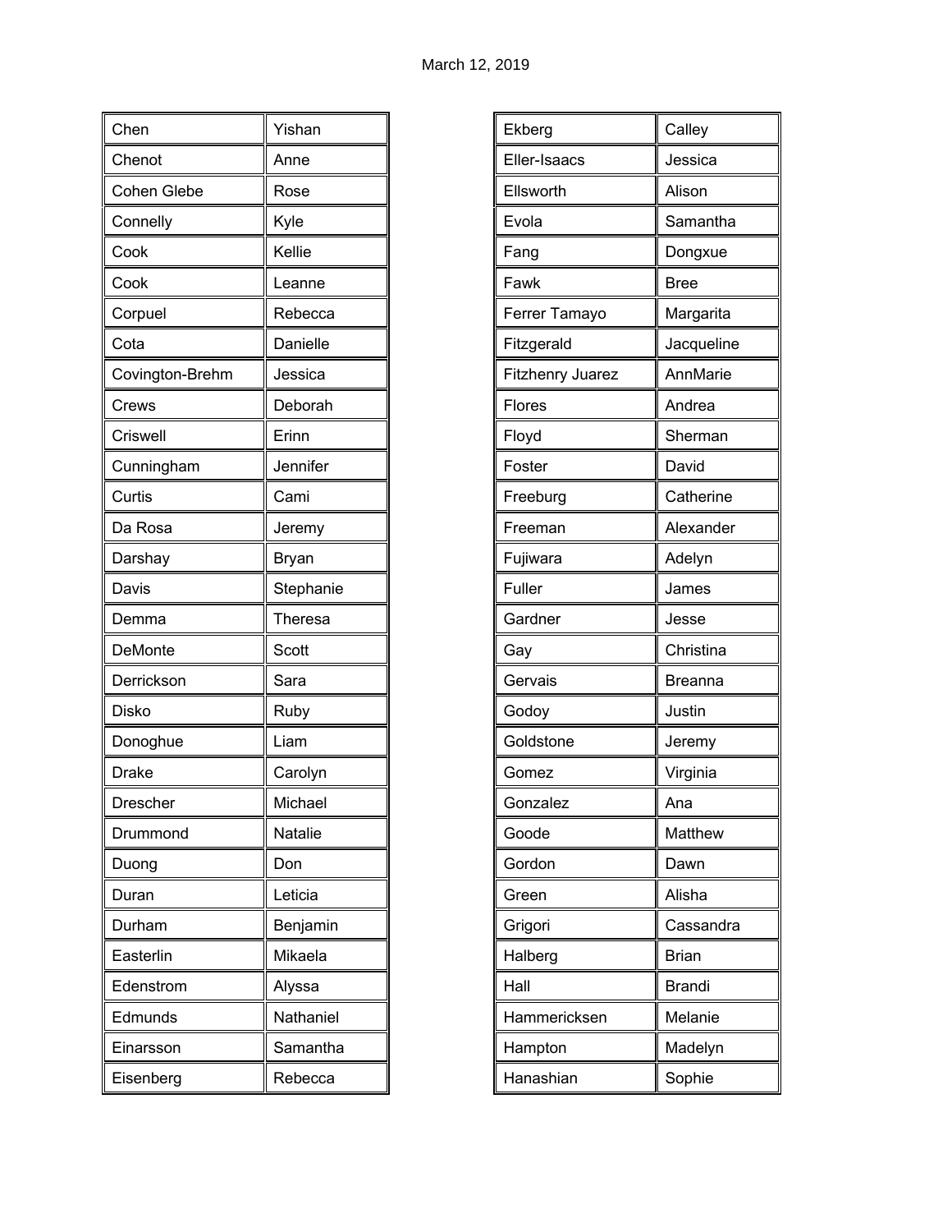March 12, 2019

| | |
|---|---|
| Chen | Yishan |
| Chenot | Anne |
| Cohen Glebe | Rose |
| Connelly | Kyle |
| Cook | Kellie |
| Cook | Leanne |
| Corpuel | Rebecca |
| Cota | Danielle |
| Covington-Brehm | Jessica |
| Crews | Deborah |
| Criswell | Erinn |
| Cunningham | Jennifer |
| Curtis | Cami |
| Da Rosa | Jeremy |
| Darshay | Bryan |
| Davis | Stephanie |
| Demma | Theresa |
| DeMonte | Scott |
| Derrickson | Sara |
| Disko | Ruby |
| Donoghue | Liam |
| Drake | Carolyn |
| Drescher | Michael |
| Drummond | Natalie |
| Duong | Don |
| Duran | Leticia |
| Durham | Benjamin |
| Easterlin | Mikaela |
| Edenstrom | Alyssa |
| Edmunds | Nathaniel |
| Einarsson | Samantha |
| Eisenberg | Rebecca |

| | |
|---|---|
| Ekberg | Calley |
| Eller-Isaacs | Jessica |
| Ellsworth | Alison |
| Evola | Samantha |
| Fang | Dongxue |
| Fawk | Bree |
| Ferrer Tamayo | Margarita |
| Fitzgerald | Jacqueline |
| Fitzhenry Juarez | AnnMarie |
| Flores | Andrea |
| Floyd | Sherman |
| Foster | David |
| Freeburg | Catherine |
| Freeman | Alexander |
| Fujiwara | Adelyn |
| Fuller | James |
| Gardner | Jesse |
| Gay | Christina |
| Gervais | Breanna |
| Godoy | Justin |
| Goldstone | Jeremy |
| Gomez | Virginia |
| Gonzalez | Ana |
| Goode | Matthew |
| Gordon | Dawn |
| Green | Alisha |
| Grigori | Cassandra |
| Halberg | Brian |
| Hall | Brandi |
| Hammericksen | Melanie |
| Hampton | Madelyn |
| Hanashian | Sophie |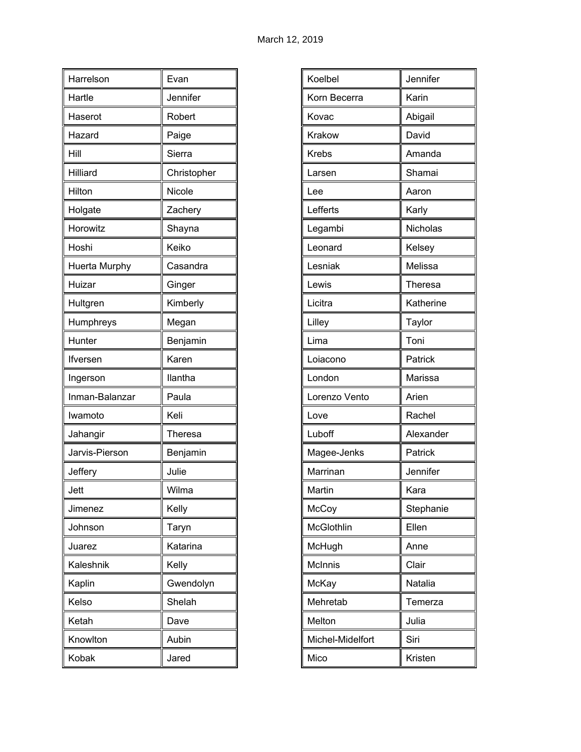March 12, 2019

| Harrelson | Evan |
|---|---|
| Hartle | Jennifer |
| Haserot | Robert |
| Hazard | Paige |
| Hill | Sierra |
| Hilliard | Christopher |
| Hilton | Nicole |
| Holgate | Zachery |
| Horowitz | Shayna |
| Hoshi | Keiko |
| Huerta Murphy | Casandra |
| Huizar | Ginger |
| Hultgren | Kimberly |
| Humphreys | Megan |
| Hunter | Benjamin |
| Ifversen | Karen |
| Ingerson | Ilantha |
| Inman-Balanzar | Paula |
| Iwamoto | Keli |
| Jahangir | Theresa |
| Jarvis-Pierson | Benjamin |
| Jeffery | Julie |
| Jett | Wilma |
| Jimenez | Kelly |
| Johnson | Taryn |
| Juarez | Katarina |
| Kaleshnik | Kelly |
| Kaplin | Gwendolyn |
| Kelso | Shelah |
| Ketah | Dave |
| Knowlton | Aubin |
| Kobak | Jared |

| Koelbel | Jennifer |
|---|---|
| Korn Becerra | Karin |
| Kovac | Abigail |
| Krakow | David |
| Krebs | Amanda |
| Larsen | Shamai |
| Lee | Aaron |
| Lefferts | Karly |
| Legambi | Nicholas |
| Leonard | Kelsey |
| Lesniak | Melissa |
| Lewis | Theresa |
| Licitra | Katherine |
| Lilley | Taylor |
| Lima | Toni |
| Loiacono | Patrick |
| London | Marissa |
| Lorenzo Vento | Arien |
| Love | Rachel |
| Luboff | Alexander |
| Magee-Jenks | Patrick |
| Marrinan | Jennifer |
| Martin | Kara |
| McCoy | Stephanie |
| McGlothlin | Ellen |
| McHugh | Anne |
| McInnis | Clair |
| McKay | Natalia |
| Mehretab | Temerza |
| Melton | Julia |
| Michel-Midelfort | Siri |
| Mico | Kristen |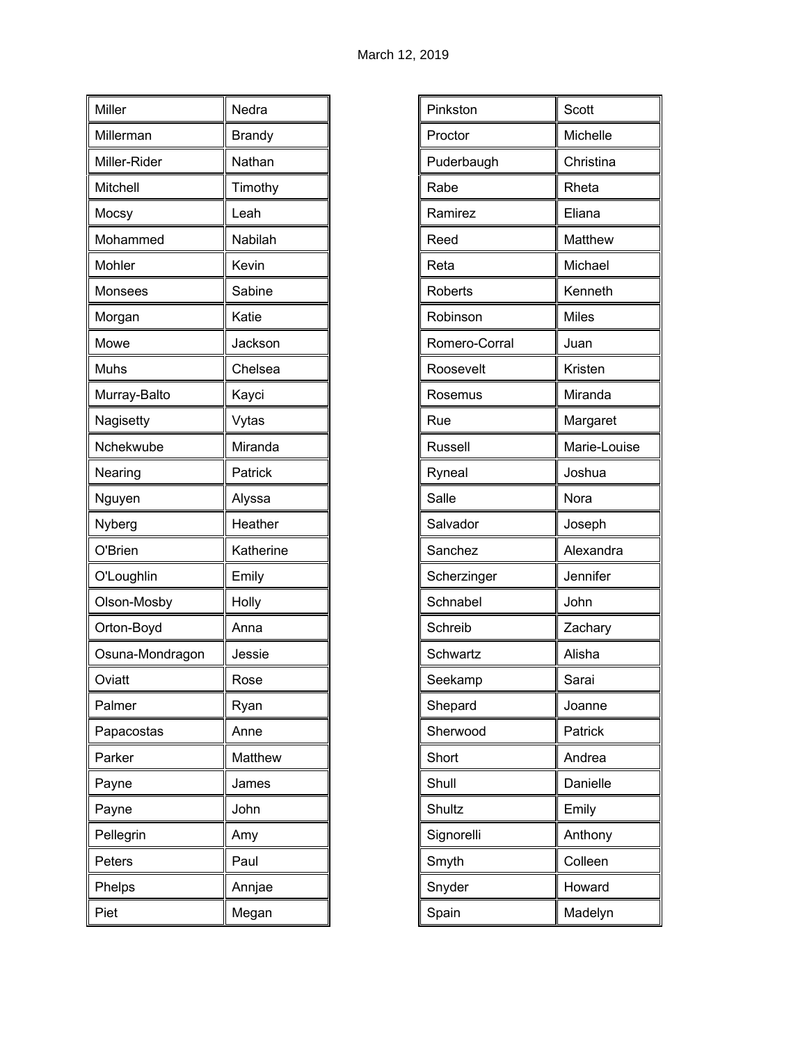March 12, 2019

| | |
|---|---|
| Miller | Nedra |
| Millerman | Brandy |
| Miller-Rider | Nathan |
| Mitchell | Timothy |
| Mocsy | Leah |
| Mohammed | Nabilah |
| Mohler | Kevin |
| Monsees | Sabine |
| Morgan | Katie |
| Mowe | Jackson |
| Muhs | Chelsea |
| Murray-Balto | Kayci |
| Nagisetty | Vytas |
| Nchekwube | Miranda |
| Nearing | Patrick |
| Nguyen | Alyssa |
| Nyberg | Heather |
| O'Brien | Katherine |
| O'Loughlin | Emily |
| Olson-Mosby | Holly |
| Orton-Boyd | Anna |
| Osuna-Mondragon | Jessie |
| Oviatt | Rose |
| Palmer | Ryan |
| Papacostas | Anne |
| Parker | Matthew |
| Payne | James |
| Payne | John |
| Pellegrin | Amy |
| Peters | Paul |
| Phelps | Annjae |
| Piet | Megan |

| | |
|---|---|
| Pinkston | Scott |
| Proctor | Michelle |
| Puderbaugh | Christina |
| Rabe | Rheta |
| Ramirez | Eliana |
| Reed | Matthew |
| Reta | Michael |
| Roberts | Kenneth |
| Robinson | Miles |
| Romero-Corral | Juan |
| Roosevelt | Kristen |
| Rosemus | Miranda |
| Rue | Margaret |
| Russell | Marie-Louise |
| Ryneal | Joshua |
| Salle | Nora |
| Salvador | Joseph |
| Sanchez | Alexandra |
| Scherzinger | Jennifer |
| Schnabel | John |
| Schreib | Zachary |
| Schwartz | Alisha |
| Seekamp | Sarai |
| Shepard | Joanne |
| Sherwood | Patrick |
| Short | Andrea |
| Shull | Danielle |
| Shultz | Emily |
| Signorelli | Anthony |
| Smyth | Colleen |
| Snyder | Howard |
| Spain | Madelyn |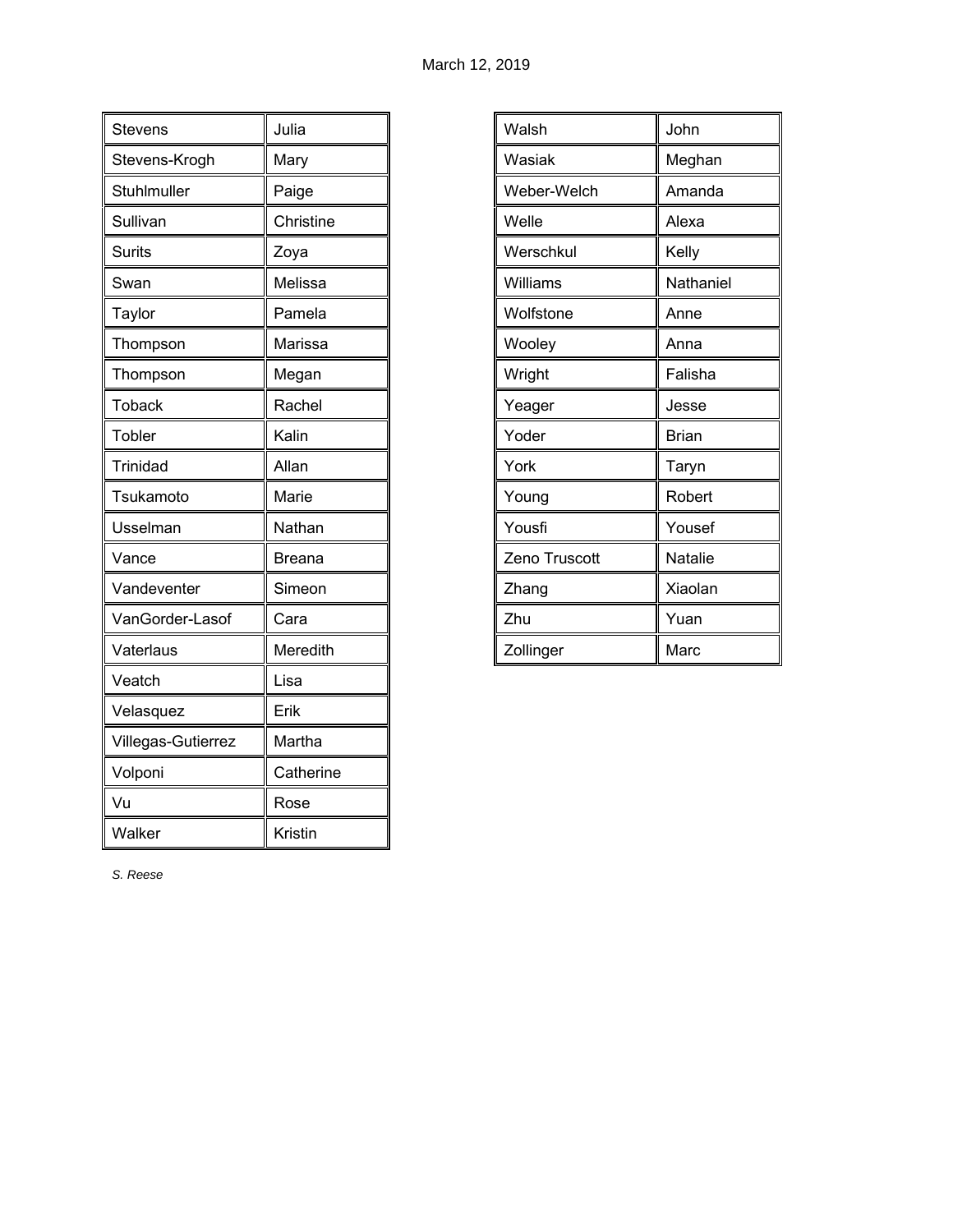March 12, 2019

| | |
|---|---|
| Stevens | Julia |
| Stevens-Krogh | Mary |
| Stuhlmuller | Paige |
| Sullivan | Christine |
| Surits | Zoya |
| Swan | Melissa |
| Taylor | Pamela |
| Thompson | Marissa |
| Thompson | Megan |
| Toback | Rachel |
| Tobler | Kalin |
| Trinidad | Allan |
| Tsukamoto | Marie |
| Usselman | Nathan |
| Vance | Breana |
| Vandeventer | Simeon |
| VanGorder-Lasof | Cara |
| Vaterlaus | Meredith |
| Veatch | Lisa |
| Velasquez | Erik |
| Villegas-Gutierrez | Martha |
| Volponi | Catherine |
| Vu | Rose |
| Walker | Kristin |
| Walsh | John |
| Wasiak | Meghan |
| Weber-Welch | Amanda |
| Welle | Alexa |
| Werschkul | Kelly |
| Williams | Nathaniel |
| Wolfstone | Anne |
| Wooley | Anna |
| Wright | Falisha |
| Yeager | Jesse |
| Yoder | Brian |
| York | Taryn |
| Young | Robert |
| Yousfi | Yousef |
| Zeno Truscott | Natalie |
| Zhang | Xiaolan |
| Zhu | Yuan |
| Zollinger | Marc |

*S. Reese*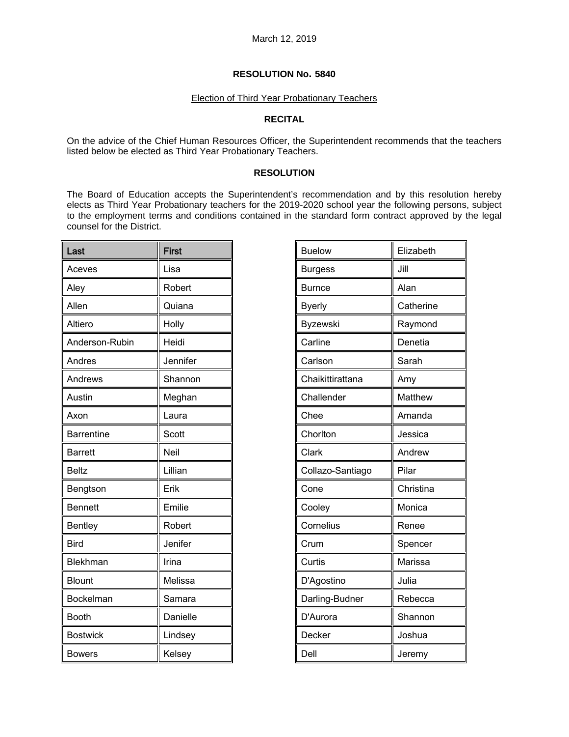March 12, 2019

**RESOLUTION No. 5840**

Election of Third Year Probationary Teachers

**RECITAL**

On the advice of the Chief Human Resources Officer, the Superintendent recommends that the teachers listed below be elected as Third Year Probationary Teachers.

**RESOLUTION**

The Board of Education accepts the Superintendent's recommendation and by this resolution hereby elects as Third Year Probationary teachers for the 2019-2020 school year the following persons, subject to the employment terms and conditions contained in the standard form contract approved by the legal counsel for the District.

| Last | First |
|---|---|
| Aceves | Lisa |
| Aley | Robert |
| Allen | Quiana |
| Altiero | Holly |
| Anderson-Rubin | Heidi |
| Andres | Jennifer |
| Andrews | Shannon |
| Austin | Meghan |
| Axon | Laura |
| Barrentine | Scott |
| Barrett | Neil |
| Beltz | Lillian |
| Bengtson | Erik |
| Bennett | Emilie |
| Bentley | Robert |
| Bird | Jenifer |
| Blekhman | Irina |
| Blount | Melissa |
| Bockelman | Samara |
| Booth | Danielle |
| Bostwick | Lindsey |
| Bowers | Kelsey |
| Buelow | Elizabeth |
| Burgess | Jill |
| Burnce | Alan |
| Byerly | Catherine |
| Byzewski | Raymond |
| Carline | Denetia |
| Carlson | Sarah |
| Chaikittirattana | Amy |
| Challender | Matthew |
| Chee | Amanda |
| Chorlton | Jessica |
| Clark | Andrew |
| Collazo-Santiago | Pilar |
| Cone | Christina |
| Cooley | Monica |
| Cornelius | Renee |
| Crum | Spencer |
| Curtis | Marissa |
| D'Agostino | Julia |
| Darling-Budner | Rebecca |
| D'Aurora | Shannon |
| Decker | Joshua |
| Dell | Jeremy |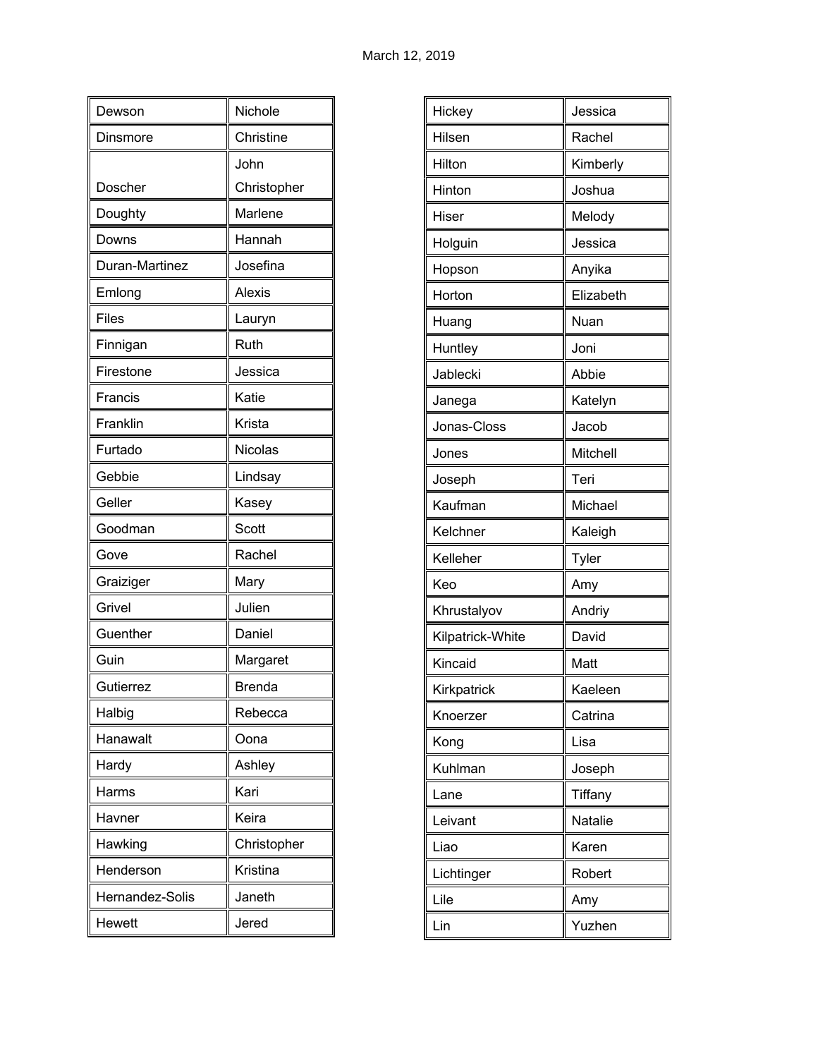March 12, 2019

| | |
|---|---|
| Dewson | Nichole |
| Dinsmore | Christine |
| Doscher | John Christopher |
| Doughty | Marlene |
| Downs | Hannah |
| Duran-Martinez | Josefina |
| Emlong | Alexis |
| Files | Lauryn |
| Finnigan | Ruth |
| Firestone | Jessica |
| Francis | Katie |
| Franklin | Krista |
| Furtado | Nicolas |
| Gebbie | Lindsay |
| Geller | Kasey |
| Goodman | Scott |
| Gove | Rachel |
| Graiziger | Mary |
| Grivel | Julien |
| Guenther | Daniel |
| Guin | Margaret |
| Gutierrez | Brenda |
| Halbig | Rebecca |
| Hanawalt | Oona |
| Hardy | Ashley |
| Harms | Kari |
| Havner | Keira |
| Hawking | Christopher |
| Henderson | Kristina |
| Hernandez-Solis | Janeth |
| Hewett | Jered |

| | |
|---|---|
| Hickey | Jessica |
| Hilsen | Rachel |
| Hilton | Kimberly |
| Hinton | Joshua |
| Hiser | Melody |
| Holguin | Jessica |
| Hopson | Anyika |
| Horton | Elizabeth |
| Huang | Nuan |
| Huntley | Joni |
| Jablecki | Abbie |
| Janega | Katelyn |
| Jonas-Closs | Jacob |
| Jones | Mitchell |
| Joseph | Teri |
| Kaufman | Michael |
| Kelchner | Kaleigh |
| Kelleher | Tyler |
| Keo | Amy |
| Khrustalyov | Andriy |
| Kilpatrick-White | David |
| Kincaid | Matt |
| Kirkpatrick | Kaeleen |
| Knoerzer | Catrina |
| Kong | Lisa |
| Kuhlman | Joseph |
| Lane | Tiffany |
| Leivant | Natalie |
| Liao | Karen |
| Lichtinger | Robert |
| Lile | Amy |
| Lin | Yuzhen |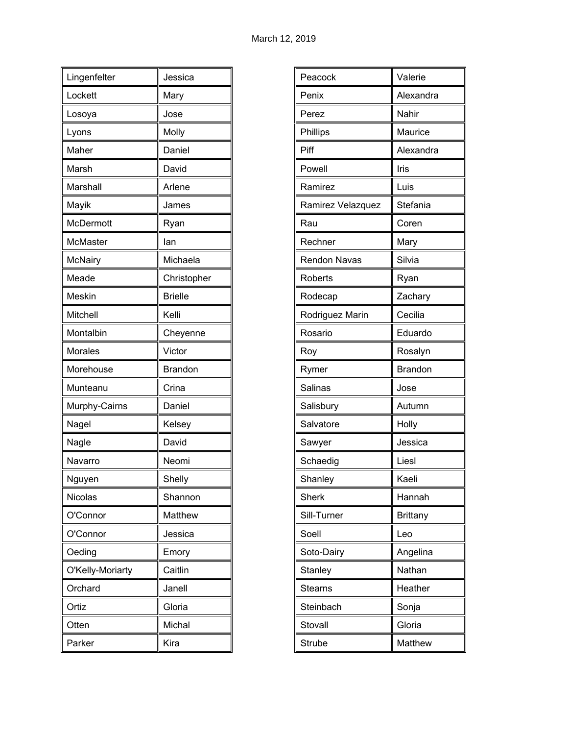| Lingenfelter | Jessica |
|---|---|
| Lockett | Mary |
| Losoya | Jose |
| Lyons | Molly |
| Maher | Daniel |
| Marsh | David |
| Marshall | Arlene |
| Mayik | James |
| McDermott | Ryan |
| McMaster | Ian |
| McNairy | Michaela |
| Meade | Christopher |
| Meskin | Brielle |
| Mitchell | Kelli |
| Montalbin | Cheyenne |
| Morales | Victor |
| Morehouse | Brandon |
| Munteanu | Crina |
| Murphy-Cairns | Daniel |
| Nagel | Kelsey |
| Nagle | David |
| Navarro | Neomi |
| Nguyen | Shelly |
| Nicolas | Shannon |
| O'Connor | Matthew |
| O'Connor | Jessica |
| Oeding | Emory |
| O'Kelly-Moriarty | Caitlin |
| Orchard | Janell |
| Ortiz | Gloria |
| Otten | Michal |
| Parker | Kira |

| Peacock | Valerie |
|---|---|
| Penix | Alexandra |
| Perez | Nahir |
| Phillips | Maurice |
| Piff | Alexandra |
| Powell | Iris |
| Ramirez | Luis |
| Ramirez Velazquez | Stefania |
| Rau | Coren |
| Rechner | Mary |
| Rendon Navas | Silvia |
| Roberts | Ryan |
| Rodecap | Zachary |
| Rodriguez Marin | Cecilia |
| Rosario | Eduardo |
| Roy | Rosalyn |
| Rymer | Brandon |
| Salinas | Jose |
| Salisbury | Autumn |
| Salvatore | Holly |
| Sawyer | Jessica |
| Schaedig | Liesl |
| Shanley | Kaeli |
| Sherk | Hannah |
| Sill-Turner | Brittany |
| Soell | Leo |
| Soto-Dairy | Angelina |
| Stanley | Nathan |
| Stearns | Heather |
| Steinbach | Sonja |
| Stovall | Gloria |
| Strube | Matthew |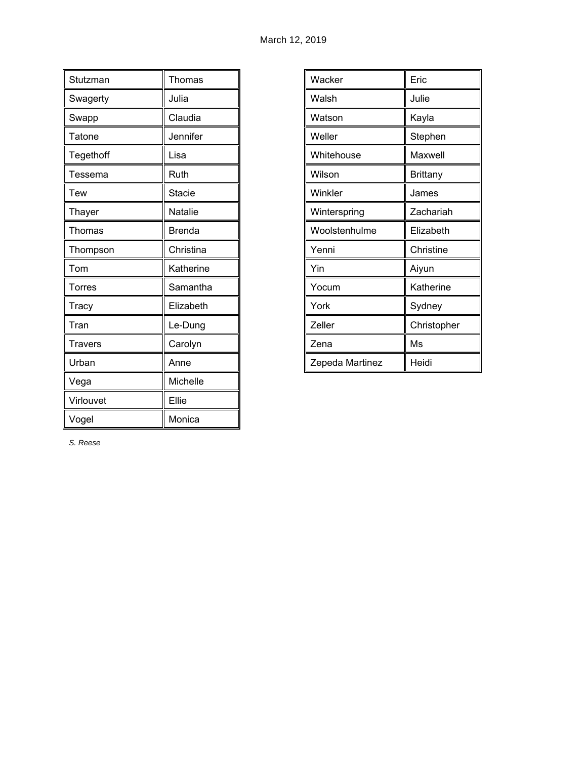March 12, 2019

| | |
|---|---|
| Stutzman | Thomas |
| Swagerty | Julia |
| Swapp | Claudia |
| Tatone | Jennifer |
| Tegethoff | Lisa |
| Tessema | Ruth |
| Tew | Stacie |
| Thayer | Natalie |
| Thomas | Brenda |
| Thompson | Christina |
| Tom | Katherine |
| Torres | Samantha |
| Tracy | Elizabeth |
| Tran | Le-Dung |
| Travers | Carolyn |
| Urban | Anne |
| Vega | Michelle |
| Virlouvet | Ellie |
| Vogel | Monica |

| | |
|---|---|
| Wacker | Eric |
| Walsh | Julie |
| Watson | Kayla |
| Weller | Stephen |
| Whitehouse | Maxwell |
| Wilson | Brittany |
| Winkler | James |
| Winterspring | Zachariah |
| Woolstenhulme | Elizabeth |
| Yenni | Christine |
| Yin | Aiyun |
| Yocum | Katherine |
| York | Sydney |
| Zeller | Christopher |
| Zena | Ms |
| Zepeda Martinez | Heidi |

*S. Reese*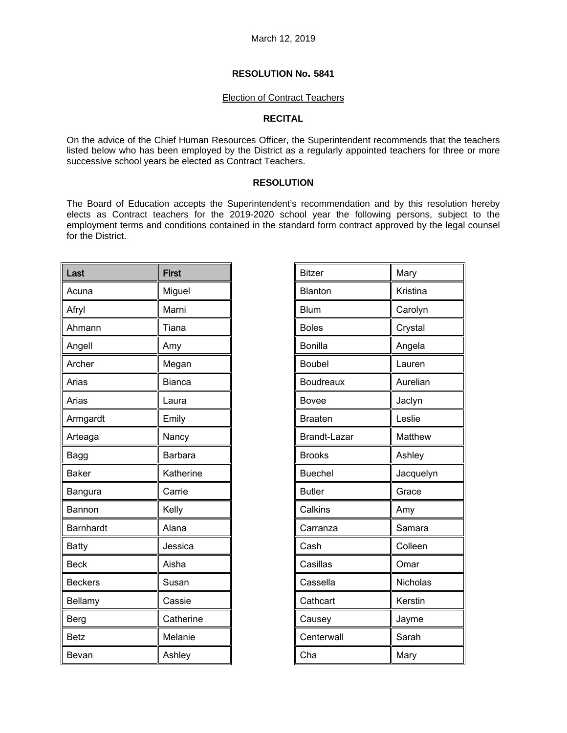March 12, 2019

**RESOLUTION No. 5841**

Election of Contract Teachers

**RECITAL**

On the advice of the Chief Human Resources Officer, the Superintendent recommends that the teachers listed below who has been employed by the District as a regularly appointed teachers for three or more successive school years be elected as Contract Teachers.

**RESOLUTION**

The Board of Education accepts the Superintendent's recommendation and by this resolution hereby elects as Contract teachers for the 2019-2020 school year the following persons, subject to the employment terms and conditions contained in the standard form contract approved by the legal counsel for the District.

| Last | First |
|---|---|
| Acuna | Miguel |
| Afryl | Marni |
| Ahmann | Tiana |
| Angell | Amy |
| Archer | Megan |
| Arias | Bianca |
| Arias | Laura |
| Armgardt | Emily |
| Arteaga | Nancy |
| Bagg | Barbara |
| Baker | Katherine |
| Bangura | Carrie |
| Bannon | Kelly |
| Barnhardt | Alana |
| Batty | Jessica |
| Beck | Aisha |
| Beckers | Susan |
| Bellamy | Cassie |
| Berg | Catherine |
| Betz | Melanie |
| Bevan | Ashley |
| Bitzer | Mary |
| Blanton | Kristina |
| Blum | Carolyn |
| Boles | Crystal |
| Bonilla | Angela |
| Boubel | Lauren |
| Boudreaux | Aurelian |
| Bovee | Jaclyn |
| Braaten | Leslie |
| Brandt-Lazar | Matthew |
| Brooks | Ashley |
| Buechel | Jacquelyn |
| Butler | Grace |
| Calkins | Amy |
| Carranza | Samara |
| Cash | Colleen |
| Casillas | Omar |
| Cassella | Nicholas |
| Cathcart | Kerstin |
| Causey | Jayme |
| Centerwall | Sarah |
| Cha | Mary |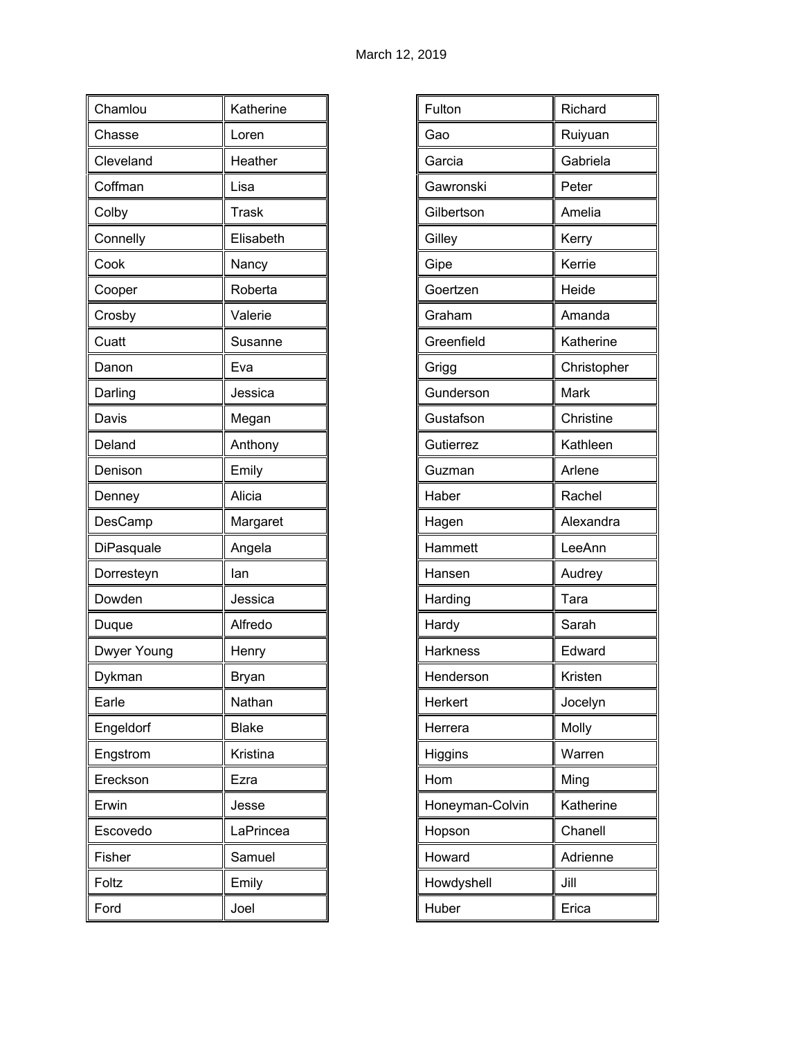March 12, 2019

| | |
|---|---|
| Chamlou | Katherine |
| Chasse | Loren |
| Cleveland | Heather |
| Coffman | Lisa |
| Colby | Trask |
| Connelly | Elisabeth |
| Cook | Nancy |
| Cooper | Roberta |
| Crosby | Valerie |
| Cuatt | Susanne |
| Danon | Eva |
| Darling | Jessica |
| Davis | Megan |
| Deland | Anthony |
| Denison | Emily |
| Denney | Alicia |
| DesCamp | Margaret |
| DiPasquale | Angela |
| Dorresteyn | Ian |
| Dowden | Jessica |
| Duque | Alfredo |
| Dwyer Young | Henry |
| Dykman | Bryan |
| Earle | Nathan |
| Engeldorf | Blake |
| Engstrom | Kristina |
| Ereckson | Ezra |
| Erwin | Jesse |
| Escovedo | LaPrincea |
| Fisher | Samuel |
| Foltz | Emily |
| Ford | Joel |

| | |
|---|---|
| Fulton | Richard |
| Gao | Ruiyuan |
| Garcia | Gabriela |
| Gawronski | Peter |
| Gilbertson | Amelia |
| Gilley | Kerry |
| Gipe | Kerrie |
| Goertzen | Heide |
| Graham | Amanda |
| Greenfield | Katherine |
| Grigg | Christopher |
| Gunderson | Mark |
| Gustafson | Christine |
| Gutierrez | Kathleen |
| Guzman | Arlene |
| Haber | Rachel |
| Hagen | Alexandra |
| Hammett | LeeAnn |
| Hansen | Audrey |
| Harding | Tara |
| Hardy | Sarah |
| Harkness | Edward |
| Henderson | Kristen |
| Herkert | Jocelyn |
| Herrera | Molly |
| Higgins | Warren |
| Hom | Ming |
| Honeyman-Colvin | Katherine |
| Hopson | Chanell |
| Howard | Adrienne |
| Howdyshell | Jill |
| Huber | Erica |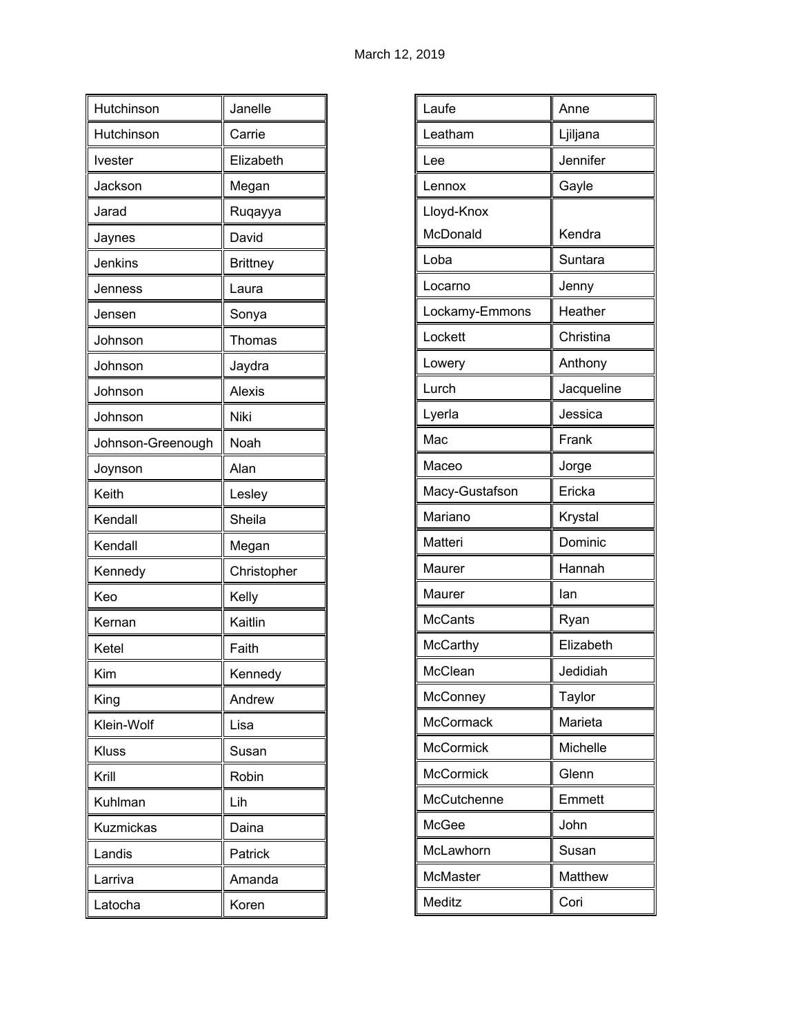March 12, 2019

| | |
|---|---|
| Hutchinson | Janelle |
| Hutchinson | Carrie |
| Ivester | Elizabeth |
| Jackson | Megan |
| Jarad | Ruqayya |
| Jaynes | David |
| Jenkins | Brittney |
| Jenness | Laura |
| Jensen | Sonya |
| Johnson | Thomas |
| Johnson | Jaydra |
| Johnson | Alexis |
| Johnson | Niki |
| Johnson-Greenough | Noah |
| Joynson | Alan |
| Keith | Lesley |
| Kendall | Sheila |
| Kendall | Megan |
| Kennedy | Christopher |
| Keo | Kelly |
| Kernan | Kaitlin |
| Ketel | Faith |
| Kim | Kennedy |
| King | Andrew |
| Klein-Wolf | Lisa |
| Kluss | Susan |
| Krill | Robin |
| Kuhlman | Lih |
| Kuzmickas | Daina |
| Landis | Patrick |
| Larriva | Amanda |
| Latocha | Koren |

| | |
|---|---|
| Laufe | Anne |
| Leatham | Ljiljana |
| Lee | Jennifer |
| Lennox | Gayle |
| Lloyd-Knox McDonald | Kendra |
| Loba | Suntara |
| Locarno | Jenny |
| Lockamy-Emmons | Heather |
| Lockett | Christina |
| Lowery | Anthony |
| Lurch | Jacqueline |
| Lyerla | Jessica |
| Mac | Frank |
| Maceo | Jorge |
| Macy-Gustafson | Ericka |
| Mariano | Krystal |
| Matteri | Dominic |
| Maurer | Hannah |
| Maurer | Ian |
| McCants | Ryan |
| McCarthy | Elizabeth |
| McClean | Jedidiah |
| McConney | Taylor |
| McCormack | Marieta |
| McCormick | Michelle |
| McCormick | Glenn |
| McCutchenne | Emmett |
| McGee | John |
| McLawhorn | Susan |
| McMaster | Matthew |
| Meditz | Cori |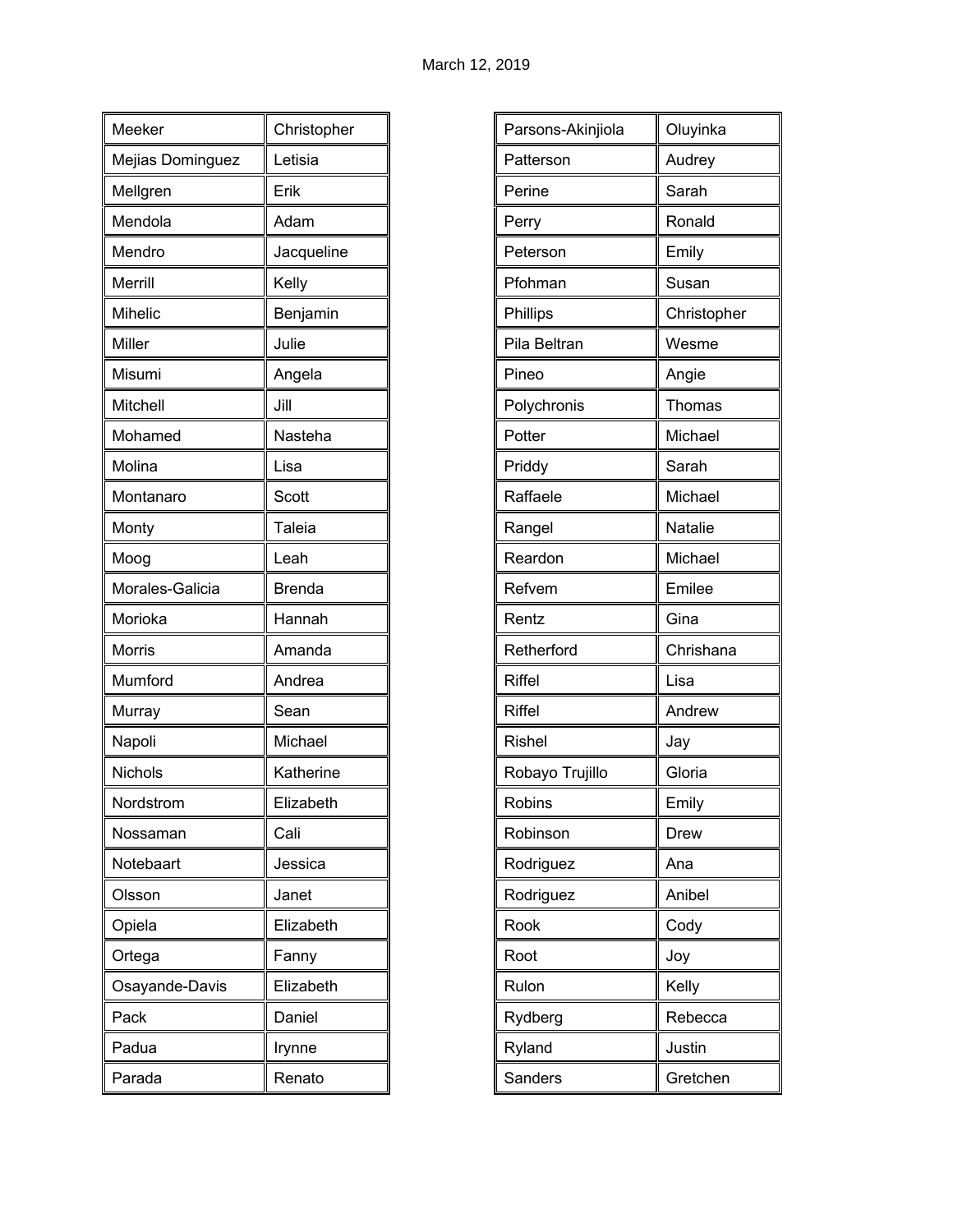March 12, 2019

| Meeker | Christopher |
|---|---|
| Mejias Dominguez | Letisia |
| Mellgren | Erik |
| Mendola | Adam |
| Mendro | Jacqueline |
| Merrill | Kelly |
| Mihelic | Benjamin |
| Miller | Julie |
| Misumi | Angela |
| Mitchell | Jill |
| Mohamed | Nasteha |
| Molina | Lisa |
| Montanaro | Scott |
| Monty | Taleia |
| Moog | Leah |
| Morales-Galicia | Brenda |
| Morioka | Hannah |
| Morris | Amanda |
| Mumford | Andrea |
| Murray | Sean |
| Napoli | Michael |
| Nichols | Katherine |
| Nordstrom | Elizabeth |
| Nossaman | Cali |
| Notebaart | Jessica |
| Olsson | Janet |
| Opiela | Elizabeth |
| Ortega | Fanny |
| Osayande-Davis | Elizabeth |
| Pack | Daniel |
| Padua | Irynne |
| Parada | Renato |

| Parsons-Akinjiola | Oluyinka |
|---|---|
| Patterson | Audrey |
| Perine | Sarah |
| Perry | Ronald |
| Peterson | Emily |
| Pfohman | Susan |
| Phillips | Christopher |
| Pila Beltran | Wesme |
| Pineo | Angie |
| Polychronis | Thomas |
| Potter | Michael |
| Priddy | Sarah |
| Raffaele | Michael |
| Rangel | Natalie |
| Reardon | Michael |
| Refvem | Emilee |
| Rentz | Gina |
| Retherford | Chrishana |
| Riffel | Lisa |
| Riffel | Andrew |
| Rishel | Jay |
| Robayo Trujillo | Gloria |
| Robins | Emily |
| Robinson | Drew |
| Rodriguez | Ana |
| Rodriguez | Anibel |
| Rook | Cody |
| Root | Joy |
| Rulon | Kelly |
| Rydberg | Rebecca |
| Ryland | Justin |
| Sanders | Gretchen |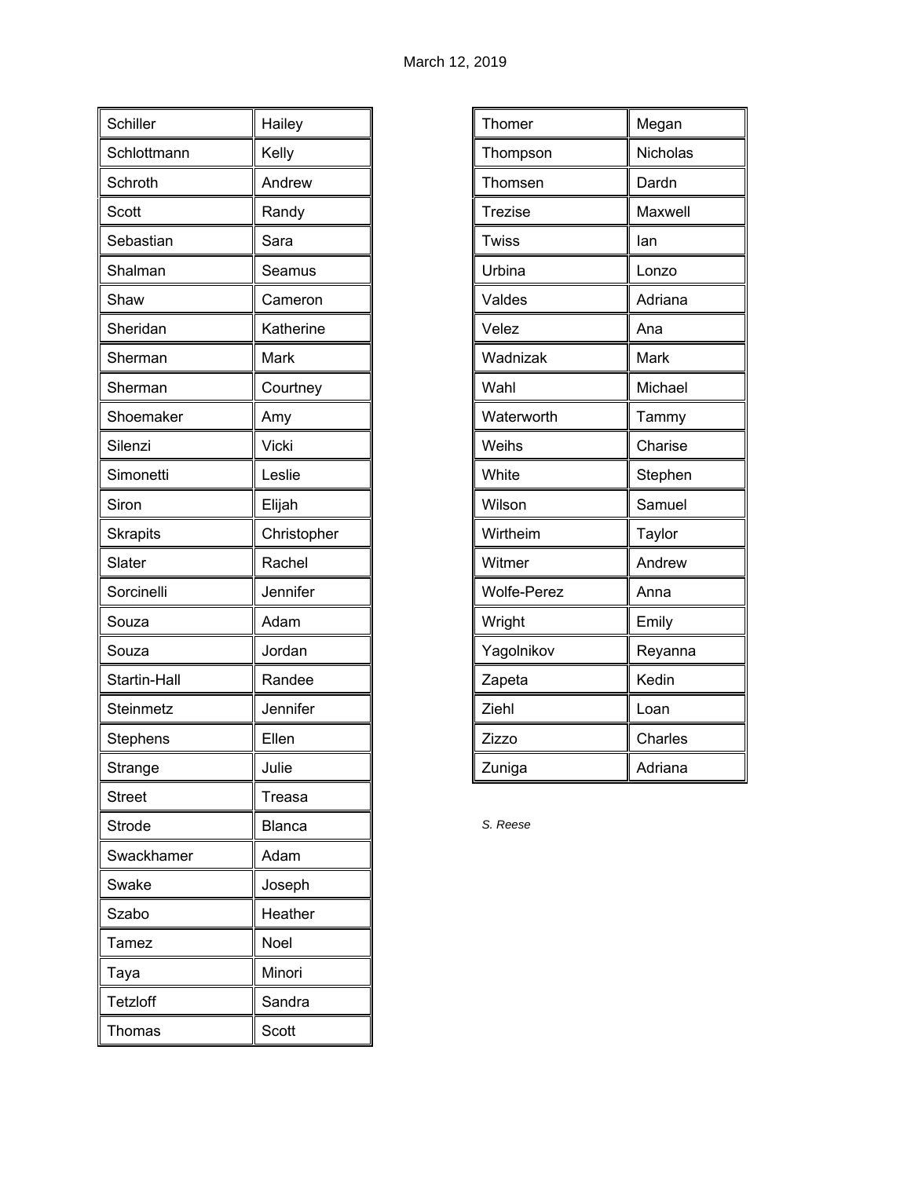March 12, 2019

| | |
|---|---|
| Schiller | Hailey |
| Schlottmann | Kelly |
| Schroth | Andrew |
| Scott | Randy |
| Sebastian | Sara |
| Shalman | Seamus |
| Shaw | Cameron |
| Sheridan | Katherine |
| Sherman | Mark |
| Sherman | Courtney |
| Shoemaker | Amy |
| Silenzi | Vicki |
| Simonetti | Leslie |
| Siron | Elijah |
| Skrapits | Christopher |
| Slater | Rachel |
| Sorcinelli | Jennifer |
| Souza | Adam |
| Souza | Jordan |
| Startin-Hall | Randee |
| Steinmetz | Jennifer |
| Stephens | Ellen |
| Strange | Julie |
| Street | Treasa |
| Strode | Blanca |
| Swackhamer | Adam |
| Swake | Joseph |
| Szabo | Heather |
| Tamez | Noel |
| Taya | Minori |
| Tetzloff | Sandra |
| Thomas | Scott |

| | |
|---|---|
| Thomer | Megan |
| Thompson | Nicholas |
| Thomsen | Dardn |
| Trezise | Maxwell |
| Twiss | Ian |
| Urbina | Lonzo |
| Valdes | Adriana |
| Velez | Ana |
| Wadnizak | Mark |
| Wahl | Michael |
| Waterworth | Tammy |
| Weihs | Charise |
| White | Stephen |
| Wilson | Samuel |
| Wirtheim | Taylor |
| Witmer | Andrew |
| Wolfe-Perez | Anna |
| Wright | Emily |
| Yagolnikov | Reyanna |
| Zapeta | Kedin |
| Ziehl | Loan |
| Zizzo | Charles |
| Zuniga | Adriana |

*S. Reese*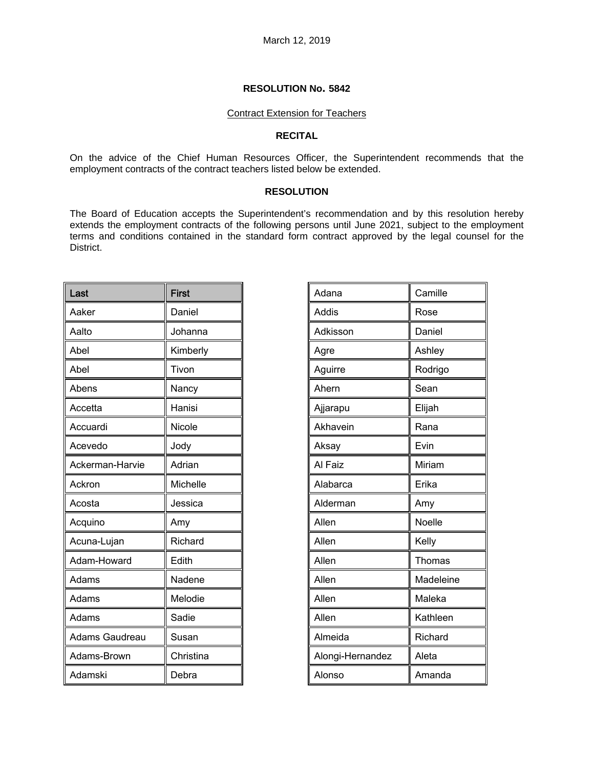March 12, 2019

**RESOLUTION No. 5842**

Contract Extension for Teachers

**RECITAL**

On the advice of the Chief Human Resources Officer, the Superintendent recommends that the employment contracts of the contract teachers listed below be extended.

**RESOLUTION**

The Board of Education accepts the Superintendent's recommendation and by this resolution hereby extends the employment contracts of the following persons until June 2021, subject to the employment terms and conditions contained in the standard form contract approved by the legal counsel for the District.

| Last | First |
|---|---|
| Aaker | Daniel |
| Aalto | Johanna |
| Abel | Kimberly |
| Abel | Tivon |
| Abens | Nancy |
| Accetta | Hanisi |
| Accuardi | Nicole |
| Acevedo | Jody |
| Ackerman-Harvie | Adrian |
| Ackron | Michelle |
| Acosta | Jessica |
| Acquino | Amy |
| Acuna-Lujan | Richard |
| Adam-Howard | Edith |
| Adams | Nadene |
| Adams | Melodie |
| Adams | Sadie |
| Adams Gaudreau | Susan |
| Adams-Brown | Christina |
| Adamski | Debra |
| Adana | Camille |
| Addis | Rose |
| Adkisson | Daniel |
| Agre | Ashley |
| Aguirre | Rodrigo |
| Ahern | Sean |
| Ajjarapu | Elijah |
| Akhavein | Rana |
| Aksay | Evin |
| Al Faiz | Miriam |
| Alabarca | Erika |
| Alderman | Amy |
| Allen | Noelle |
| Allen | Kelly |
| Allen | Thomas |
| Allen | Madeleine |
| Allen | Maleka |
| Allen | Kathleen |
| Almeida | Richard |
| Alongi-Hernandez | Aleta |
| Alonso | Amanda |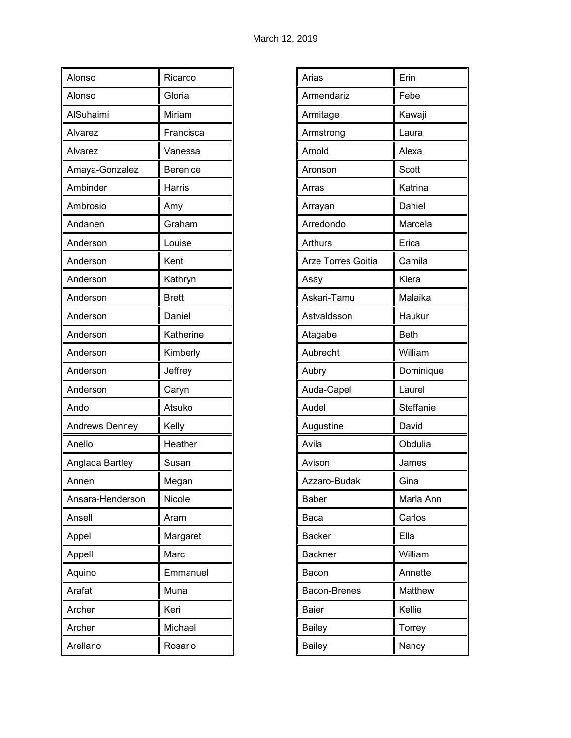March 12, 2019

| | |
|---|---|
| Alonso | Ricardo |
| Alonso | Gloria |
| AlSuhaimi | Miriam |
| Alvarez | Francisca |
| Alvarez | Vanessa |
| Amaya-Gonzalez | Berenice |
| Ambinder | Harris |
| Ambrosio | Amy |
| Andanen | Graham |
| Anderson | Louise |
| Anderson | Kent |
| Anderson | Kathryn |
| Anderson | Brett |
| Anderson | Daniel |
| Anderson | Katherine |
| Anderson | Kimberly |
| Anderson | Jeffrey |
| Anderson | Caryn |
| Ando | Atsuko |
| Andrews Denney | Kelly |
| Anello | Heather |
| Anglada Bartley | Susan |
| Annen | Megan |
| Ansara-Henderson | Nicole |
| Ansell | Aram |
| Appel | Margaret |
| Appell | Marc |
| Aquino | Emmanuel |
| Arafat | Muna |
| Archer | Keri |
| Archer | Michael |
| Arellano | Rosario |

| | |
|---|---|
| Arias | Erin |
| Armendariz | Febe |
| Armitage | Kawaji |
| Armstrong | Laura |
| Arnold | Alexa |
| Aronson | Scott |
| Arras | Katrina |
| Arrayan | Daniel |
| Arredondo | Marcela |
| Arthurs | Erica |
| Arze Torres Goitia | Camila |
| Asay | Kiera |
| Askari-Tamu | Malaika |
| Astvaldsson | Haukur |
| Atagabe | Beth |
| Aubrecht | William |
| Aubry | Dominique |
| Auda-Capel | Laurel |
| Audel | Steffanie |
| Augustine | David |
| Avila | Obdulia |
| Avison | James |
| Azzaro-Budak | Gina |
| Baber | Marla Ann |
| Baca | Carlos |
| Backer | Ella |
| Backner | William |
| Bacon | Annette |
| Bacon-Brenes | Matthew |
| Baier | Kellie |
| Bailey | Torrey |
| Bailey | Nancy |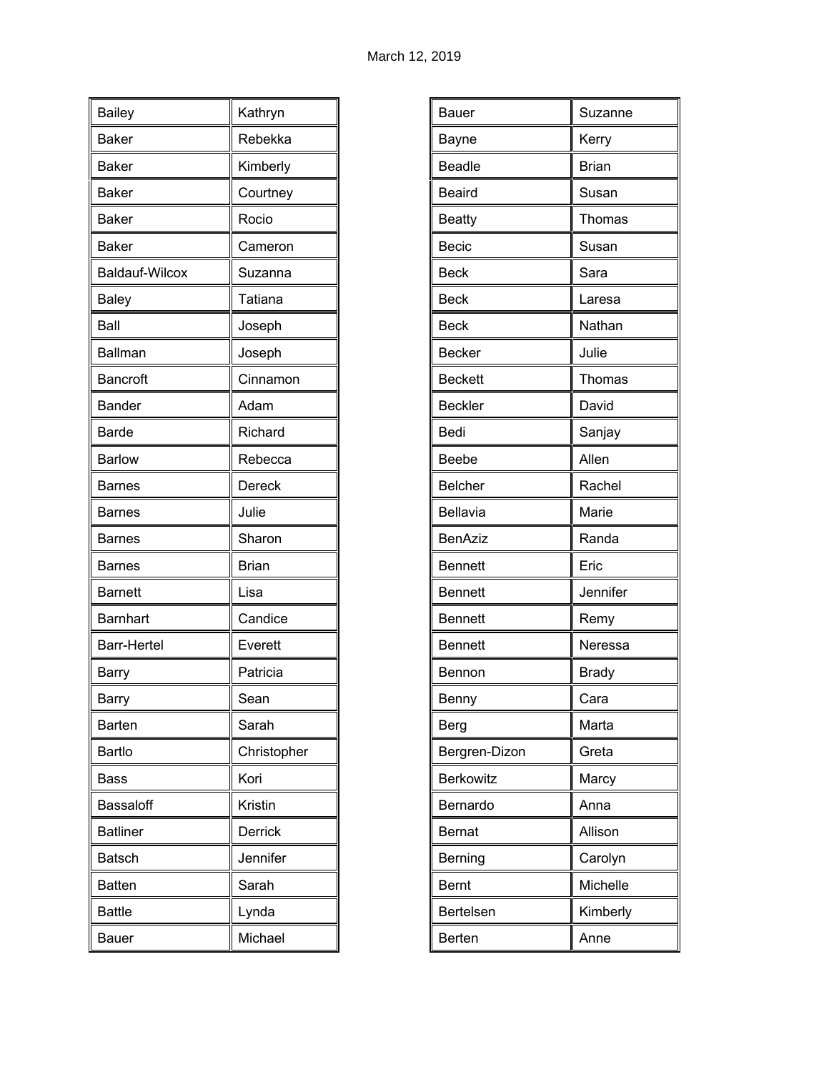March 12, 2019

| | |
|---|---|
| Bailey | Kathryn |
| Baker | Rebekka |
| Baker | Kimberly |
| Baker | Courtney |
| Baker | Rocio |
| Baker | Cameron |
| Baldauf-Wilcox | Suzanna |
| Baley | Tatiana |
| Ball | Joseph |
| Ballman | Joseph |
| Bancroft | Cinnamon |
| Bander | Adam |
| Barde | Richard |
| Barlow | Rebecca |
| Barnes | Dereck |
| Barnes | Julie |
| Barnes | Sharon |
| Barnes | Brian |
| Barnett | Lisa |
| Barnhart | Candice |
| Barr-Hertel | Everett |
| Barry | Patricia |
| Barry | Sean |
| Barten | Sarah |
| Bartlo | Christopher |
| Bass | Kori |
| Bassaloff | Kristin |
| Batliner | Derrick |
| Batsch | Jennifer |
| Batten | Sarah |
| Battle | Lynda |
| Bauer | Michael |

| | |
|---|---|
| Bauer | Suzanne |
| Bayne | Kerry |
| Beadle | Brian |
| Beaird | Susan |
| Beatty | Thomas |
| Becic | Susan |
| Beck | Sara |
| Beck | Laresa |
| Beck | Nathan |
| Becker | Julie |
| Beckett | Thomas |
| Beckler | David |
| Bedi | Sanjay |
| Beebe | Allen |
| Belcher | Rachel |
| Bellavia | Marie |
| BenAziz | Randa |
| Bennett | Eric |
| Bennett | Jennifer |
| Bennett | Remy |
| Bennett | Neressa |
| Bennon | Brady |
| Benny | Cara |
| Berg | Marta |
| Bergren-Dizon | Greta |
| Berkowitz | Marcy |
| Bernardo | Anna |
| Bernat | Allison |
| Berning | Carolyn |
| Bernt | Michelle |
| Bertelsen | Kimberly |
| Berten | Anne |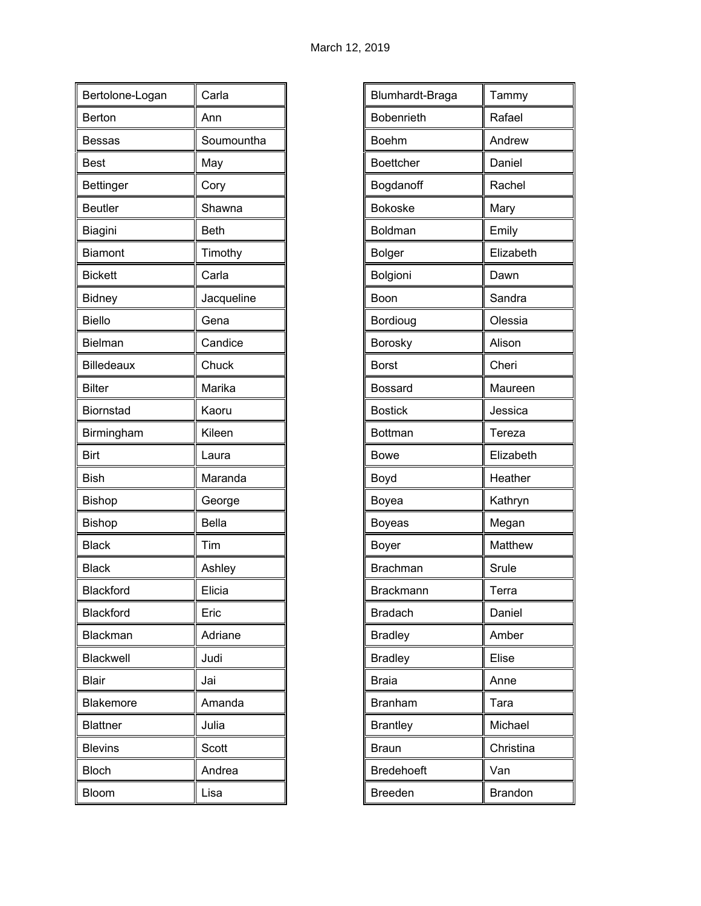March 12, 2019

| Bertolone-Logan | Carla |
|---|---|
| Berton | Ann |
| Bessas | Soumountha |
| Best | May |
| Bettinger | Cory |
| Beutler | Shawna |
| Biagini | Beth |
| Biamont | Timothy |
| Bickett | Carla |
| Bidney | Jacqueline |
| Biello | Gena |
| Bielman | Candice |
| Billedeaux | Chuck |
| Bilter | Marika |
| Biornstad | Kaoru |
| Birmingham | Kileen |
| Birt | Laura |
| Bish | Maranda |
| Bishop | George |
| Bishop | Bella |
| Black | Tim |
| Black | Ashley |
| Blackford | Elicia |
| Blackford | Eric |
| Blackman | Adriane |
| Blackwell | Judi |
| Blair | Jai |
| Blakemore | Amanda |
| Blattner | Julia |
| Blevins | Scott |
| Bloch | Andrea |
| Bloom | Lisa |

| Blumhardt-Braga | Tammy |
|---|---|
| Bobenrieth | Rafael |
| Boehm | Andrew |
| Boettcher | Daniel |
| Bogdanoff | Rachel |
| Bokoske | Mary |
| Boldman | Emily |
| Bolger | Elizabeth |
| Bolgioni | Dawn |
| Boon | Sandra |
| Bordioug | Olessia |
| Borosky | Alison |
| Borst | Cheri |
| Bossard | Maureen |
| Bostick | Jessica |
| Bottman | Tereza |
| Bowe | Elizabeth |
| Boyd | Heather |
| Boyea | Kathryn |
| Boyeas | Megan |
| Boyer | Matthew |
| Brachman | Srule |
| Brackmann | Terra |
| Bradach | Daniel |
| Bradley | Amber |
| Bradley | Elise |
| Braia | Anne |
| Branham | Tara |
| Brantley | Michael |
| Braun | Christina |
| Bredehoeft | Van |
| Breeden | Brandon |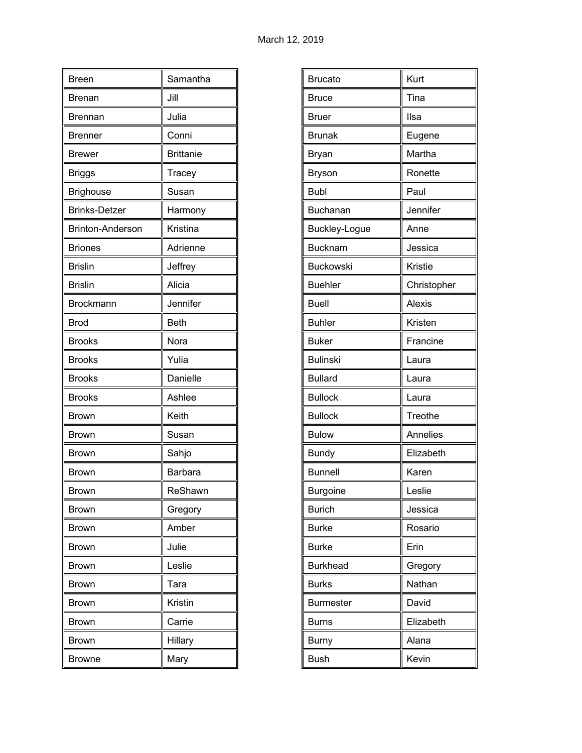March 12, 2019

| Breen | Samantha |
|---|---|
| Brenan | Jill |
| Brennan | Julia |
| Brenner | Conni |
| Brewer | Brittanie |
| Briggs | Tracey |
| Brighouse | Susan |
| Brinks-Detzer | Harmony |
| Brinton-Anderson | Kristina |
| Briones | Adrienne |
| Brislin | Jeffrey |
| Brislin | Alicia |
| Brockmann | Jennifer |
| Brod | Beth |
| Brooks | Nora |
| Brooks | Yulia |
| Brooks | Danielle |
| Brooks | Ashlee |
| Brown | Keith |
| Brown | Susan |
| Brown | Sahjo |
| Brown | Barbara |
| Brown | ReShawn |
| Brown | Gregory |
| Brown | Amber |
| Brown | Julie |
| Brown | Leslie |
| Brown | Tara |
| Brown | Kristin |
| Brown | Carrie |
| Brown | Hillary |
| Browne | Mary |

| Brucato | Kurt |
|---|---|
| Bruce | Tina |
| Bruer | Ilsa |
| Brunak | Eugene |
| Bryan | Martha |
| Bryson | Ronette |
| Bubl | Paul |
| Buchanan | Jennifer |
| Buckley-Logue | Anne |
| Bucknam | Jessica |
| Buckowski | Kristie |
| Buehler | Christopher |
| Buell | Alexis |
| Buhler | Kristen |
| Buker | Francine |
| Bulinski | Laura |
| Bullard | Laura |
| Bullock | Laura |
| Bullock | Treothe |
| Bulow | Annelies |
| Bundy | Elizabeth |
| Bunnell | Karen |
| Burgoine | Leslie |
| Burich | Jessica |
| Burke | Rosario |
| Burke | Erin |
| Burkhead | Gregory |
| Burks | Nathan |
| Burmester | David |
| Burns | Elizabeth |
| Burny | Alana |
| Bush | Kevin |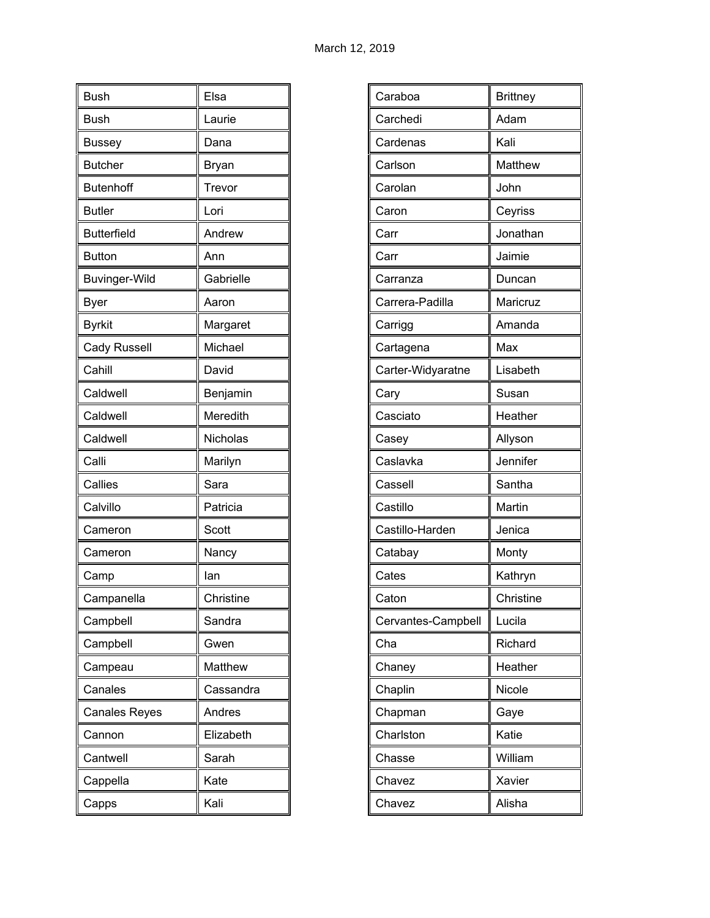| Bush | Elsa |
|---|---|
| Bush | Laurie |
| Bussey | Dana |
| Butcher | Bryan |
| Butenhoff | Trevor |
| Butler | Lori |
| Butterfield | Andrew |
| Button | Ann |
| Buvinger-Wild | Gabrielle |
| Byer | Aaron |
| Byrkit | Margaret |
| Cady Russell | Michael |
| Cahill | David |
| Caldwell | Benjamin |
| Caldwell | Meredith |
| Caldwell | Nicholas |
| Calli | Marilyn |
| Callies | Sara |
| Calvillo | Patricia |
| Cameron | Scott |
| Cameron | Nancy |
| Camp | Ian |
| Campanella | Christine |
| Campbell | Sandra |
| Campbell | Gwen |
| Campeau | Matthew |
| Canales | Cassandra |
| Canales Reyes | Andres |
| Cannon | Elizabeth |
| Cantwell | Sarah |
| Cappella | Kate |
| Capps | Kali |

| Caraboa | Brittney |
|---|---|
| Carchedi | Adam |
| Cardenas | Kali |
| Carlson | Matthew |
| Carolan | John |
| Caron | Ceyriss |
| Carr | Jonathan |
| Carr | Jaimie |
| Carranza | Duncan |
| Carrera-Padilla | Maricruz |
| Carrigg | Amanda |
| Cartagena | Max |
| Carter-Widyaratne | Lisabeth |
| Cary | Susan |
| Casciato | Heather |
| Casey | Allyson |
| Caslavka | Jennifer |
| Cassell | Santha |
| Castillo | Martin |
| Castillo-Harden | Jenica |
| Catabay | Monty |
| Cates | Kathryn |
| Caton | Christine |
| Cervantes-Campbell | Lucila |
| Cha | Richard |
| Chaney | Heather |
| Chaplin | Nicole |
| Chapman | Gaye |
| Charlston | Katie |
| Chasse | William |
| Chavez | Xavier |
| Chavez | Alisha |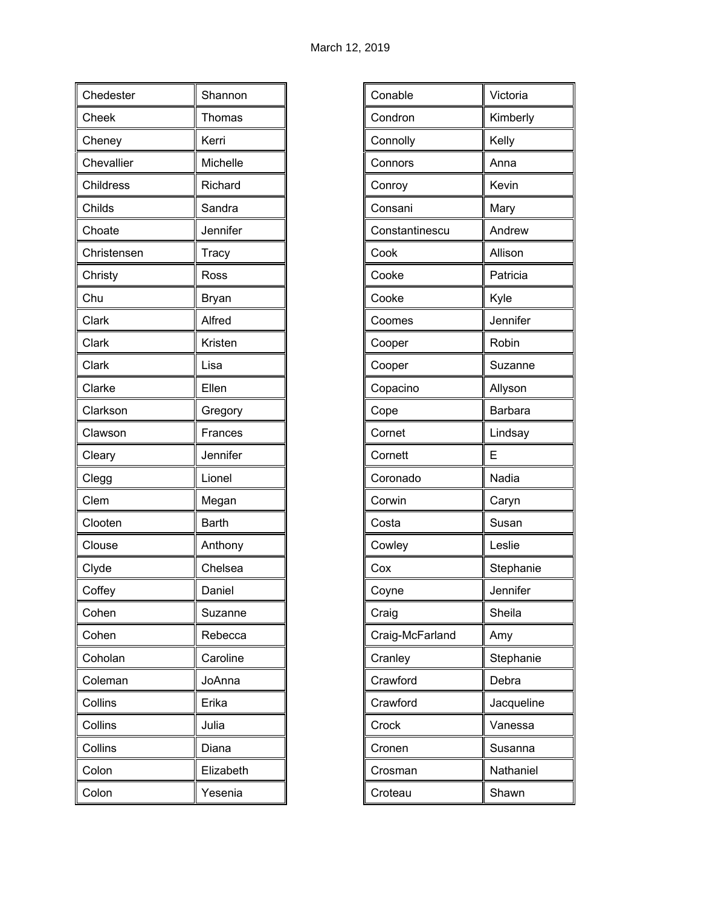March 12, 2019

| | |
|---|---|
| Chedester | Shannon |
| Cheek | Thomas |
| Cheney | Kerri |
| Chevallier | Michelle |
| Childress | Richard |
| Childs | Sandra |
| Choate | Jennifer |
| Christensen | Tracy |
| Christy | Ross |
| Chu | Bryan |
| Clark | Alfred |
| Clark | Kristen |
| Clark | Lisa |
| Clarke | Ellen |
| Clarkson | Gregory |
| Clawson | Frances |
| Cleary | Jennifer |
| Clegg | Lionel |
| Clem | Megan |
| Clooten | Barth |
| Clouse | Anthony |
| Clyde | Chelsea |
| Coffey | Daniel |
| Cohen | Suzanne |
| Cohen | Rebecca |
| Coholan | Caroline |
| Coleman | JoAnna |
| Collins | Erika |
| Collins | Julia |
| Collins | Diana |
| Colon | Elizabeth |
| Colon | Yesenia |

| | |
|---|---|
| Conable | Victoria |
| Condron | Kimberly |
| Connolly | Kelly |
| Connors | Anna |
| Conroy | Kevin |
| Consani | Mary |
| Constantinescu | Andrew |
| Cook | Allison |
| Cooke | Patricia |
| Cooke | Kyle |
| Coomes | Jennifer |
| Cooper | Robin |
| Cooper | Suzanne |
| Copacino | Allyson |
| Cope | Barbara |
| Cornet | Lindsay |
| Cornett | E |
| Coronado | Nadia |
| Corwin | Caryn |
| Costa | Susan |
| Cowley | Leslie |
| Cox | Stephanie |
| Coyne | Jennifer |
| Craig | Sheila |
| Craig-McFarland | Amy |
| Cranley | Stephanie |
| Crawford | Debra |
| Crawford | Jacqueline |
| Crock | Vanessa |
| Cronen | Susanna |
| Crosman | Nathaniel |
| Croteau | Shawn |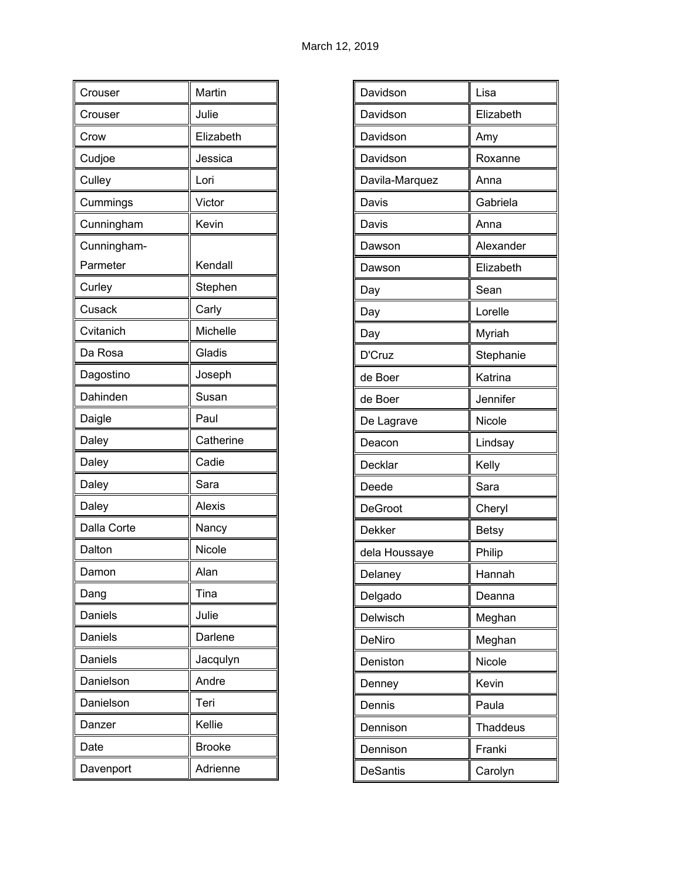March 12, 2019

| | |
|---|---|
| Crouser | Martin |
| Crouser | Julie |
| Crow | Elizabeth |
| Cudjoe | Jessica |
| Culley | Lori |
| Cummings | Victor |
| Cunningham | Kevin |
| Cunningham-Parmeter | Kendall |
| Curley | Stephen |
| Cusack | Carly |
| Cvitanich | Michelle |
| Da Rosa | Gladis |
| Dagostino | Joseph |
| Dahinden | Susan |
| Daigle | Paul |
| Daley | Catherine |
| Daley | Cadie |
| Daley | Sara |
| Daley | Alexis |
| Dalla Corte | Nancy |
| Dalton | Nicole |
| Damon | Alan |
| Dang | Tina |
| Daniels | Julie |
| Daniels | Darlene |
| Daniels | Jacqulyn |
| Danielson | Andre |
| Danielson | Teri |
| Danzer | Kellie |
| Date | Brooke |
| Davenport | Adrienne |
| Davidson | Lisa |
| Davidson | Elizabeth |
| Davidson | Amy |
| Davidson | Roxanne |
| Davila-Marquez | Anna |
| Davis | Gabriela |
| Davis | Anna |
| Dawson | Alexander |
| Dawson | Elizabeth |
| Day | Sean |
| Day | Lorelle |
| Day | Myriah |
| D'Cruz | Stephanie |
| de Boer | Katrina |
| de Boer | Jennifer |
| De Lagrave | Nicole |
| Deacon | Lindsay |
| Decklar | Kelly |
| Deede | Sara |
| DeGroot | Cheryl |
| Dekker | Betsy |
| dela Houssaye | Philip |
| Delaney | Hannah |
| Delgado | Deanna |
| Delwisch | Meghan |
| DeNiro | Meghan |
| Deniston | Nicole |
| Denney | Kevin |
| Dennis | Paula |
| Dennison | Thaddeus |
| Dennison | Franki |
| DeSantis | Carolyn |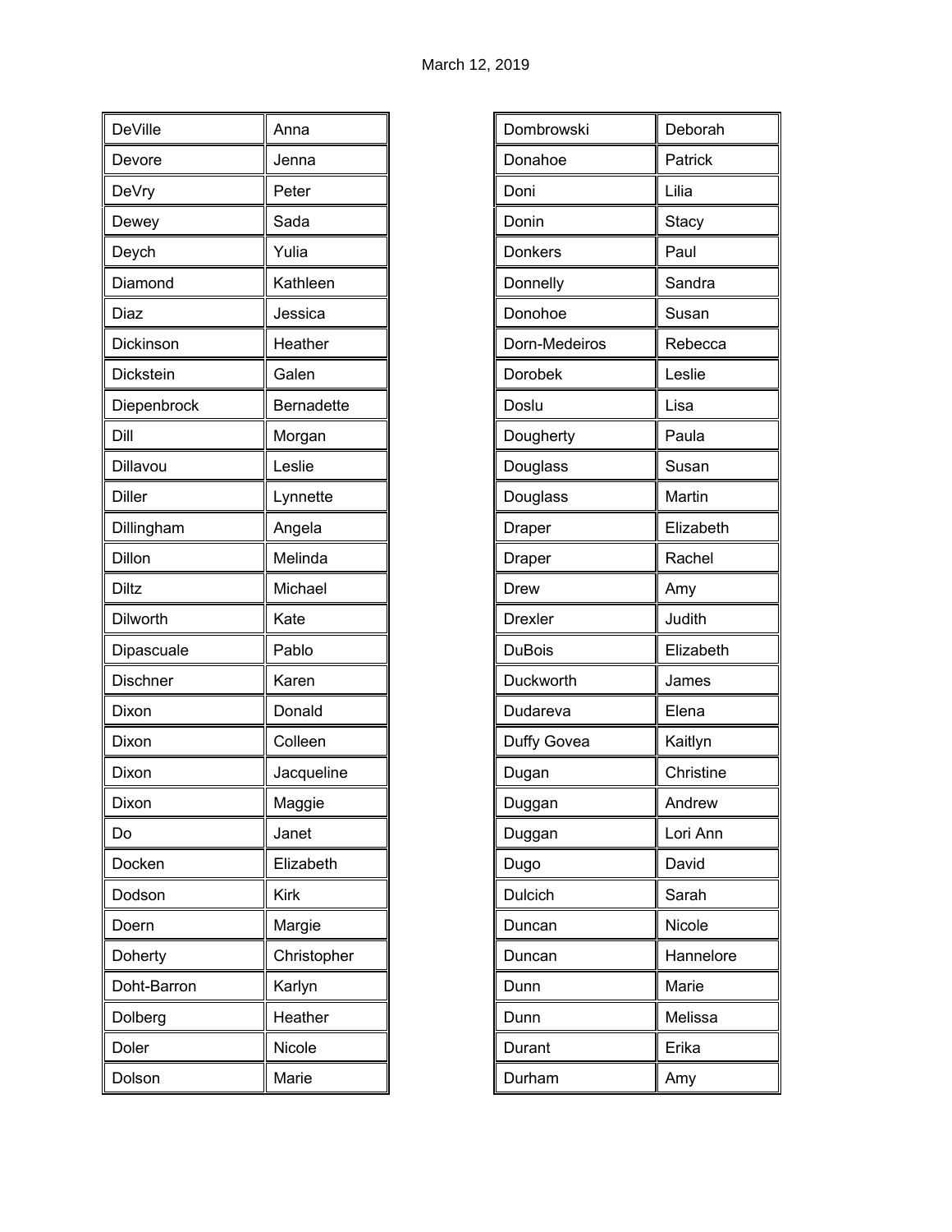March 12, 2019

| | |
|---|---|
| DeVille | Anna |
| Devore | Jenna |
| DeVry | Peter |
| Dewey | Sada |
| Deych | Yulia |
| Diamond | Kathleen |
| Diaz | Jessica |
| Dickinson | Heather |
| Dickstein | Galen |
| Diepenbrock | Bernadette |
| Dill | Morgan |
| Dillavou | Leslie |
| Diller | Lynnette |
| Dillingham | Angela |
| Dillon | Melinda |
| Diltz | Michael |
| Dilworth | Kate |
| Dipascuale | Pablo |
| Dischner | Karen |
| Dixon | Donald |
| Dixon | Colleen |
| Dixon | Jacqueline |
| Dixon | Maggie |
| Do | Janet |
| Docken | Elizabeth |
| Dodson | Kirk |
| Doern | Margie |
| Doherty | Christopher |
| Doht-Barron | Karlyn |
| Dolberg | Heather |
| Doler | Nicole |
| Dolson | Marie |

| | |
|---|---|
| Dombrowski | Deborah |
| Donahoe | Patrick |
| Doni | Lilia |
| Donin | Stacy |
| Donkers | Paul |
| Donnelly | Sandra |
| Donohoe | Susan |
| Dorn-Medeiros | Rebecca |
| Dorobek | Leslie |
| Doslu | Lisa |
| Dougherty | Paula |
| Douglass | Susan |
| Douglass | Martin |
| Draper | Elizabeth |
| Draper | Rachel |
| Drew | Amy |
| Drexler | Judith |
| DuBois | Elizabeth |
| Duckworth | James |
| Dudareva | Elena |
| Duffy Govea | Kaitlyn |
| Dugan | Christine |
| Duggan | Andrew |
| Duggan | Lori Ann |
| Dugo | David |
| Dulcich | Sarah |
| Duncan | Nicole |
| Duncan | Hannelore |
| Dunn | Marie |
| Dunn | Melissa |
| Durant | Erika |
| Durham | Amy |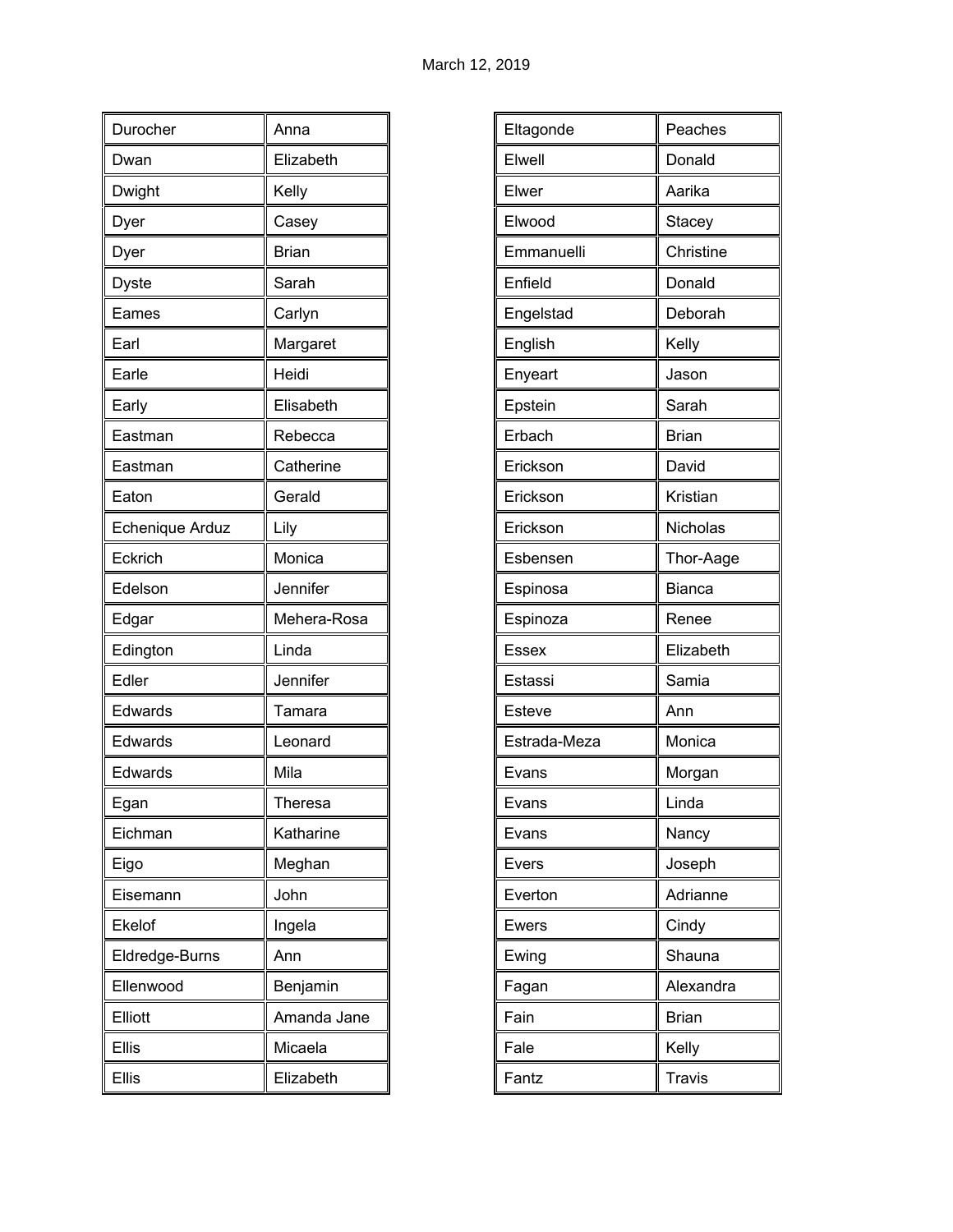| | |
|---|---|
| Durocher | Anna |
| Dwan | Elizabeth |
| Dwight | Kelly |
| Dyer | Casey |
| Dyer | Brian |
| Dyste | Sarah |
| Eames | Carlyn |
| Earl | Margaret |
| Earle | Heidi |
| Early | Elisabeth |
| Eastman | Rebecca |
| Eastman | Catherine |
| Eaton | Gerald |
| Echenique Arduz | Lily |
| Eckrich | Monica |
| Edelson | Jennifer |
| Edgar | Mehera-Rosa |
| Edington | Linda |
| Edler | Jennifer |
| Edwards | Tamara |
| Edwards | Leonard |
| Edwards | Mila |
| Egan | Theresa |
| Eichman | Katharine |
| Eigo | Meghan |
| Eisemann | John |
| Ekelof | Ingela |
| Eldredge-Burns | Ann |
| Ellenwood | Benjamin |
| Elliott | Amanda Jane |
| Ellis | Micaela |
| Ellis | Elizabeth |

| | |
|---|---|
| Eltagonde | Peaches |
| Elwell | Donald |
| Elwer | Aarika |
| Elwood | Stacey |
| Emmanuelli | Christine |
| Enfield | Donald |
| Engelstad | Deborah |
| English | Kelly |
| Enyeart | Jason |
| Epstein | Sarah |
| Erbach | Brian |
| Erickson | David |
| Erickson | Kristian |
| Erickson | Nicholas |
| Esbensen | Thor-Aage |
| Espinosa | Bianca |
| Espinoza | Renee |
| Essex | Elizabeth |
| Estassi | Samia |
| Esteve | Ann |
| Estrada-Meza | Monica |
| Evans | Morgan |
| Evans | Linda |
| Evans | Nancy |
| Evers | Joseph |
| Everton | Adrianne |
| Ewers | Cindy |
| Ewing | Shauna |
| Fagan | Alexandra |
| Fain | Brian |
| Fale | Kelly |
| Fantz | Travis |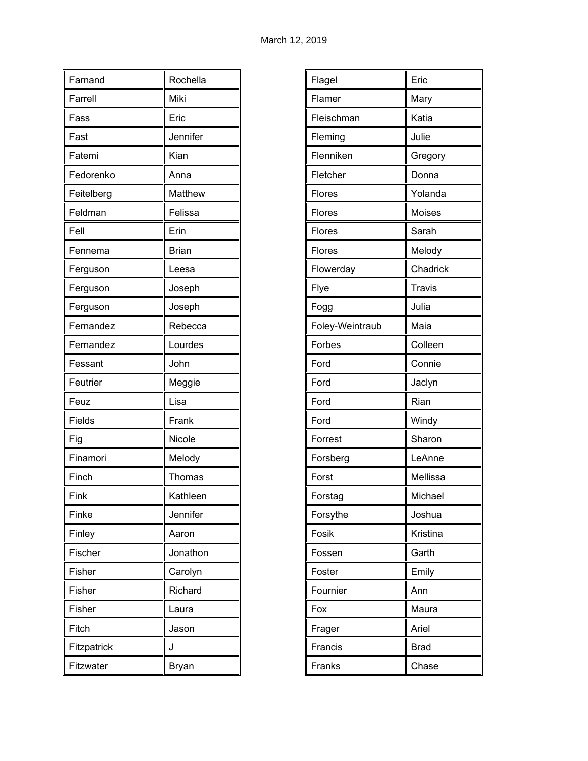March 12, 2019

| | |
|---|---|
| Farnand | Rochella |
| Farrell | Miki |
| Fass | Eric |
| Fast | Jennifer |
| Fatemi | Kian |
| Fedorenko | Anna |
| Feitelberg | Matthew |
| Feldman | Felissa |
| Fell | Erin |
| Fennema | Brian |
| Ferguson | Leesa |
| Ferguson | Joseph |
| Ferguson | Joseph |
| Fernandez | Rebecca |
| Fernandez | Lourdes |
| Fessant | John |
| Feutrier | Meggie |
| Feuz | Lisa |
| Fields | Frank |
| Fig | Nicole |
| Finamori | Melody |
| Finch | Thomas |
| Fink | Kathleen |
| Finke | Jennifer |
| Finley | Aaron |
| Fischer | Jonathon |
| Fisher | Carolyn |
| Fisher | Richard |
| Fisher | Laura |
| Fitch | Jason |
| Fitzpatrick | J |
| Fitzwater | Bryan |

| | |
|---|---|
| Flagel | Eric |
| Flamer | Mary |
| Fleischman | Katia |
| Fleming | Julie |
| Flenniken | Gregory |
| Fletcher | Donna |
| Flores | Yolanda |
| Flores | Moises |
| Flores | Sarah |
| Flores | Melody |
| Flowerday | Chadrick |
| Flye | Travis |
| Fogg | Julia |
| Foley-Weintraub | Maia |
| Forbes | Colleen |
| Ford | Connie |
| Ford | Jaclyn |
| Ford | Rian |
| Ford | Windy |
| Forrest | Sharon |
| Forsberg | LeAnne |
| Forst | Mellissa |
| Forstag | Michael |
| Forsythe | Joshua |
| Fosik | Kristina |
| Fossen | Garth |
| Foster | Emily |
| Fournier | Ann |
| Fox | Maura |
| Frager | Ariel |
| Francis | Brad |
| Franks | Chase |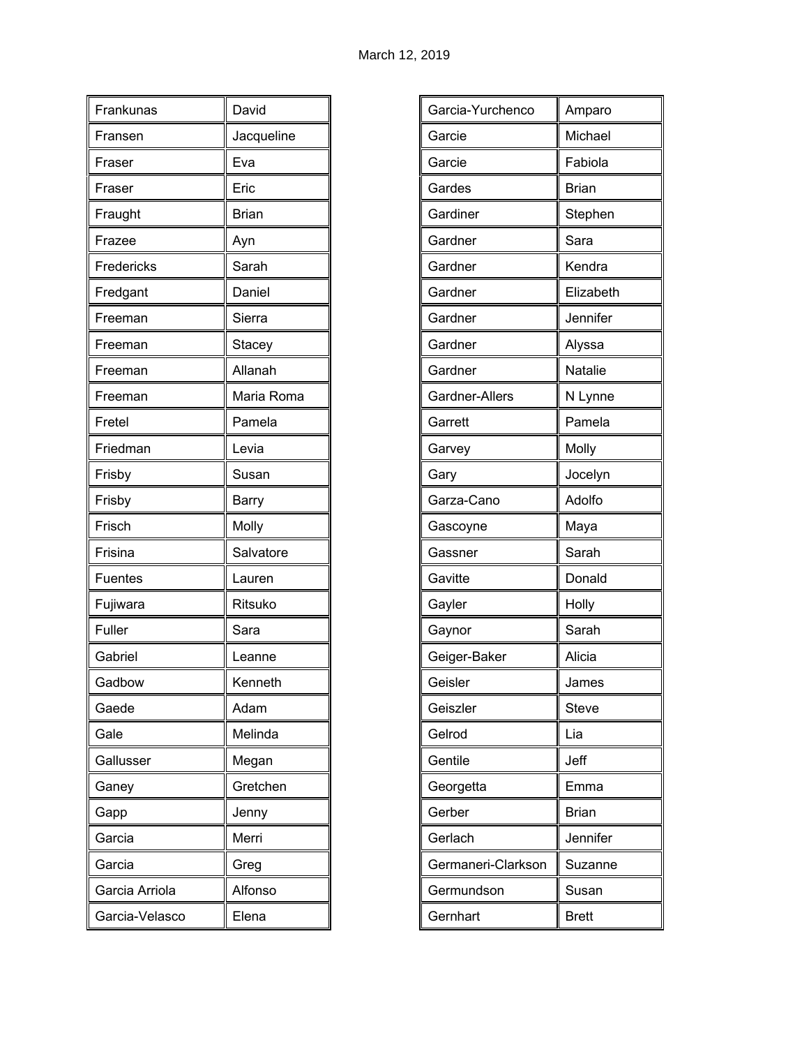March 12, 2019

| Frankunas | David |
|---|---|
| Fransen | Jacqueline |
| Fraser | Eva |
| Fraser | Eric |
| Fraught | Brian |
| Frazee | Ayn |
| Fredericks | Sarah |
| Fredgant | Daniel |
| Freeman | Sierra |
| Freeman | Stacey |
| Freeman | Allanah |
| Freeman | Maria Roma |
| Fretel | Pamela |
| Friedman | Levia |
| Frisby | Susan |
| Frisby | Barry |
| Frisch | Molly |
| Frisina | Salvatore |
| Fuentes | Lauren |
| Fujiwara | Ritsuko |
| Fuller | Sara |
| Gabriel | Leanne |
| Gadbow | Kenneth |
| Gaede | Adam |
| Gale | Melinda |
| Gallusser | Megan |
| Ganey | Gretchen |
| Gapp | Jenny |
| Garcia | Merri |
| Garcia | Greg |
| Garcia Arriola | Alfonso |
| Garcia-Velasco | Elena |

| Garcia-Yurchenco | Amparo |
|---|---|
| Garcie | Michael |
| Garcie | Fabiola |
| Gardes | Brian |
| Gardiner | Stephen |
| Gardner | Sara |
| Gardner | Kendra |
| Gardner | Elizabeth |
| Gardner | Jennifer |
| Gardner | Alyssa |
| Gardner | Natalie |
| Gardner-Allers | N Lynne |
| Garrett | Pamela |
| Garvey | Molly |
| Gary | Jocelyn |
| Garza-Cano | Adolfo |
| Gascoyne | Maya |
| Gassner | Sarah |
| Gavitte | Donald |
| Gayler | Holly |
| Gaynor | Sarah |
| Geiger-Baker | Alicia |
| Geisler | James |
| Geiszler | Steve |
| Gelrod | Lia |
| Gentile | Jeff |
| Georgetta | Emma |
| Gerber | Brian |
| Gerlach | Jennifer |
| Germaneri-Clarkson | Suzanne |
| Germundson | Susan |
| Gernhart | Brett |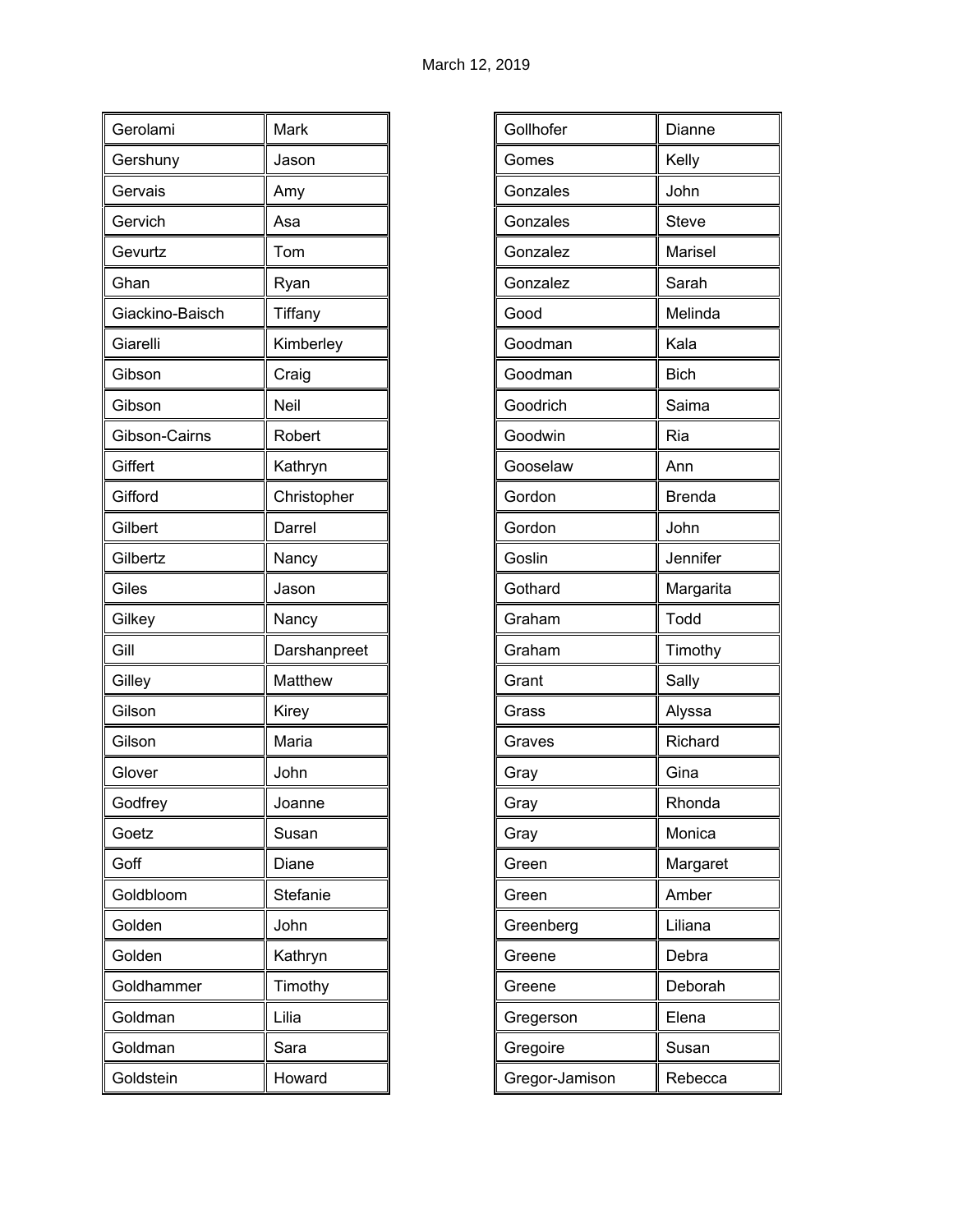March 12, 2019

| | |
|---|---|
| Gerolami | Mark |
| Gershuny | Jason |
| Gervais | Amy |
| Gervich | Asa |
| Gevurtz | Tom |
| Ghan | Ryan |
| Giackino-Baisch | Tiffany |
| Giarelli | Kimberley |
| Gibson | Craig |
| Gibson | Neil |
| Gibson-Cairns | Robert |
| Giffert | Kathryn |
| Gifford | Christopher |
| Gilbert | Darrel |
| Gilbertz | Nancy |
| Giles | Jason |
| Gilkey | Nancy |
| Gill | Darshanpreet |
| Gilley | Matthew |
| Gilson | Kirey |
| Gilson | Maria |
| Glover | John |
| Godfrey | Joanne |
| Goetz | Susan |
| Goff | Diane |
| Goldbloom | Stefanie |
| Golden | John |
| Golden | Kathryn |
| Goldhammer | Timothy |
| Goldman | Lilia |
| Goldman | Sara |
| Goldstein | Howard |

| | |
|---|---|
| Gollhofer | Dianne |
| Gomes | Kelly |
| Gonzales | John |
| Gonzales | Steve |
| Gonzalez | Marisel |
| Gonzalez | Sarah |
| Good | Melinda |
| Goodman | Kala |
| Goodman | Bich |
| Goodrich | Saima |
| Goodwin | Ria |
| Gooselaw | Ann |
| Gordon | Brenda |
| Gordon | John |
| Goslin | Jennifer |
| Gothard | Margarita |
| Graham | Todd |
| Graham | Timothy |
| Grant | Sally |
| Grass | Alyssa |
| Graves | Richard |
| Gray | Gina |
| Gray | Rhonda |
| Gray | Monica |
| Green | Margaret |
| Green | Amber |
| Greenberg | Liliana |
| Greene | Debra |
| Greene | Deborah |
| Gregerson | Elena |
| Gregoire | Susan |
| Gregor-Jamison | Rebecca |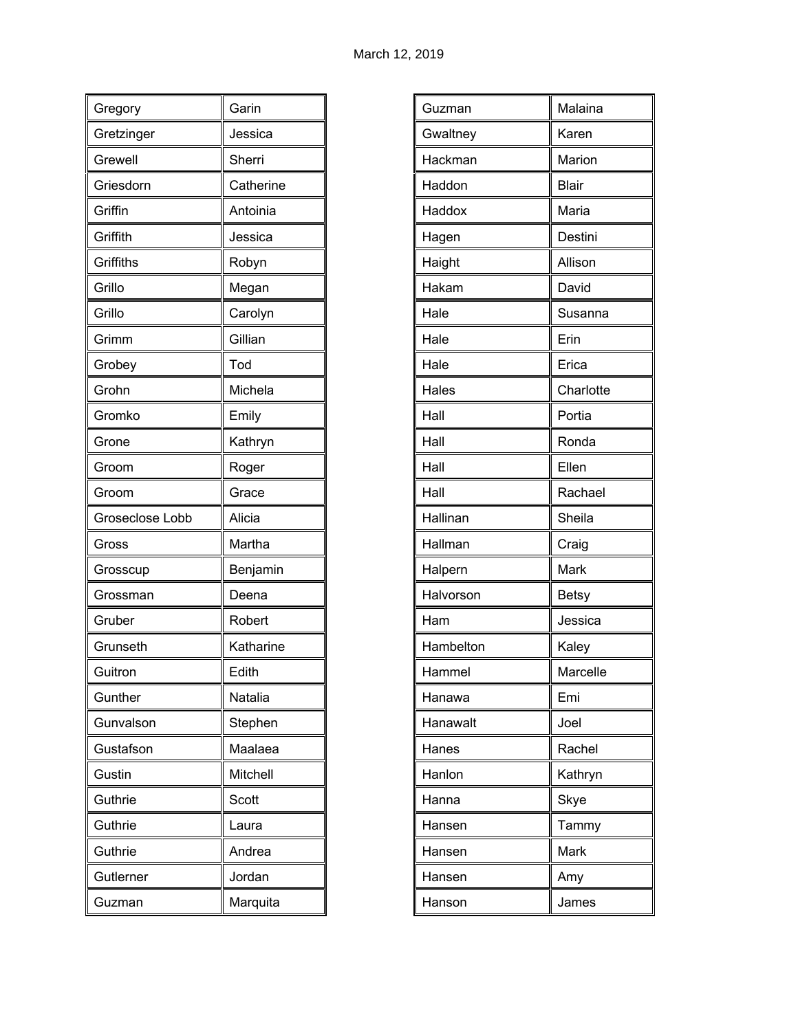March 12, 2019

| | |
|---|---|
| Gregory | Garin |
| Gretzinger | Jessica |
| Grewell | Sherri |
| Griesdorn | Catherine |
| Griffin | Antoinia |
| Griffith | Jessica |
| Griffiths | Robyn |
| Grillo | Megan |
| Grillo | Carolyn |
| Grimm | Gillian |
| Grobey | Tod |
| Grohn | Michela |
| Gromko | Emily |
| Grone | Kathryn |
| Groom | Roger |
| Groom | Grace |
| Groseclose Lobb | Alicia |
| Gross | Martha |
| Grosscup | Benjamin |
| Grossman | Deena |
| Gruber | Robert |
| Grunseth | Katharine |
| Guitron | Edith |
| Gunther | Natalia |
| Gunvalson | Stephen |
| Gustafson | Maalaea |
| Gustin | Mitchell |
| Guthrie | Scott |
| Guthrie | Laura |
| Guthrie | Andrea |
| Gutlerner | Jordan |
| Guzman | Marquita |

| | |
|---|---|
| Guzman | Malaina |
| Gwaltney | Karen |
| Hackman | Marion |
| Haddon | Blair |
| Haddox | Maria |
| Hagen | Destini |
| Haight | Allison |
| Hakam | David |
| Hale | Susanna |
| Hale | Erin |
| Hale | Erica |
| Hales | Charlotte |
| Hall | Portia |
| Hall | Ronda |
| Hall | Ellen |
| Hall | Rachael |
| Hallinan | Sheila |
| Hallman | Craig |
| Halpern | Mark |
| Halvorson | Betsy |
| Ham | Jessica |
| Hambelton | Kaley |
| Hammel | Marcelle |
| Hanawa | Emi |
| Hanawalt | Joel |
| Hanes | Rachel |
| Hanlon | Kathryn |
| Hanna | Skye |
| Hansen | Tammy |
| Hansen | Mark |
| Hansen | Amy |
| Hanson | James |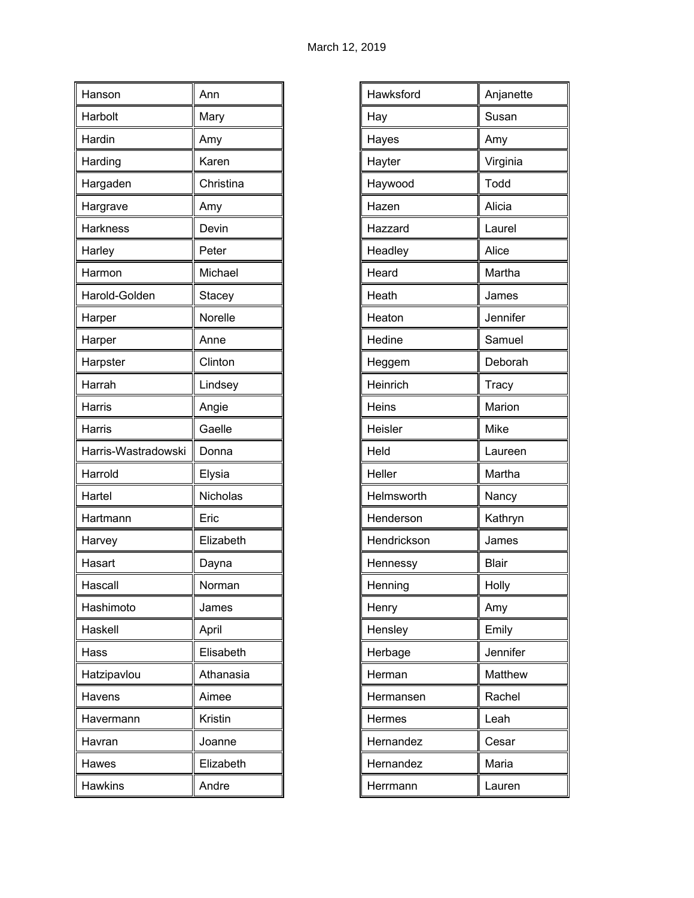March 12, 2019

| Hanson | Ann |
|---|---|
| Harbolt | Mary |
| Hardin | Amy |
| Harding | Karen |
| Hargaden | Christina |
| Hargrave | Amy |
| Harkness | Devin |
| Harley | Peter |
| Harmon | Michael |
| Harold-Golden | Stacey |
| Harper | Norelle |
| Harper | Anne |
| Harpster | Clinton |
| Harrah | Lindsey |
| Harris | Angie |
| Harris | Gaelle |
| Harris-Wastradowski | Donna |
| Harrold | Elysia |
| Hartel | Nicholas |
| Hartmann | Eric |
| Harvey | Elizabeth |
| Hasart | Dayna |
| Hascall | Norman |
| Hashimoto | James |
| Haskell | April |
| Hass | Elisabeth |
| Hatzipavlou | Athanasia |
| Havens | Aimee |
| Havermann | Kristin |
| Havran | Joanne |
| Hawes | Elizabeth |
| Hawkins | Andre |

| Hawksford | Anjanette |
|---|---|
| Hay | Susan |
| Hayes | Amy |
| Hayter | Virginia |
| Haywood | Todd |
| Hazen | Alicia |
| Hazzard | Laurel |
| Headley | Alice |
| Heard | Martha |
| Heath | James |
| Heaton | Jennifer |
| Hedine | Samuel |
| Heggem | Deborah |
| Heinrich | Tracy |
| Heins | Marion |
| Heisler | Mike |
| Held | Laureen |
| Heller | Martha |
| Helmsworth | Nancy |
| Henderson | Kathryn |
| Hendrickson | James |
| Hennessy | Blair |
| Henning | Holly |
| Henry | Amy |
| Hensley | Emily |
| Herbage | Jennifer |
| Herman | Matthew |
| Hermansen | Rachel |
| Hermes | Leah |
| Hernandez | Cesar |
| Hernandez | Maria |
| Herrmann | Lauren |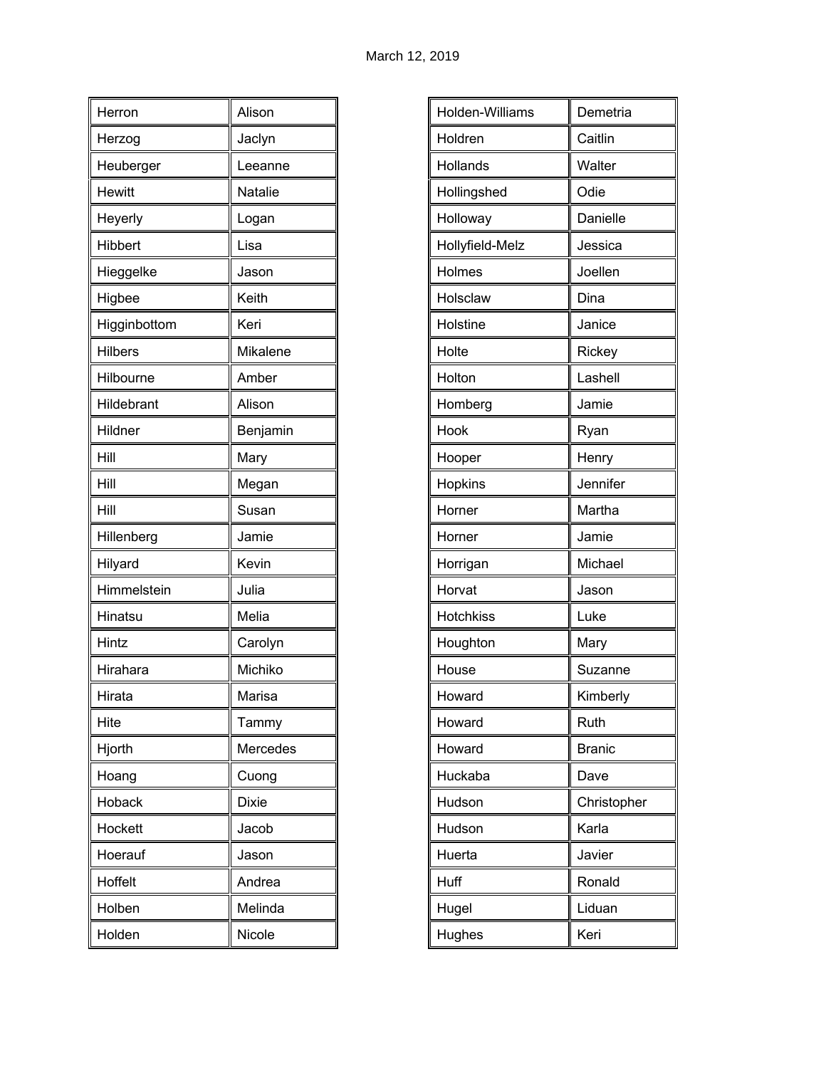March 12, 2019

| | |
|---|---|
| Herron | Alison |
| Herzog | Jaclyn |
| Heuberger | Leeanne |
| Hewitt | Natalie |
| Heyerly | Logan |
| Hibbert | Lisa |
| Hieggelke | Jason |
| Higbee | Keith |
| Higginbottom | Keri |
| Hilbers | Mikalene |
| Hilbourne | Amber |
| Hildebrant | Alison |
| Hildner | Benjamin |
| Hill | Mary |
| Hill | Megan |
| Hill | Susan |
| Hillenberg | Jamie |
| Hilyard | Kevin |
| Himmelstein | Julia |
| Hinatsu | Melia |
| Hintz | Carolyn |
| Hirahara | Michiko |
| Hirata | Marisa |
| Hite | Tammy |
| Hjorth | Mercedes |
| Hoang | Cuong |
| Hoback | Dixie |
| Hockett | Jacob |
| Hoerauf | Jason |
| Hoffelt | Andrea |
| Holben | Melinda |
| Holden | Nicole |

| | |
|---|---|
| Holden-Williams | Demetria |
| Holdren | Caitlin |
| Hollands | Walter |
| Hollingshed | Odie |
| Holloway | Danielle |
| Hollyfield-Melz | Jessica |
| Holmes | Joellen |
| Holsclaw | Dina |
| Holstine | Janice |
| Holte | Rickey |
| Holton | Lashell |
| Homberg | Jamie |
| Hook | Ryan |
| Hooper | Henry |
| Hopkins | Jennifer |
| Horner | Martha |
| Horner | Jamie |
| Horrigan | Michael |
| Horvat | Jason |
| Hotchkiss | Luke |
| Houghton | Mary |
| House | Suzanne |
| Howard | Kimberly |
| Howard | Ruth |
| Howard | Branic |
| Huckaba | Dave |
| Hudson | Christopher |
| Hudson | Karla |
| Huerta | Javier |
| Huff | Ronald |
| Hugel | Liduan |
| Hughes | Keri |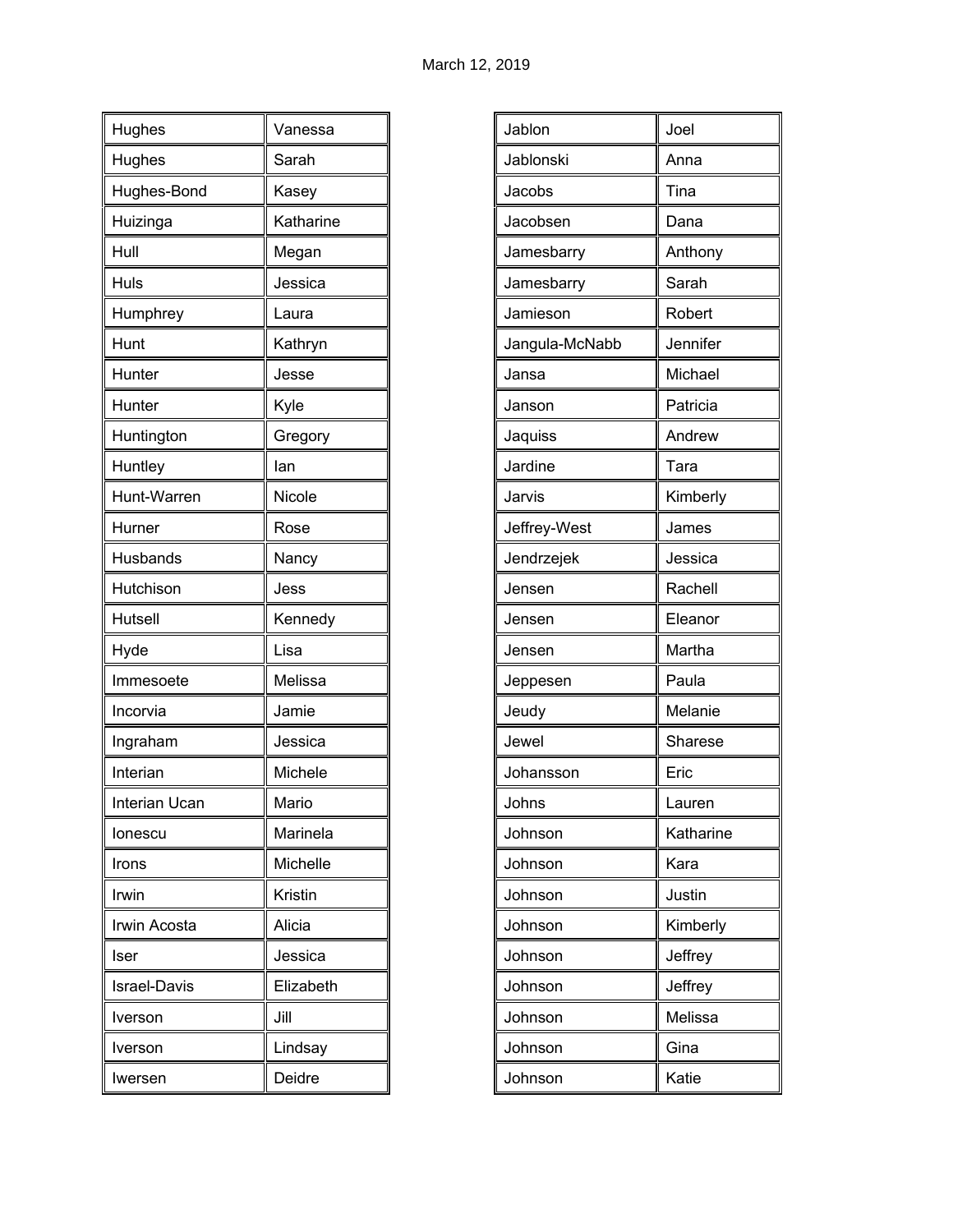| Hughes | Vanessa |
|---|---|
| Hughes | Sarah |
| Hughes-Bond | Kasey |
| Huizinga | Katharine |
| Hull | Megan |
| Huls | Jessica |
| Humphrey | Laura |
| Hunt | Kathryn |
| Hunter | Jesse |
| Hunter | Kyle |
| Huntington | Gregory |
| Huntley | Ian |
| Hunt-Warren | Nicole |
| Hurner | Rose |
| Husbands | Nancy |
| Hutchison | Jess |
| Hutsell | Kennedy |
| Hyde | Lisa |
| Immesoete | Melissa |
| Incorvia | Jamie |
| Ingraham | Jessica |
| Interian | Michele |
| Interian Ucan | Mario |
| Ionescu | Marinela |
| Irons | Michelle |
| Irwin | Kristin |
| Irwin Acosta | Alicia |
| Iser | Jessica |
| Israel-Davis | Elizabeth |
| Iverson | Jill |
| Iverson | Lindsay |
| Iwersen | Deidre |

| Jablon | Joel |
|---|---|
| Jablonski | Anna |
| Jacobs | Tina |
| Jacobsen | Dana |
| Jamesbarry | Anthony |
| Jamesbarry | Sarah |
| Jamieson | Robert |
| Jangula-McNabb | Jennifer |
| Jansa | Michael |
| Janson | Patricia |
| Jaquiss | Andrew |
| Jardine | Tara |
| Jarvis | Kimberly |
| Jeffrey-West | James |
| Jendrzejek | Jessica |
| Jensen | Rachell |
| Jensen | Eleanor |
| Jensen | Martha |
| Jeppesen | Paula |
| Jeudy | Melanie |
| Jewel | Sharese |
| Johansson | Eric |
| Johns | Lauren |
| Johnson | Katharine |
| Johnson | Kara |
| Johnson | Justin |
| Johnson | Kimberly |
| Johnson | Jeffrey |
| Johnson | Jeffrey |
| Johnson | Melissa |
| Johnson | Gina |
| Johnson | Katie |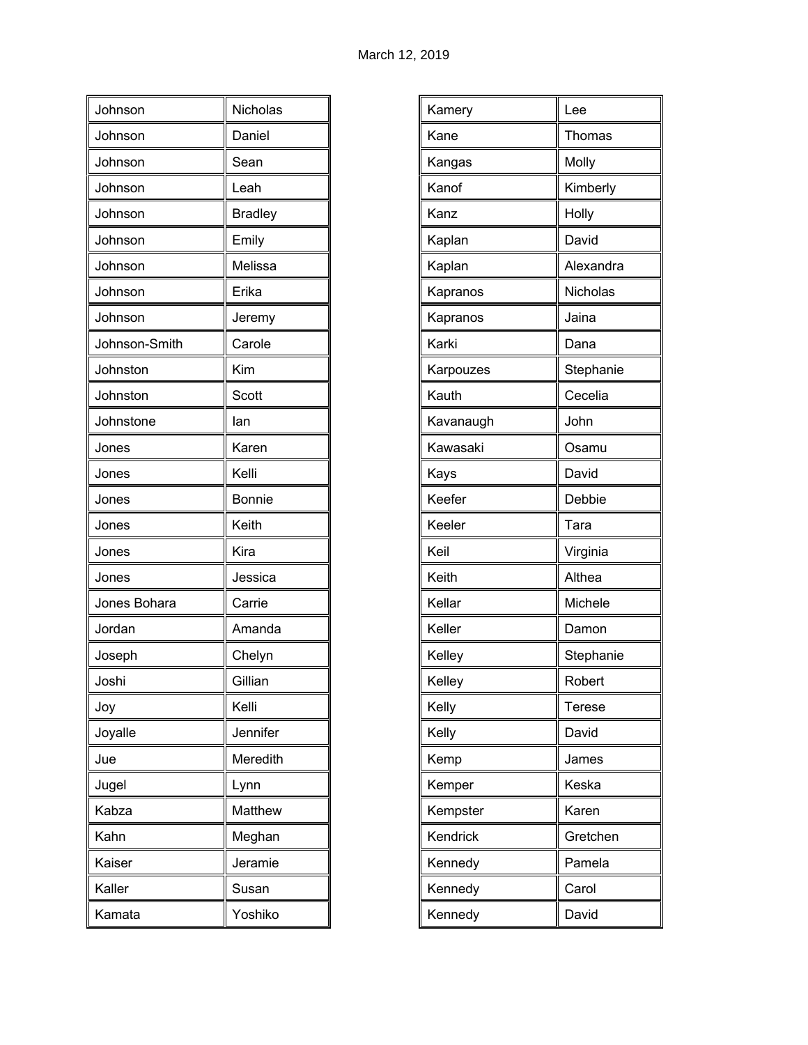March 12, 2019

| | |
|---|---|
| Johnson | Nicholas |
| Johnson | Daniel |
| Johnson | Sean |
| Johnson | Leah |
| Johnson | Bradley |
| Johnson | Emily |
| Johnson | Melissa |
| Johnson | Erika |
| Johnson | Jeremy |
| Johnson-Smith | Carole |
| Johnston | Kim |
| Johnston | Scott |
| Johnstone | Ian |
| Jones | Karen |
| Jones | Kelli |
| Jones | Bonnie |
| Jones | Keith |
| Jones | Kira |
| Jones | Jessica |
| Jones Bohara | Carrie |
| Jordan | Amanda |
| Joseph | Chelyn |
| Joshi | Gillian |
| Joy | Kelli |
| Joyalle | Jennifer |
| Jue | Meredith |
| Jugel | Lynn |
| Kabza | Matthew |
| Kahn | Meghan |
| Kaiser | Jeramie |
| Kaller | Susan |
| Kamata | Yoshiko |

| | |
|---|---|
| Kamery | Lee |
| Kane | Thomas |
| Kangas | Molly |
| Kanof | Kimberly |
| Kanz | Holly |
| Kaplan | David |
| Kaplan | Alexandra |
| Kapranos | Nicholas |
| Kapranos | Jaina |
| Karki | Dana |
| Karpouzes | Stephanie |
| Kauth | Cecelia |
| Kavanaugh | John |
| Kawasaki | Osamu |
| Kays | David |
| Keefer | Debbie |
| Keeler | Tara |
| Keil | Virginia |
| Keith | Althea |
| Kellar | Michele |
| Keller | Damon |
| Kelley | Stephanie |
| Kelley | Robert |
| Kelly | Terese |
| Kelly | David |
| Kemp | James |
| Kemper | Keska |
| Kempster | Karen |
| Kendrick | Gretchen |
| Kennedy | Pamela |
| Kennedy | Carol |
| Kennedy | David |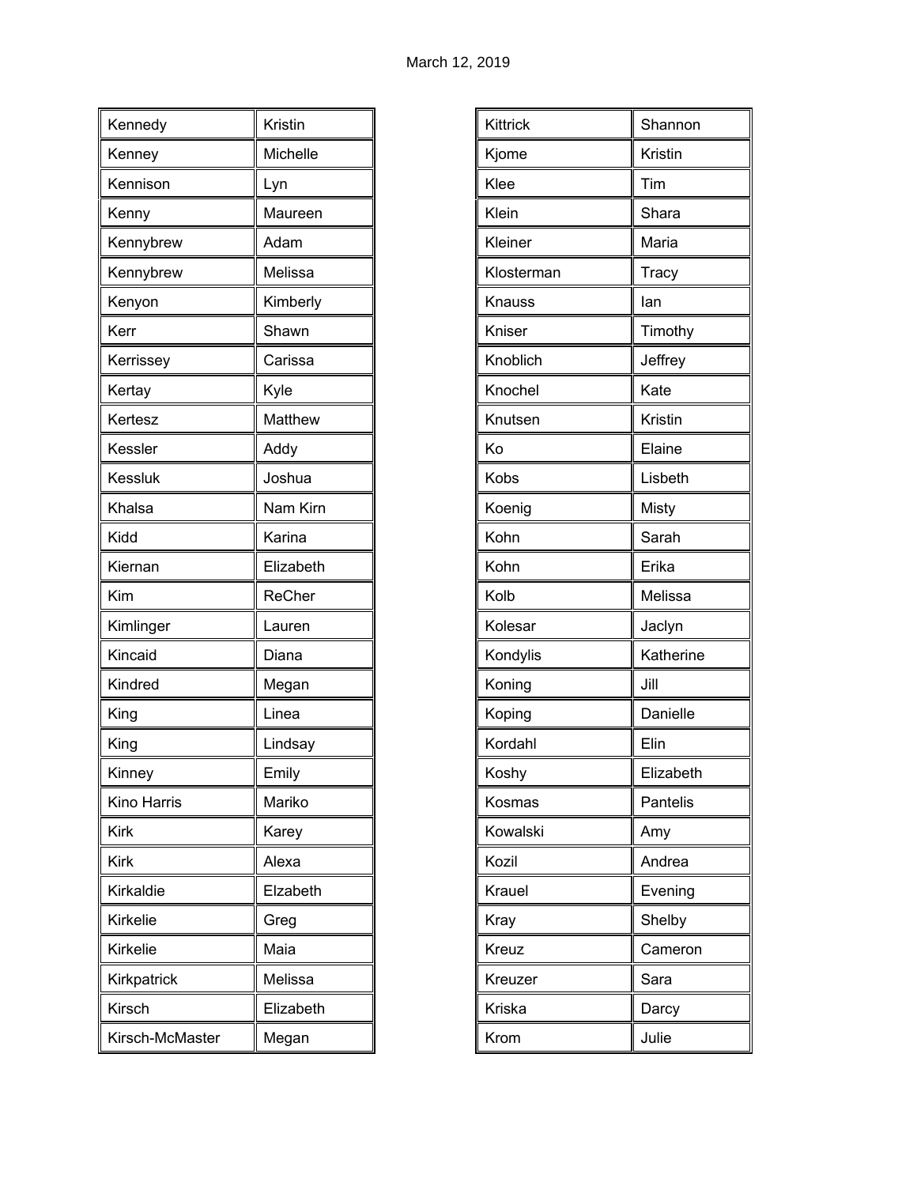| Kennedy | Kristin |
|---|---|
| Kenney | Michelle |
| Kennison | Lyn |
| Kenny | Maureen |
| Kennybrew | Adam |
| Kennybrew | Melissa |
| Kenyon | Kimberly |
| Kerr | Shawn |
| Kerrissey | Carissa |
| Kertay | Kyle |
| Kertesz | Matthew |
| Kessler | Addy |
| Kessluk | Joshua |
| Khalsa | Nam Kirn |
| Kidd | Karina |
| Kiernan | Elizabeth |
| Kim | ReCher |
| Kimlinger | Lauren |
| Kincaid | Diana |
| Kindred | Megan |
| King | Linea |
| King | Lindsay |
| Kinney | Emily |
| Kino Harris | Mariko |
| Kirk | Karey |
| Kirk | Alexa |
| Kirkaldie | Elzabeth |
| Kirkelie | Greg |
| Kirkelie | Maia |
| Kirkpatrick | Melissa |
| Kirsch | Elizabeth |
| Kirsch-McMaster | Megan |

| Kittrick | Shannon |
|---|---|
| Kjome | Kristin |
| Klee | Tim |
| Klein | Shara |
| Kleiner | Maria |
| Klosterman | Tracy |
| Knauss | Ian |
| Kniser | Timothy |
| Knoblich | Jeffrey |
| Knochel | Kate |
| Knutsen | Kristin |
| Ko | Elaine |
| Kobs | Lisbeth |
| Koenig | Misty |
| Kohn | Sarah |
| Kohn | Erika |
| Kolb | Melissa |
| Kolesar | Jaclyn |
| Kondylis | Katherine |
| Koning | Jill |
| Koping | Danielle |
| Kordahl | Elin |
| Koshy | Elizabeth |
| Kosmas | Pantelis |
| Kowalski | Amy |
| Kozil | Andrea |
| Krauel | Evening |
| Kray | Shelby |
| Kreuz | Cameron |
| Kreuzer | Sara |
| Kriska | Darcy |
| Krom | Julie |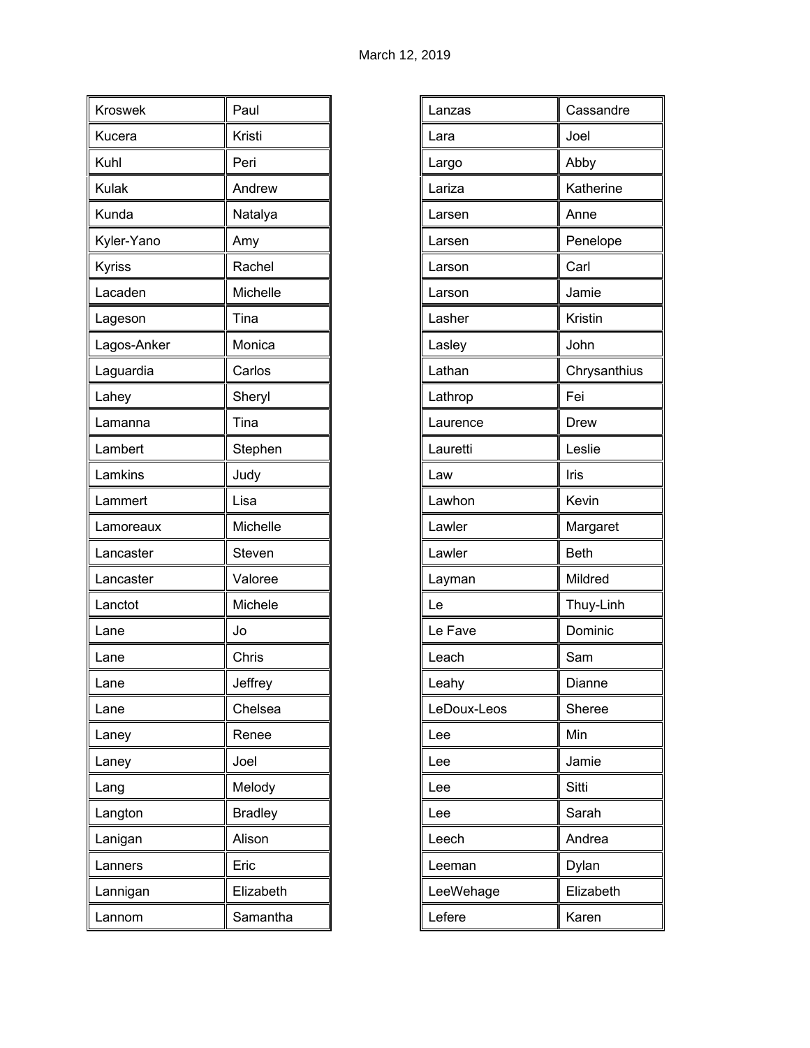March 12, 2019

| Kroswek | Paul |
|---|---|
| Kucera | Kristi |
| Kuhl | Peri |
| Kulak | Andrew |
| Kunda | Natalya |
| Kyler-Yano | Amy |
| Kyriss | Rachel |
| Lacaden | Michelle |
| Lageson | Tina |
| Lagos-Anker | Monica |
| Laguardia | Carlos |
| Lahey | Sheryl |
| Lamanna | Tina |
| Lambert | Stephen |
| Lamkins | Judy |
| Lammert | Lisa |
| Lamoreaux | Michelle |
| Lancaster | Steven |
| Lancaster | Valoree |
| Lanctot | Michele |
| Lane | Jo |
| Lane | Chris |
| Lane | Jeffrey |
| Lane | Chelsea |
| Laney | Renee |
| Laney | Joel |
| Lang | Melody |
| Langton | Bradley |
| Lanigan | Alison |
| Lanners | Eric |
| Lannigan | Elizabeth |
| Lannom | Samantha |

| Lanzas | Cassandre |
|---|---|
| Lara | Joel |
| Largo | Abby |
| Lariza | Katherine |
| Larsen | Anne |
| Larsen | Penelope |
| Larson | Carl |
| Larson | Jamie |
| Lasher | Kristin |
| Lasley | John |
| Lathan | Chrysanthius |
| Lathrop | Fei |
| Laurence | Drew |
| Lauretti | Leslie |
| Law | Iris |
| Lawhon | Kevin |
| Lawler | Margaret |
| Lawler | Beth |
| Layman | Mildred |
| Le | Thuy-Linh |
| Le Fave | Dominic |
| Leach | Sam |
| Leahy | Dianne |
| LeDoux-Leos | Sheree |
| Lee | Min |
| Lee | Jamie |
| Lee | Sitti |
| Lee | Sarah |
| Leech | Andrea |
| Leeman | Dylan |
| LeeWehage | Elizabeth |
| Lefere | Karen |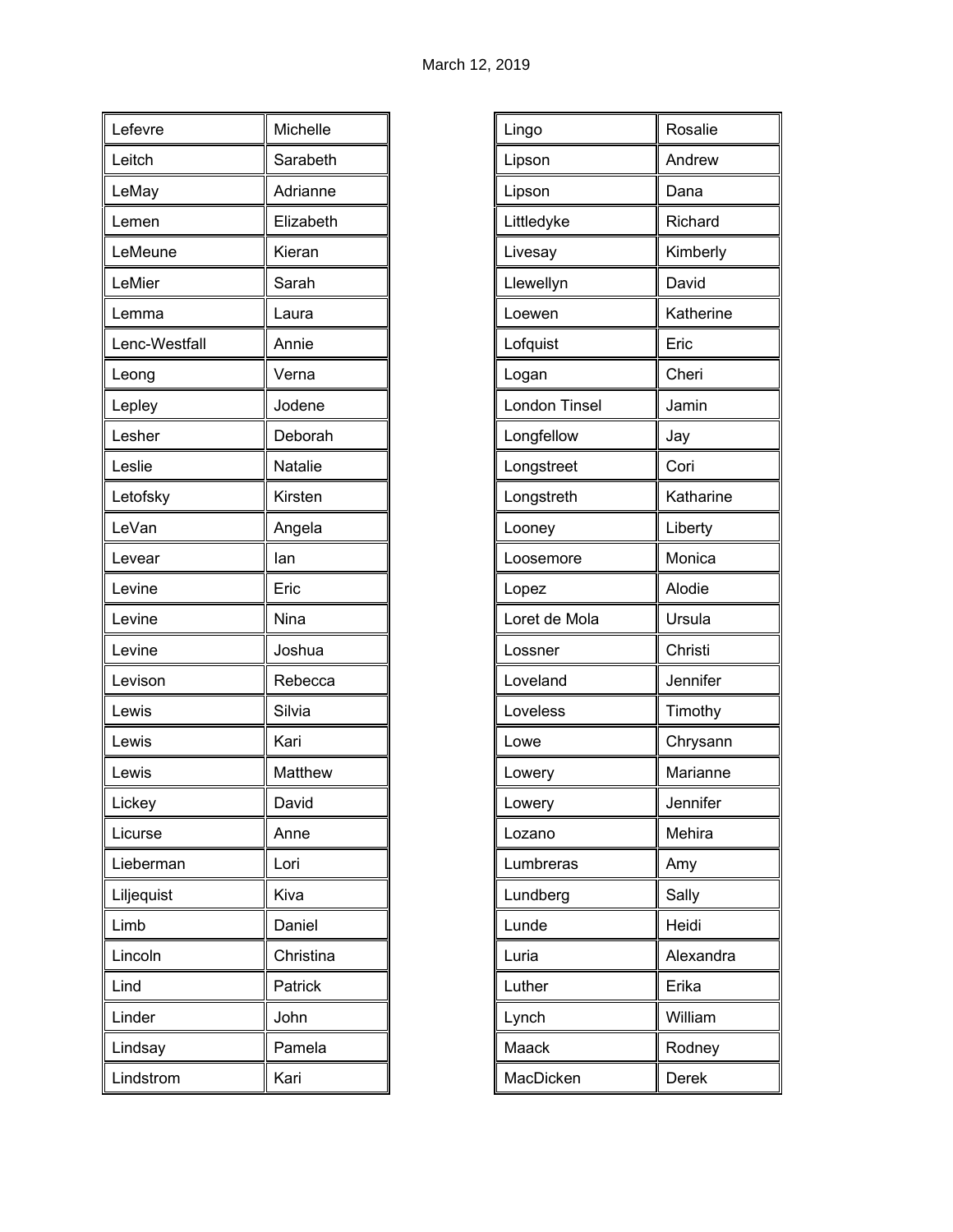March 12, 2019

| | |
|---|---|
| Lefevre | Michelle |
| Leitch | Sarabeth |
| LeMay | Adrianne |
| Lemen | Elizabeth |
| LeMeune | Kieran |
| LeMier | Sarah |
| Lemma | Laura |
| Lenc-Westfall | Annie |
| Leong | Verna |
| Lepley | Jodene |
| Lesher | Deborah |
| Leslie | Natalie |
| Letofsky | Kirsten |
| LeVan | Angela |
| Levear | Ian |
| Levine | Eric |
| Levine | Nina |
| Levine | Joshua |
| Levison | Rebecca |
| Lewis | Silvia |
| Lewis | Kari |
| Lewis | Matthew |
| Lickey | David |
| Licurse | Anne |
| Lieberman | Lori |
| Liljequist | Kiva |
| Limb | Daniel |
| Lincoln | Christina |
| Lind | Patrick |
| Linder | John |
| Lindsay | Pamela |
| Lindstrom | Kari |

| | |
|---|---|
| Lingo | Rosalie |
| Lipson | Andrew |
| Lipson | Dana |
| Littledyke | Richard |
| Livesay | Kimberly |
| Llewellyn | David |
| Loewen | Katherine |
| Lofquist | Eric |
| Logan | Cheri |
| London Tinsel | Jamin |
| Longfellow | Jay |
| Longstreet | Cori |
| Longstreth | Katharine |
| Looney | Liberty |
| Loosemore | Monica |
| Lopez | Alodie |
| Loret de Mola | Ursula |
| Lossner | Christi |
| Loveland | Jennifer |
| Loveless | Timothy |
| Lowe | Chrysann |
| Lowery | Marianne |
| Lowery | Jennifer |
| Lozano | Mehira |
| Lumbreras | Amy |
| Lundberg | Sally |
| Lunde | Heidi |
| Luria | Alexandra |
| Luther | Erika |
| Lynch | William |
| Maack | Rodney |
| MacDicken | Derek |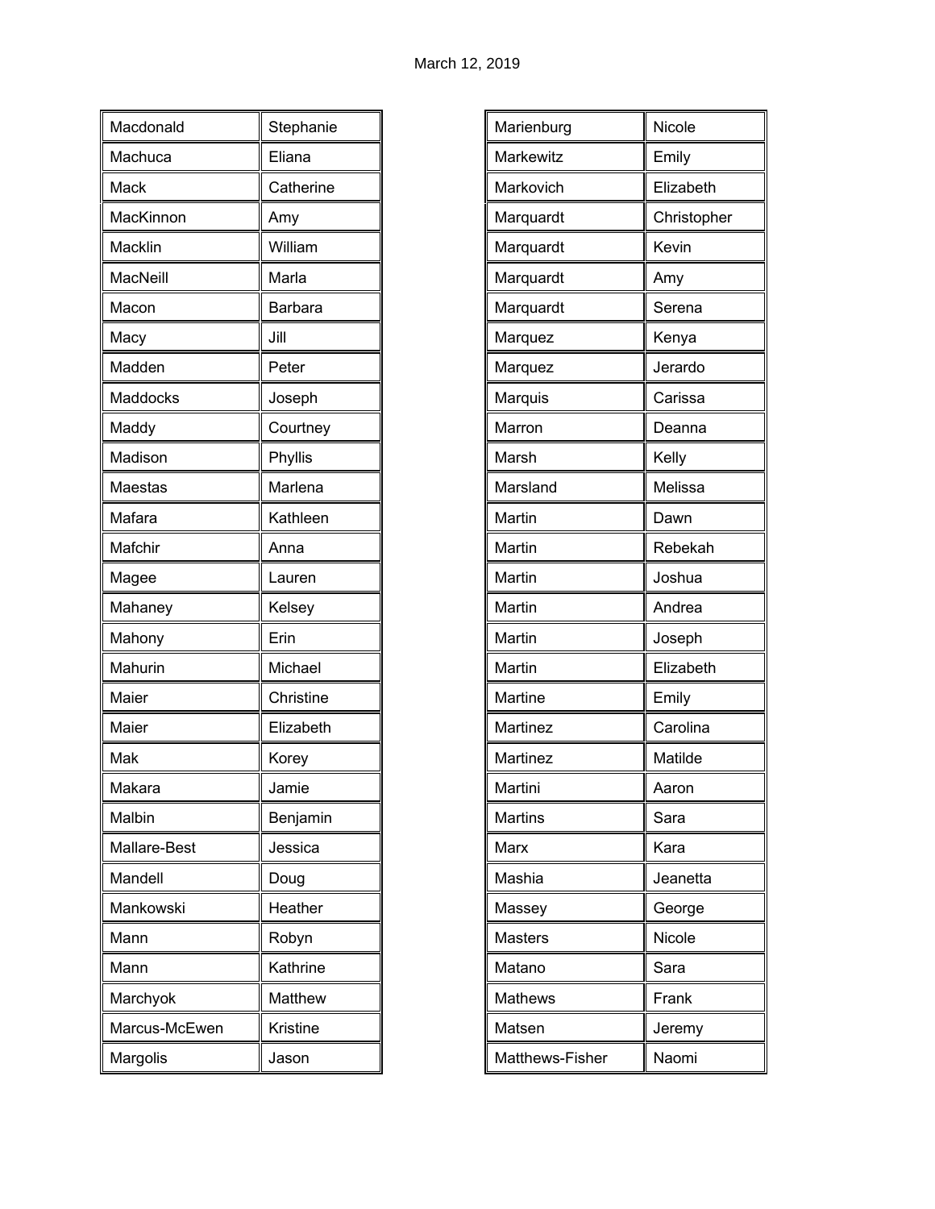March 12, 2019

| | |
|---|---|
| Macdonald | Stephanie |
| Machuca | Eliana |
| Mack | Catherine |
| MacKinnon | Amy |
| Macklin | William |
| MacNeill | Marla |
| Macon | Barbara |
| Macy | Jill |
| Madden | Peter |
| Maddocks | Joseph |
| Maddy | Courtney |
| Madison | Phyllis |
| Maestas | Marlena |
| Mafara | Kathleen |
| Mafchir | Anna |
| Magee | Lauren |
| Mahaney | Kelsey |
| Mahony | Erin |
| Mahurin | Michael |
| Maier | Christine |
| Maier | Elizabeth |
| Mak | Korey |
| Makara | Jamie |
| Malbin | Benjamin |
| Mallare-Best | Jessica |
| Mandell | Doug |
| Mankowski | Heather |
| Mann | Robyn |
| Mann | Kathrine |
| Marchyok | Matthew |
| Marcus-McEwen | Kristine |
| Margolis | Jason |

| | |
|---|---|
| Marienburg | Nicole |
| Markewitz | Emily |
| Markovich | Elizabeth |
| Marquardt | Christopher |
| Marquardt | Kevin |
| Marquardt | Amy |
| Marquardt | Serena |
| Marquez | Kenya |
| Marquez | Jerardo |
| Marquis | Carissa |
| Marron | Deanna |
| Marsh | Kelly |
| Marsland | Melissa |
| Martin | Dawn |
| Martin | Rebekah |
| Martin | Joshua |
| Martin | Andrea |
| Martin | Joseph |
| Martin | Elizabeth |
| Martine | Emily |
| Martinez | Carolina |
| Martinez | Matilde |
| Martini | Aaron |
| Martins | Sara |
| Marx | Kara |
| Mashia | Jeanetta |
| Massey | George |
| Masters | Nicole |
| Matano | Sara |
| Mathews | Frank |
| Matsen | Jeremy |
| Matthews-Fisher | Naomi |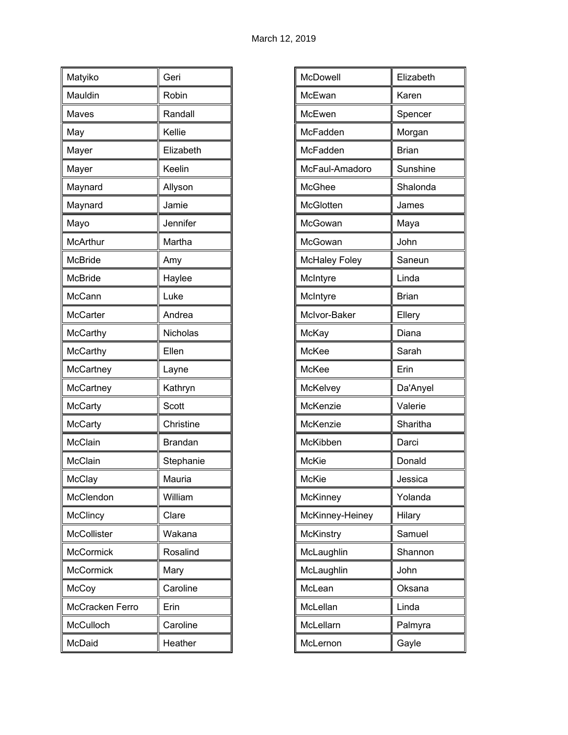March 12, 2019

| | |
|---|---|
| Matyiko | Geri |
| Mauldin | Robin |
| Maves | Randall |
| May | Kellie |
| Mayer | Elizabeth |
| Mayer | Keelin |
| Maynard | Allyson |
| Maynard | Jamie |
| Mayo | Jennifer |
| McArthur | Martha |
| McBride | Amy |
| McBride | Haylee |
| McCann | Luke |
| McCarter | Andrea |
| McCarthy | Nicholas |
| McCarthy | Ellen |
| McCartney | Layne |
| McCartney | Kathryn |
| McCarty | Scott |
| McCarty | Christine |
| McClain | Brandan |
| McClain | Stephanie |
| McClay | Mauria |
| McClendon | William |
| McClincy | Clare |
| McCollister | Wakana |
| McCormick | Rosalind |
| McCormick | Mary |
| McCoy | Caroline |
| McCracken Ferro | Erin |
| McCulloch | Caroline |
| McDaid | Heather |

| | |
|---|---|
| McDowell | Elizabeth |
| McEwan | Karen |
| McEwen | Spencer |
| McFadden | Morgan |
| McFadden | Brian |
| McFaul-Amadoro | Sunshine |
| McGhee | Shalonda |
| McGlotten | James |
| McGowan | Maya |
| McGowan | John |
| McHaley Foley | Saneun |
| McIntyre | Linda |
| McIntyre | Brian |
| McIvor-Baker | Ellery |
| McKay | Diana |
| McKee | Sarah |
| McKee | Erin |
| McKelvey | Da'Anyel |
| McKenzie | Valerie |
| McKenzie | Sharitha |
| McKibben | Darci |
| McKie | Donald |
| McKie | Jessica |
| McKinney | Yolanda |
| McKinney-Heiney | Hilary |
| McKinstry | Samuel |
| McLaughlin | Shannon |
| McLaughlin | John |
| McLean | Oksana |
| McLellan | Linda |
| McLellarn | Palmyra |
| McLernon | Gayle |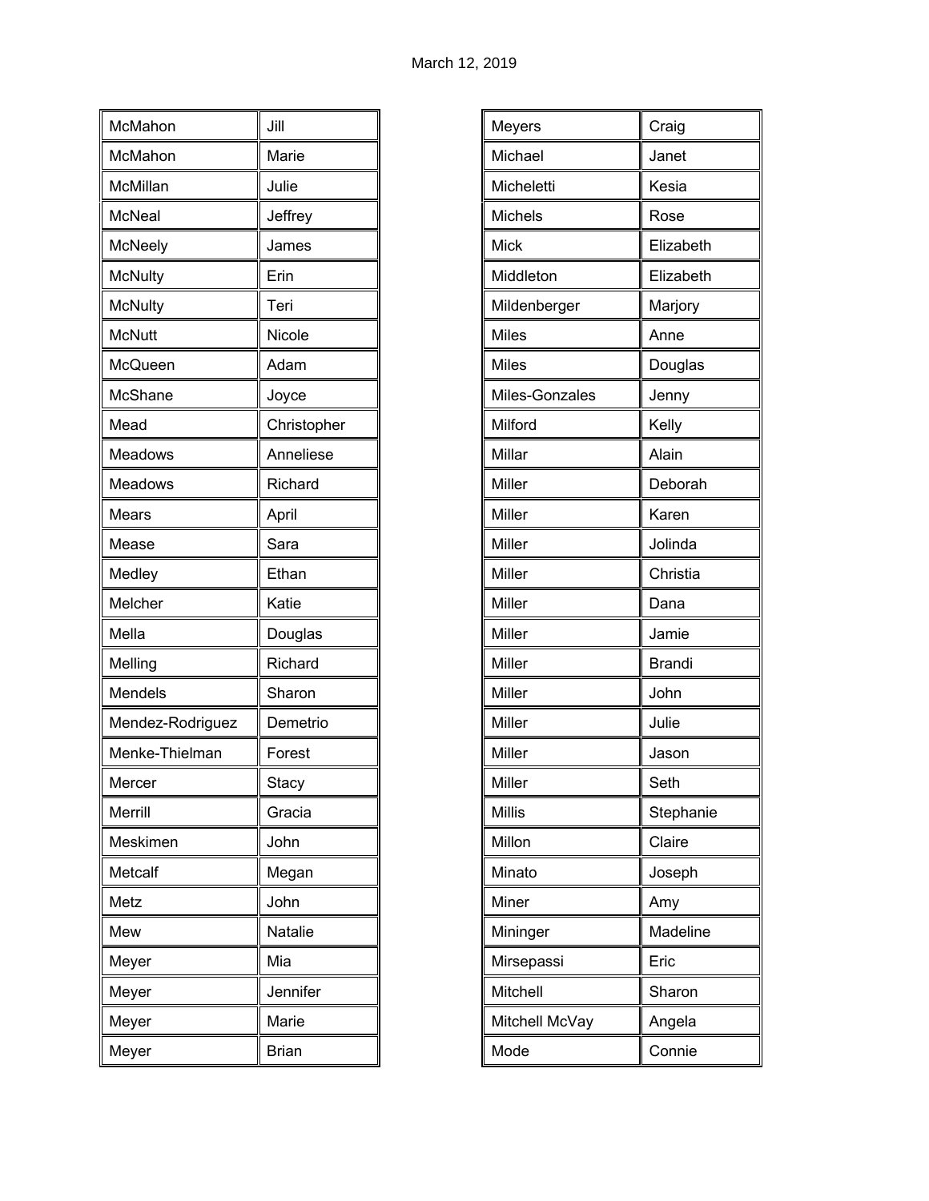| McMahon | Jill |
| --- | --- |
| McMahon | Marie |
| McMillan | Julie |
| McNeal | Jeffrey |
| McNeely | James |
| McNulty | Erin |
| McNulty | Teri |
| McNutt | Nicole |
| McQueen | Adam |
| McShane | Joyce |
| Mead | Christopher |
| Meadows | Anneliese |
| Meadows | Richard |
| Mears | April |
| Mease | Sara |
| Medley | Ethan |
| Melcher | Katie |
| Mella | Douglas |
| Melling | Richard |
| Mendels | Sharon |
| Mendez-Rodriguez | Demetrio |
| Menke-Thielman | Forest |
| Mercer | Stacy |
| Merrill | Gracia |
| Meskimen | John |
| Metcalf | Megan |
| Metz | John |
| Mew | Natalie |
| Meyer | Mia |
| Meyer | Jennifer |
| Meyer | Marie |
| Meyer | Brian |

| Meyers | Craig |
| --- | --- |
| Michael | Janet |
| Micheletti | Kesia |
| Michels | Rose |
| Mick | Elizabeth |
| Middleton | Elizabeth |
| Mildenberger | Marjory |
| Miles | Anne |
| Miles | Douglas |
| Miles-Gonzales | Jenny |
| Milford | Kelly |
| Millar | Alain |
| Miller | Deborah |
| Miller | Karen |
| Miller | Jolinda |
| Miller | Christia |
| Miller | Dana |
| Miller | Jamie |
| Miller | Brandi |
| Miller | John |
| Miller | Julie |
| Miller | Jason |
| Miller | Seth |
| Millis | Stephanie |
| Millon | Claire |
| Minato | Joseph |
| Miner | Amy |
| Mininger | Madeline |
| Mirsepassi | Eric |
| Mitchell | Sharon |
| Mitchell McVay | Angela |
| Mode | Connie |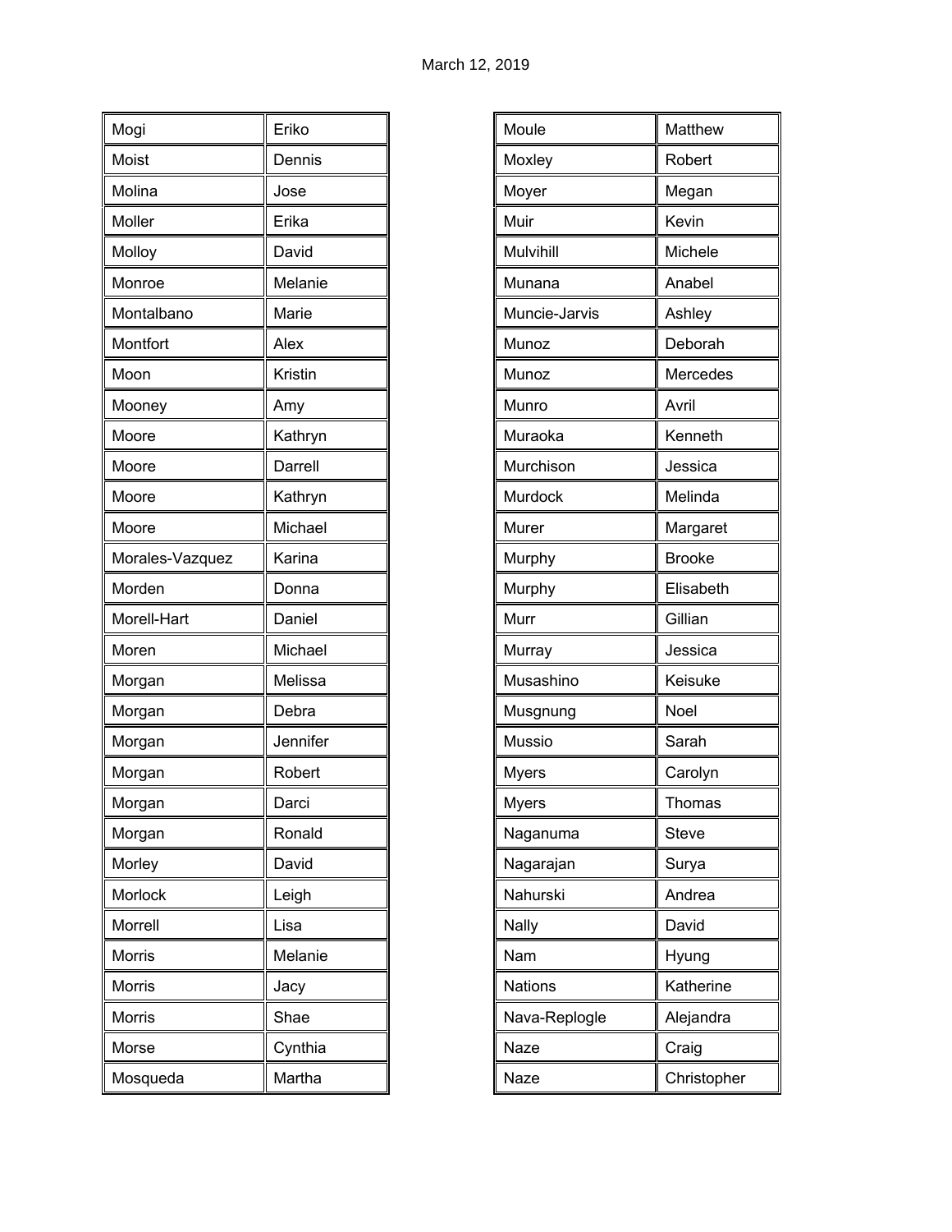March 12, 2019

| | |
|---|---|
| Mogi | Eriko |
| Moist | Dennis |
| Molina | Jose |
| Moller | Erika |
| Molloy | David |
| Monroe | Melanie |
| Montalbano | Marie |
| Montfort | Alex |
| Moon | Kristin |
| Mooney | Amy |
| Moore | Kathryn |
| Moore | Darrell |
| Moore | Kathryn |
| Moore | Michael |
| Morales-Vazquez | Karina |
| Morden | Donna |
| Morell-Hart | Daniel |
| Moren | Michael |
| Morgan | Melissa |
| Morgan | Debra |
| Morgan | Jennifer |
| Morgan | Robert |
| Morgan | Darci |
| Morgan | Ronald |
| Morley | David |
| Morlock | Leigh |
| Morrell | Lisa |
| Morris | Melanie |
| Morris | Jacy |
| Morris | Shae |
| Morse | Cynthia |
| Mosqueda | Martha |

| | |
|---|---|
| Moule | Matthew |
| Moxley | Robert |
| Moyer | Megan |
| Muir | Kevin |
| Mulvihill | Michele |
| Munana | Anabel |
| Muncie-Jarvis | Ashley |
| Munoz | Deborah |
| Munoz | Mercedes |
| Munro | Avril |
| Muraoka | Kenneth |
| Murchison | Jessica |
| Murdock | Melinda |
| Murer | Margaret |
| Murphy | Brooke |
| Murphy | Elisabeth |
| Murr | Gillian |
| Murray | Jessica |
| Musashino | Keisuke |
| Musgnung | Noel |
| Mussio | Sarah |
| Myers | Carolyn |
| Myers | Thomas |
| Naganuma | Steve |
| Nagarajan | Surya |
| Nahurski | Andrea |
| Nally | David |
| Nam | Hyung |
| Nations | Katherine |
| Nava-Replogle | Alejandra |
| Naze | Craig |
| Naze | Christopher |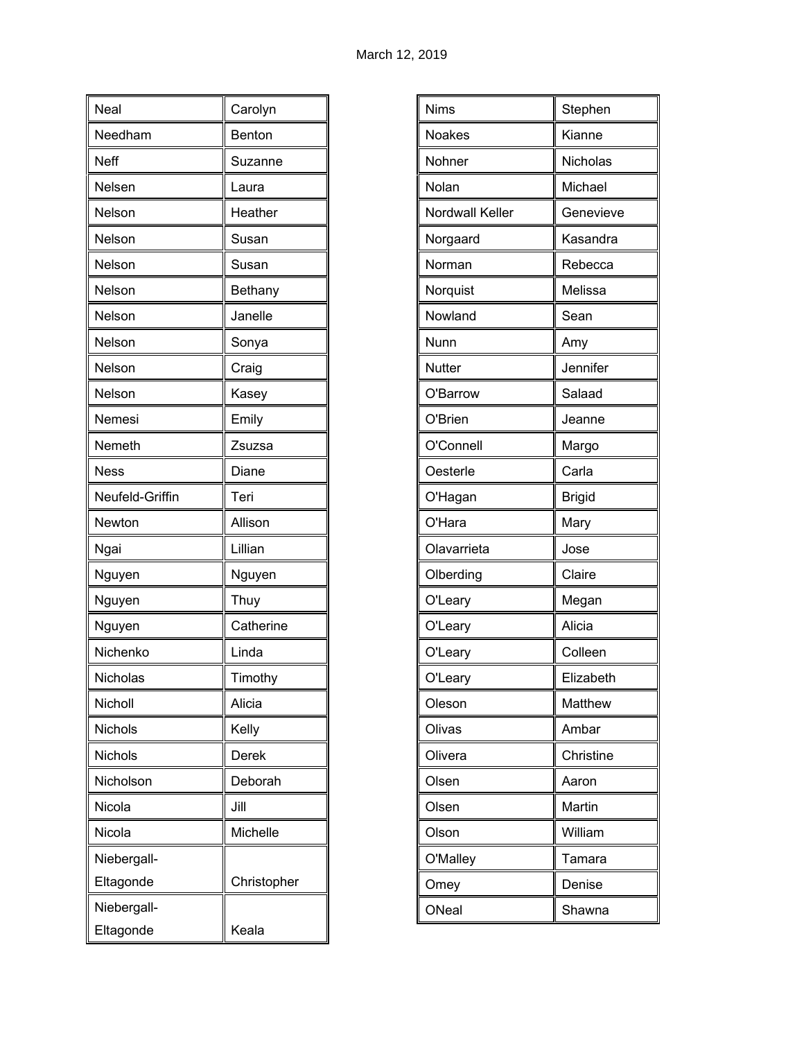March 12, 2019

| | |
|---|---|
| Neal | Carolyn |
| Needham | Benton |
| Neff | Suzanne |
| Nelsen | Laura |
| Nelson | Heather |
| Nelson | Susan |
| Nelson | Susan |
| Nelson | Bethany |
| Nelson | Janelle |
| Nelson | Sonya |
| Nelson | Craig |
| Nelson | Kasey |
| Nemesi | Emily |
| Nemeth | Zsuzsa |
| Ness | Diane |
| Neufeld-Griffin | Teri |
| Newton | Allison |
| Ngai | Lillian |
| Nguyen | Nguyen |
| Nguyen | Thuy |
| Nguyen | Catherine |
| Nichenko | Linda |
| Nicholas | Timothy |
| Nicholl | Alicia |
| Nichols | Kelly |
| Nichols | Derek |
| Nicholson | Deborah |
| Nicola | Jill |
| Nicola | Michelle |
| Niebergall-Eltagonde | Christopher |
| Niebergall-Eltagonde | Keala |

| | |
|---|---|
| Nims | Stephen |
| Noakes | Kianne |
| Nohner | Nicholas |
| Nolan | Michael |
| Nordwall Keller | Genevieve |
| Norgaard | Kasandra |
| Norman | Rebecca |
| Norquist | Melissa |
| Nowland | Sean |
| Nunn | Amy |
| Nutter | Jennifer |
| O'Barrow | Salaad |
| O'Brien | Jeanne |
| O'Connell | Margo |
| Oesterle | Carla |
| O'Hagan | Brigid |
| O'Hara | Mary |
| Olavarrieta | Jose |
| Olberding | Claire |
| O'Leary | Megan |
| O'Leary | Alicia |
| O'Leary | Colleen |
| O'Leary | Elizabeth |
| Oleson | Matthew |
| Olivas | Ambar |
| Olivera | Christine |
| Olsen | Aaron |
| Olsen | Martin |
| Olson | William |
| O'Malley | Tamara |
| Omey | Denise |
| ONeal | Shawna |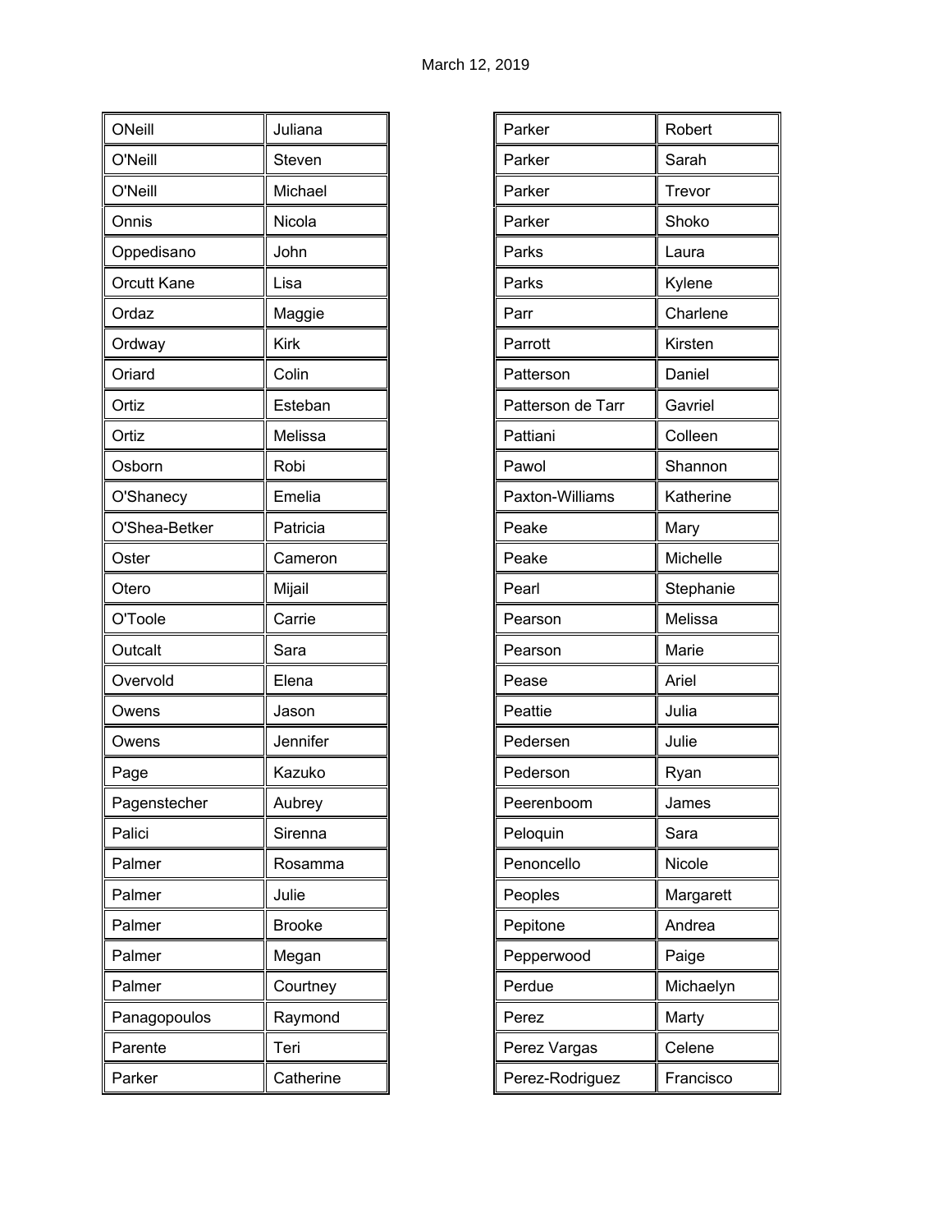March 12, 2019

| | |
|---|---|
| ONeill | Juliana |
| O'Neill | Steven |
| O'Neill | Michael |
| Onnis | Nicola |
| Oppedisano | John |
| Orcutt Kane | Lisa |
| Ordaz | Maggie |
| Ordway | Kirk |
| Oriard | Colin |
| Ortiz | Esteban |
| Ortiz | Melissa |
| Osborn | Robi |
| O'Shanecy | Emelia |
| O'Shea-Betker | Patricia |
| Oster | Cameron |
| Otero | Mijail |
| O'Toole | Carrie |
| Outcalt | Sara |
| Overvold | Elena |
| Owens | Jason |
| Owens | Jennifer |
| Page | Kazuko |
| Pagenstecher | Aubrey |
| Palici | Sirenna |
| Palmer | Rosamma |
| Palmer | Julie |
| Palmer | Brooke |
| Palmer | Megan |
| Palmer | Courtney |
| Panagopoulos | Raymond |
| Parente | Teri |
| Parker | Catherine |

| | |
|---|---|
| Parker | Robert |
| Parker | Sarah |
| Parker | Trevor |
| Parker | Shoko |
| Parks | Laura |
| Parks | Kylene |
| Parr | Charlene |
| Parrott | Kirsten |
| Patterson | Daniel |
| Patterson de Tarr | Gavriel |
| Pattiani | Colleen |
| Pawol | Shannon |
| Paxton-Williams | Katherine |
| Peake | Mary |
| Peake | Michelle |
| Pearl | Stephanie |
| Pearson | Melissa |
| Pearson | Marie |
| Pease | Ariel |
| Peattie | Julia |
| Pedersen | Julie |
| Pederson | Ryan |
| Peerenboom | James |
| Peloquin | Sara |
| Penoncello | Nicole |
| Peoples | Margarett |
| Pepitone | Andrea |
| Pepperwood | Paige |
| Perdue | Michaelyn |
| Perez | Marty |
| Perez Vargas | Celene |
| Perez-Rodriguez | Francisco |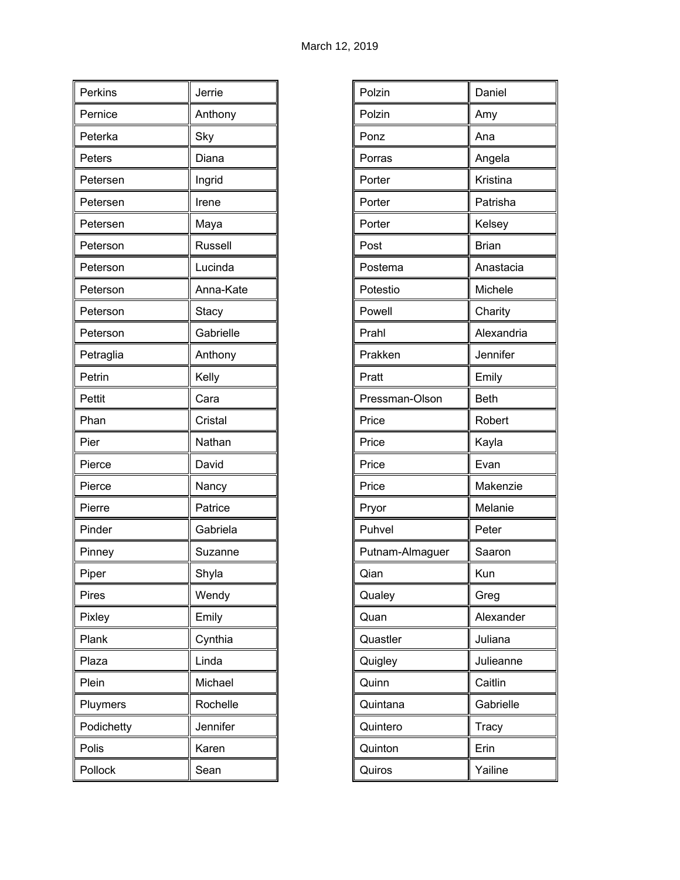March 12, 2019

| | |
|---|---|
| Perkins | Jerrie |
| Pernice | Anthony |
| Peterka | Sky |
| Peters | Diana |
| Petersen | Ingrid |
| Petersen | Irene |
| Petersen | Maya |
| Peterson | Russell |
| Peterson | Lucinda |
| Peterson | Anna-Kate |
| Peterson | Stacy |
| Peterson | Gabrielle |
| Petraglia | Anthony |
| Petrin | Kelly |
| Pettit | Cara |
| Phan | Cristal |
| Pier | Nathan |
| Pierce | David |
| Pierce | Nancy |
| Pierre | Patrice |
| Pinder | Gabriela |
| Pinney | Suzanne |
| Piper | Shyla |
| Pires | Wendy |
| Pixley | Emily |
| Plank | Cynthia |
| Plaza | Linda |
| Plein | Michael |
| Pluymers | Rochelle |
| Podichetty | Jennifer |
| Polis | Karen |
| Pollock | Sean |

| | |
|---|---|
| Polzin | Daniel |
| Polzin | Amy |
| Ponz | Ana |
| Porras | Angela |
| Porter | Kristina |
| Porter | Patrisha |
| Porter | Kelsey |
| Post | Brian |
| Postema | Anastacia |
| Potestio | Michele |
| Powell | Charity |
| Prahl | Alexandria |
| Prakken | Jennifer |
| Pratt | Emily |
| Pressman-Olson | Beth |
| Price | Robert |
| Price | Kayla |
| Price | Evan |
| Price | Makenzie |
| Pryor | Melanie |
| Puhvel | Peter |
| Putnam-Almaguer | Saaron |
| Qian | Kun |
| Qualey | Greg |
| Quan | Alexander |
| Quastler | Juliana |
| Quigley | Julieanne |
| Quinn | Caitlin |
| Quintana | Gabrielle |
| Quintero | Tracy |
| Quinton | Erin |
| Quiros | Yailine |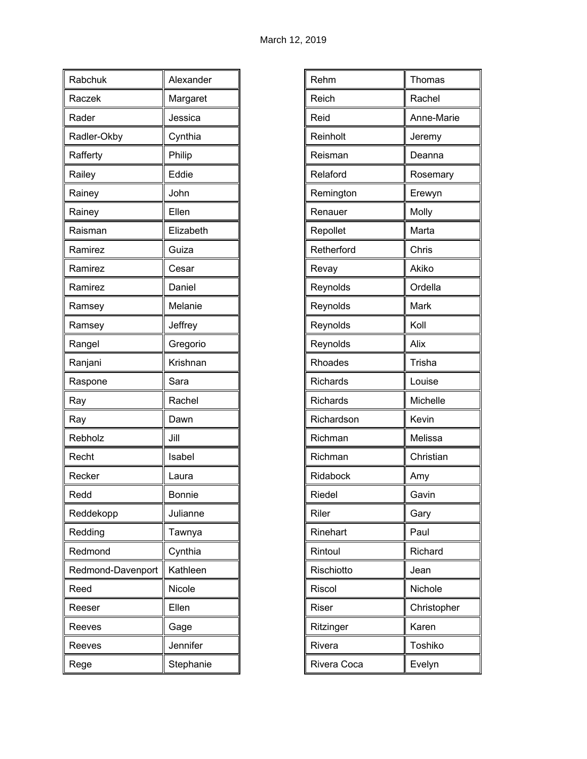March 12, 2019

| | |
|---|---|
| Rabchuk | Alexander |
| Raczek | Margaret |
| Rader | Jessica |
| Radler-Okby | Cynthia |
| Rafferty | Philip |
| Railey | Eddie |
| Rainey | John |
| Rainey | Ellen |
| Raisman | Elizabeth |
| Ramirez | Guiza |
| Ramirez | Cesar |
| Ramirez | Daniel |
| Ramsey | Melanie |
| Ramsey | Jeffrey |
| Rangel | Gregorio |
| Ranjani | Krishnan |
| Raspone | Sara |
| Ray | Rachel |
| Ray | Dawn |
| Rebholz | Jill |
| Recht | Isabel |
| Recker | Laura |
| Redd | Bonnie |
| Reddekopp | Julianne |
| Redding | Tawnya |
| Redmond | Cynthia |
| Redmond-Davenport | Kathleen |
| Reed | Nicole |
| Reeser | Ellen |
| Reeves | Gage |
| Reeves | Jennifer |
| Rege | Stephanie |

| | |
|---|---|
| Rehm | Thomas |
| Reich | Rachel |
| Reid | Anne-Marie |
| Reinholt | Jeremy |
| Reisman | Deanna |
| Relaford | Rosemary |
| Remington | Erewyn |
| Renauer | Molly |
| Repollet | Marta |
| Retherford | Chris |
| Revay | Akiko |
| Reynolds | Ordella |
| Reynolds | Mark |
| Reynolds | Koll |
| Reynolds | Alix |
| Rhoades | Trisha |
| Richards | Louise |
| Richards | Michelle |
| Richardson | Kevin |
| Richman | Melissa |
| Richman | Christian |
| Ridabock | Amy |
| Riedel | Gavin |
| Riler | Gary |
| Rinehart | Paul |
| Rintoul | Richard |
| Rischiotto | Jean |
| Riscol | Nichole |
| Riser | Christopher |
| Ritzinger | Karen |
| Rivera | Toshiko |
| Rivera Coca | Evelyn |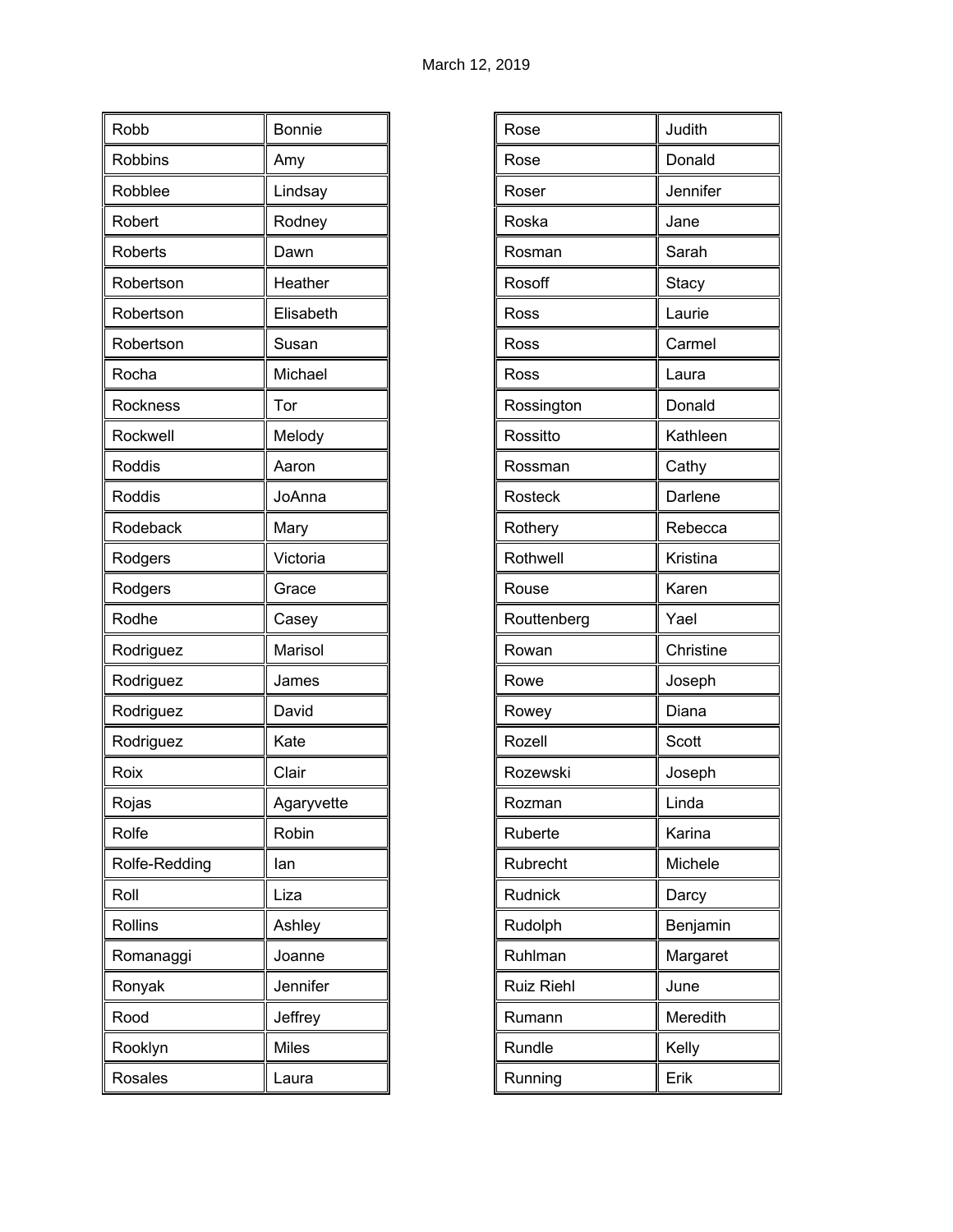March 12, 2019

| | |
|---|---|
| Robb | Bonnie |
| Robbins | Amy |
| Robblee | Lindsay |
| Robert | Rodney |
| Roberts | Dawn |
| Robertson | Heather |
| Robertson | Elisabeth |
| Robertson | Susan |
| Rocha | Michael |
| Rockness | Tor |
| Rockwell | Melody |
| Roddis | Aaron |
| Roddis | JoAnna |
| Rodeback | Mary |
| Rodgers | Victoria |
| Rodgers | Grace |
| Rodhe | Casey |
| Rodriguez | Marisol |
| Rodriguez | James |
| Rodriguez | David |
| Rodriguez | Kate |
| Roix | Clair |
| Rojas | Agaryvette |
| Rolfe | Robin |
| Rolfe-Redding | Ian |
| Roll | Liza |
| Rollins | Ashley |
| Romanaggi | Joanne |
| Ronyak | Jennifer |
| Rood | Jeffrey |
| Rooklyn | Miles |
| Rosales | Laura |
| Rose | Judith |
| Rose | Donald |
| Roser | Jennifer |
| Roska | Jane |
| Rosman | Sarah |
| Rosoff | Stacy |
| Ross | Laurie |
| Ross | Carmel |
| Ross | Laura |
| Rossington | Donald |
| Rossitto | Kathleen |
| Rossman | Cathy |
| Rosteck | Darlene |
| Rothery | Rebecca |
| Rothwell | Kristina |
| Rouse | Karen |
| Routtenberg | Yael |
| Rowan | Christine |
| Rowe | Joseph |
| Rowey | Diana |
| Rozell | Scott |
| Rozewski | Joseph |
| Rozman | Linda |
| Ruberte | Karina |
| Rubrecht | Michele |
| Rudnick | Darcy |
| Rudolph | Benjamin |
| Ruhlman | Margaret |
| Ruiz Riehl | June |
| Rumann | Meredith |
| Rundle | Kelly |
| Running | Erik |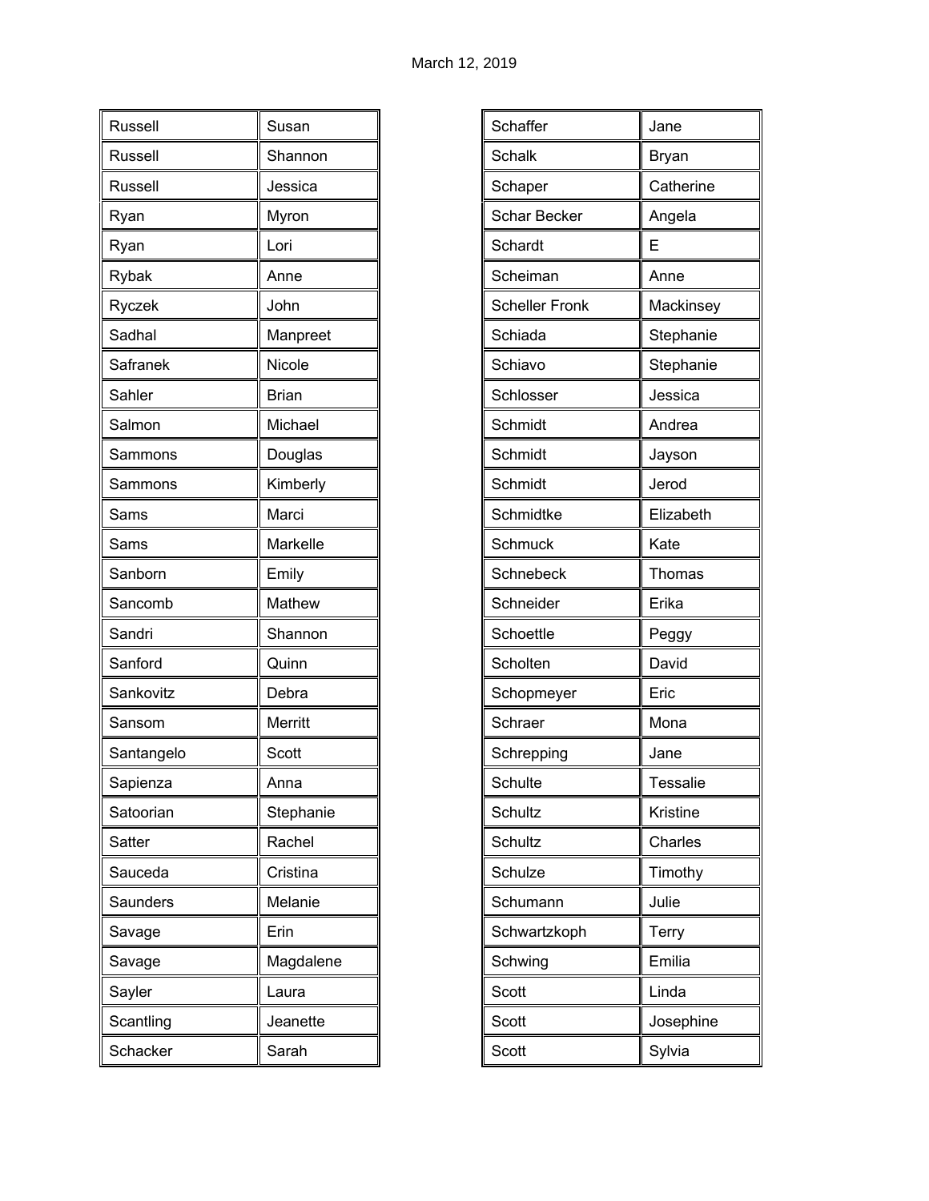March 12, 2019

| | |
|---|---|
| Russell | Susan |
| Russell | Shannon |
| Russell | Jessica |
| Ryan | Myron |
| Ryan | Lori |
| Rybak | Anne |
| Ryczek | John |
| Sadhal | Manpreet |
| Safranek | Nicole |
| Sahler | Brian |
| Salmon | Michael |
| Sammons | Douglas |
| Sammons | Kimberly |
| Sams | Marci |
| Sams | Markelle |
| Sanborn | Emily |
| Sancomb | Mathew |
| Sandri | Shannon |
| Sanford | Quinn |
| Sankovitz | Debra |
| Sansom | Merritt |
| Santangelo | Scott |
| Sapienza | Anna |
| Satoorian | Stephanie |
| Satter | Rachel |
| Sauceda | Cristina |
| Saunders | Melanie |
| Savage | Erin |
| Savage | Magdalene |
| Sayler | Laura |
| Scantling | Jeanette |
| Schacker | Sarah |

| | |
|---|---|
| Schaffer | Jane |
| Schalk | Bryan |
| Schaper | Catherine |
| Schar Becker | Angela |
| Schardt | E |
| Scheiman | Anne |
| Scheller Fronk | Mackinsey |
| Schiada | Stephanie |
| Schiavo | Stephanie |
| Schlosser | Jessica |
| Schmidt | Andrea |
| Schmidt | Jayson |
| Schmidt | Jerod |
| Schmidtke | Elizabeth |
| Schmuck | Kate |
| Schnebeck | Thomas |
| Schneider | Erika |
| Schoettle | Peggy |
| Scholten | David |
| Schopmeyer | Eric |
| Schraer | Mona |
| Schrepping | Jane |
| Schulte | Tessalie |
| Schultz | Kristine |
| Schultz | Charles |
| Schulze | Timothy |
| Schumann | Julie |
| Schwartzkoph | Terry |
| Schwing | Emilia |
| Scott | Linda |
| Scott | Josephine |
| Scott | Sylvia |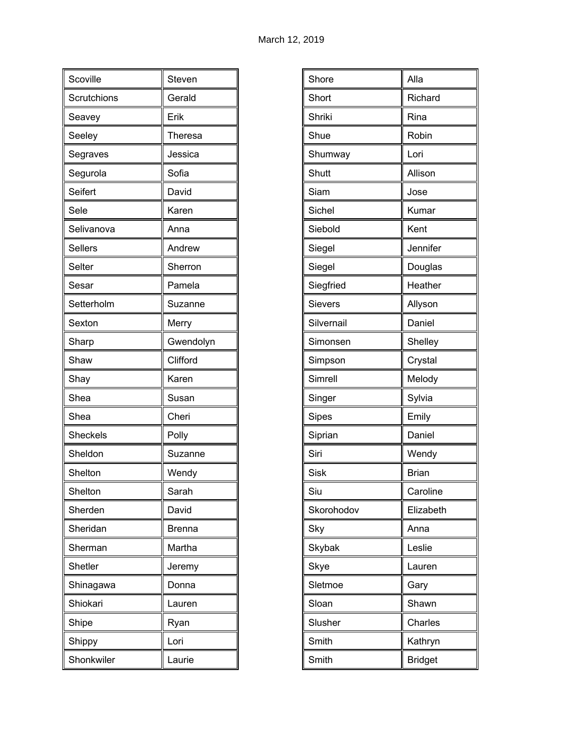March 12, 2019

| Scoville | Steven |
|---|---|
| Scrutchions | Gerald |
| Seavey | Erik |
| Seeley | Theresa |
| Segraves | Jessica |
| Segurola | Sofia |
| Seifert | David |
| Sele | Karen |
| Selivanova | Anna |
| Sellers | Andrew |
| Selter | Sherron |
| Sesar | Pamela |
| Setterholm | Suzanne |
| Sexton | Merry |
| Sharp | Gwendolyn |
| Shaw | Clifford |
| Shay | Karen |
| Shea | Susan |
| Shea | Cheri |
| Sheckels | Polly |
| Sheldon | Suzanne |
| Shelton | Wendy |
| Shelton | Sarah |
| Sherden | David |
| Sheridan | Brenna |
| Sherman | Martha |
| Shetler | Jeremy |
| Shinagawa | Donna |
| Shiokari | Lauren |
| Shipe | Ryan |
| Shippy | Lori |
| Shonkwiler | Laurie |

| Shore | Alla |
|---|---|
| Short | Richard |
| Shriki | Rina |
| Shue | Robin |
| Shumway | Lori |
| Shutt | Allison |
| Siam | Jose |
| Sichel | Kumar |
| Siebold | Kent |
| Siegel | Jennifer |
| Siegel | Douglas |
| Siegfried | Heather |
| Sievers | Allyson |
| Silvernail | Daniel |
| Simonsen | Shelley |
| Simpson | Crystal |
| Simrell | Melody |
| Singer | Sylvia |
| Sipes | Emily |
| Siprian | Daniel |
| Siri | Wendy |
| Sisk | Brian |
| Siu | Caroline |
| Skorohodov | Elizabeth |
| Sky | Anna |
| Skybak | Leslie |
| Skye | Lauren |
| Sletmoe | Gary |
| Sloan | Shawn |
| Slusher | Charles |
| Smith | Kathryn |
| Smith | Bridget |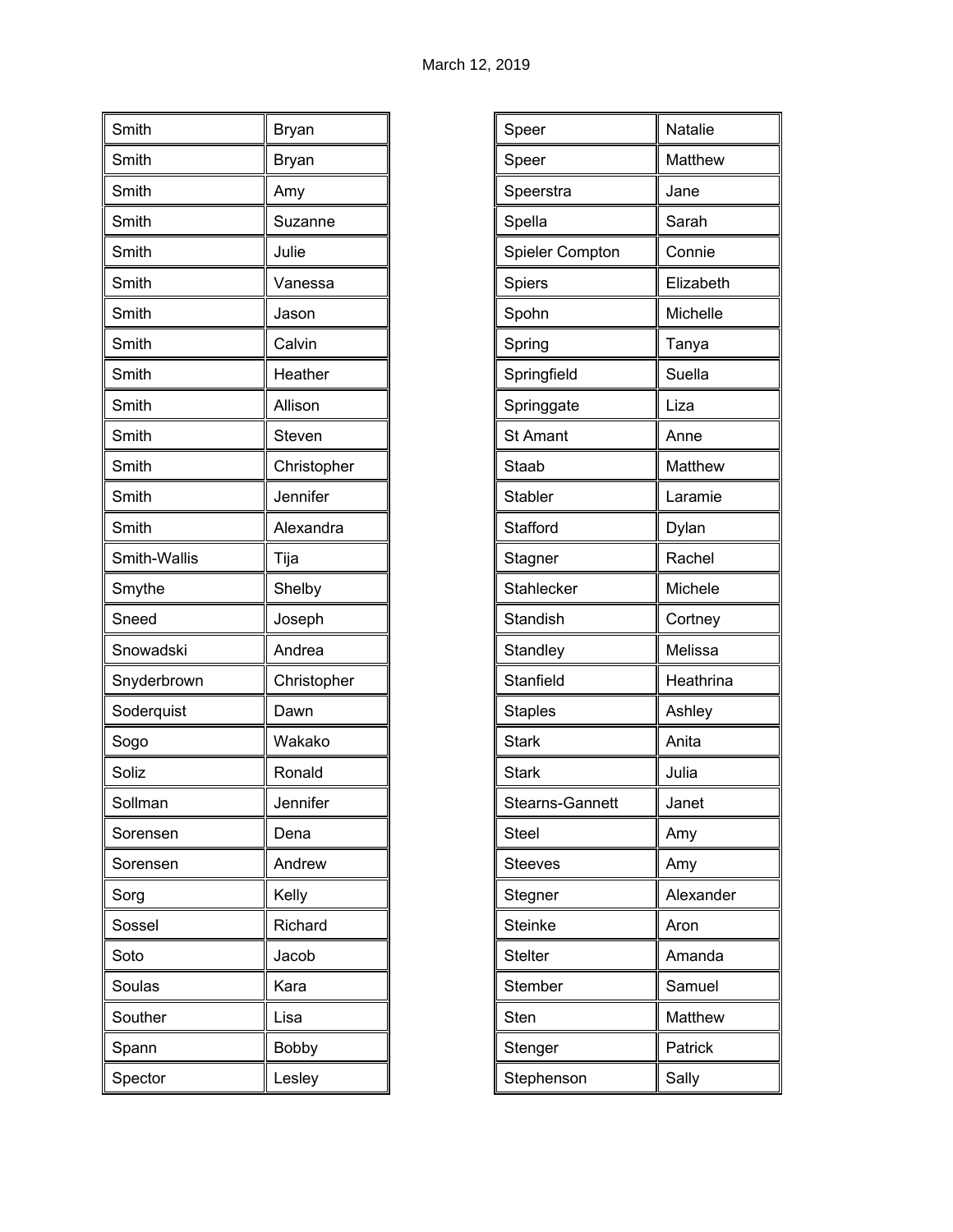| | |
|---|---|
| Smith | Bryan |
| Smith | Bryan |
| Smith | Amy |
| Smith | Suzanne |
| Smith | Julie |
| Smith | Vanessa |
| Smith | Jason |
| Smith | Calvin |
| Smith | Heather |
| Smith | Allison |
| Smith | Steven |
| Smith | Christopher |
| Smith | Jennifer |
| Smith | Alexandra |
| Smith-Wallis | Tija |
| Smythe | Shelby |
| Sneed | Joseph |
| Snowadski | Andrea |
| Snyderbrown | Christopher |
| Soderquist | Dawn |
| Sogo | Wakako |
| Soliz | Ronald |
| Sollman | Jennifer |
| Sorensen | Dena |
| Sorensen | Andrew |
| Sorg | Kelly |
| Sossel | Richard |
| Soto | Jacob |
| Soulas | Kara |
| Souther | Lisa |
| Spann | Bobby |
| Spector | Lesley |

| | |
|---|---|
| Speer | Natalie |
| Speer | Matthew |
| Speerstra | Jane |
| Spella | Sarah |
| Spieler Compton | Connie |
| Spiers | Elizabeth |
| Spohn | Michelle |
| Spring | Tanya |
| Springfield | Suella |
| Springgate | Liza |
| St Amant | Anne |
| Staab | Matthew |
| Stabler | Laramie |
| Stafford | Dylan |
| Stagner | Rachel |
| Stahlecker | Michele |
| Standish | Cortney |
| Standley | Melissa |
| Stanfield | Heathrina |
| Staples | Ashley |
| Stark | Anita |
| Stark | Julia |
| Stearns-Gannett | Janet |
| Steel | Amy |
| Steeves | Amy |
| Stegner | Alexander |
| Steinke | Aron |
| Stelter | Amanda |
| Stember | Samuel |
| Sten | Matthew |
| Stenger | Patrick |
| Stephenson | Sally |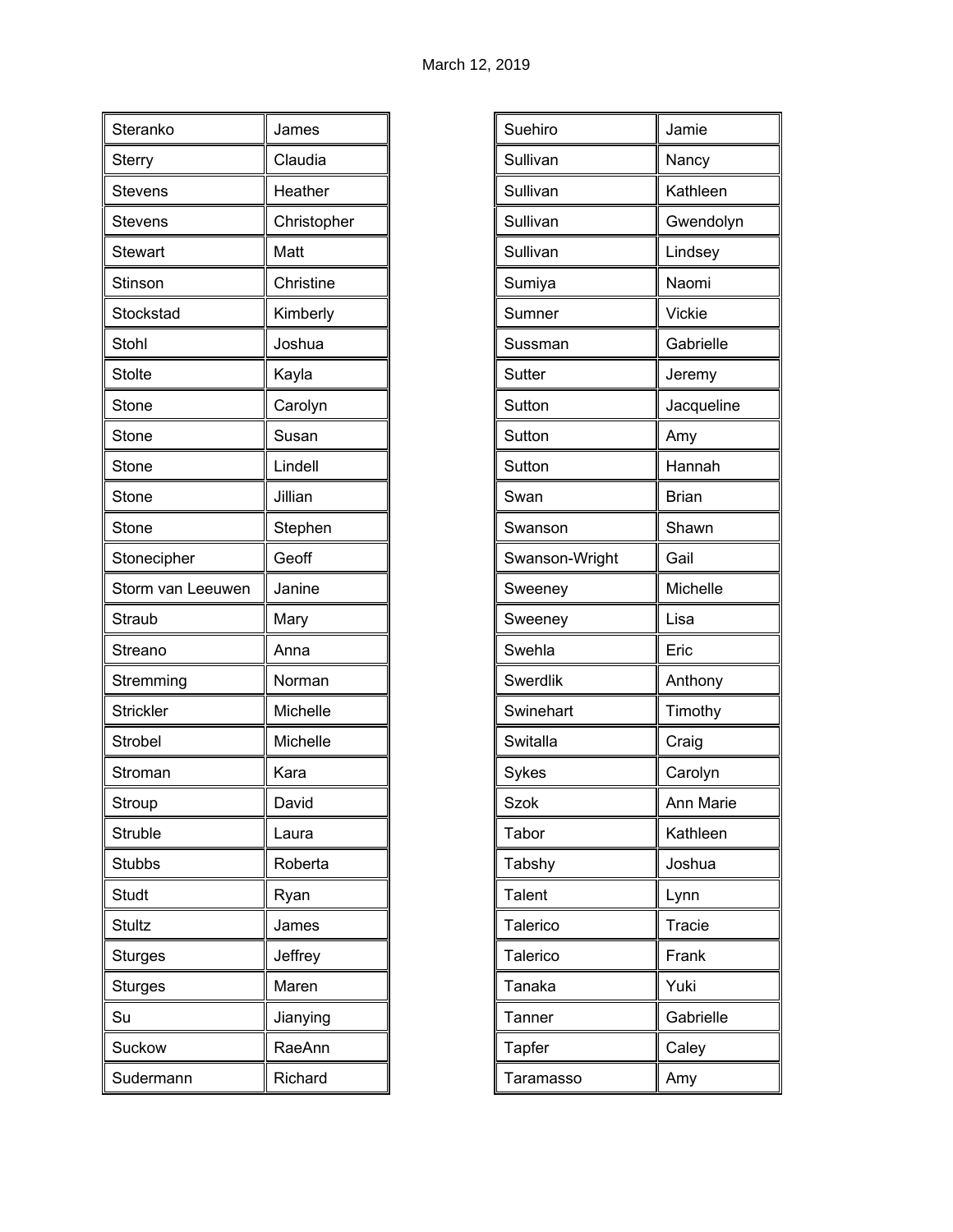| Steranko | James |
|---|---|
| Sterry | Claudia |
| Stevens | Heather |
| Stevens | Christopher |
| Stewart | Matt |
| Stinson | Christine |
| Stockstad | Kimberly |
| Stohl | Joshua |
| Stolte | Kayla |
| Stone | Carolyn |
| Stone | Susan |
| Stone | Lindell |
| Stone | Jillian |
| Stone | Stephen |
| Stonecipher | Geoff |
| Storm van Leeuwen | Janine |
| Straub | Mary |
| Streano | Anna |
| Stremming | Norman |
| Strickler | Michelle |
| Strobel | Michelle |
| Stroman | Kara |
| Stroup | David |
| Struble | Laura |
| Stubbs | Roberta |
| Studt | Ryan |
| Stultz | James |
| Sturges | Jeffrey |
| Sturges | Maren |
| Su | Jianying |
| Suckow | RaeAnn |
| Sudermann | Richard |

| Suehiro | Jamie |
|---|---|
| Sullivan | Nancy |
| Sullivan | Kathleen |
| Sullivan | Gwendolyn |
| Sullivan | Lindsey |
| Sumiya | Naomi |
| Sumner | Vickie |
| Sussman | Gabrielle |
| Sutter | Jeremy |
| Sutton | Jacqueline |
| Sutton | Amy |
| Sutton | Hannah |
| Swan | Brian |
| Swanson | Shawn |
| Swanson-Wright | Gail |
| Sweeney | Michelle |
| Sweeney | Lisa |
| Swehla | Eric |
| Swerdlik | Anthony |
| Swinehart | Timothy |
| Switalla | Craig |
| Sykes | Carolyn |
| Szok | Ann Marie |
| Tabor | Kathleen |
| Tabshy | Joshua |
| Talent | Lynn |
| Talerico | Tracie |
| Talerico | Frank |
| Tanaka | Yuki |
| Tanner | Gabrielle |
| Tapfer | Caley |
| Taramasso | Amy |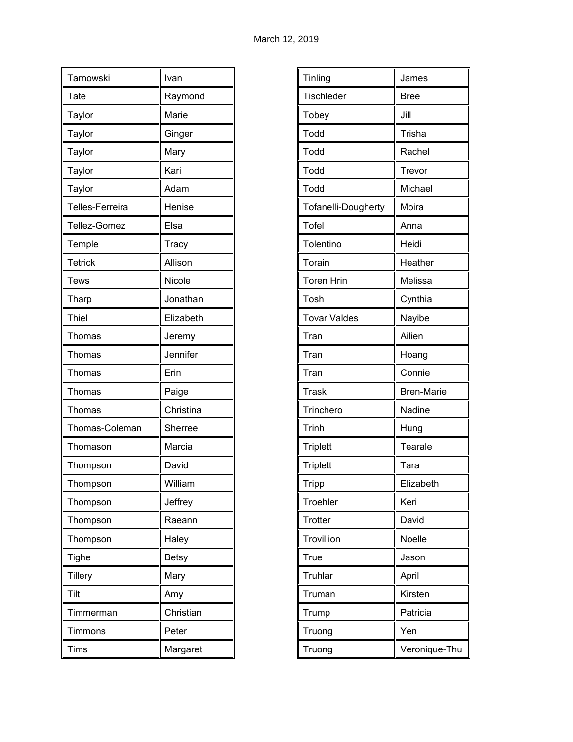| Tarnowski | Ivan |
|---|---|
| Tate | Raymond |
| Taylor | Marie |
| Taylor | Ginger |
| Taylor | Mary |
| Taylor | Kari |
| Taylor | Adam |
| Telles-Ferreira | Henise |
| Tellez-Gomez | Elsa |
| Temple | Tracy |
| Tetrick | Allison |
| Tews | Nicole |
| Tharp | Jonathan |
| Thiel | Elizabeth |
| Thomas | Jeremy |
| Thomas | Jennifer |
| Thomas | Erin |
| Thomas | Paige |
| Thomas | Christina |
| Thomas-Coleman | Sherree |
| Thomason | Marcia |
| Thompson | David |
| Thompson | William |
| Thompson | Jeffrey |
| Thompson | Raeann |
| Thompson | Haley |
| Tighe | Betsy |
| Tillery | Mary |
| Tilt | Amy |
| Timmerman | Christian |
| Timmons | Peter |
| Tims | Margaret |

| Tinling | James |
|---|---|
| Tischleder | Bree |
| Tobey | Jill |
| Todd | Trisha |
| Todd | Rachel |
| Todd | Trevor |
| Todd | Michael |
| Tofanelli-Dougherty | Moira |
| Tofel | Anna |
| Tolentino | Heidi |
| Torain | Heather |
| Toren Hrin | Melissa |
| Tosh | Cynthia |
| Tovar Valdes | Nayibe |
| Tran | Ailien |
| Tran | Hoang |
| Tran | Connie |
| Trask | Bren-Marie |
| Trinchero | Nadine |
| Trinh | Hung |
| Triplett | Tearale |
| Triplett | Tara |
| Tripp | Elizabeth |
| Troehler | Keri |
| Trotter | David |
| Trovillion | Noelle |
| True | Jason |
| Truhlar | April |
| Truman | Kirsten |
| Trump | Patricia |
| Truong | Yen |
| Truong | Veronique-Thu |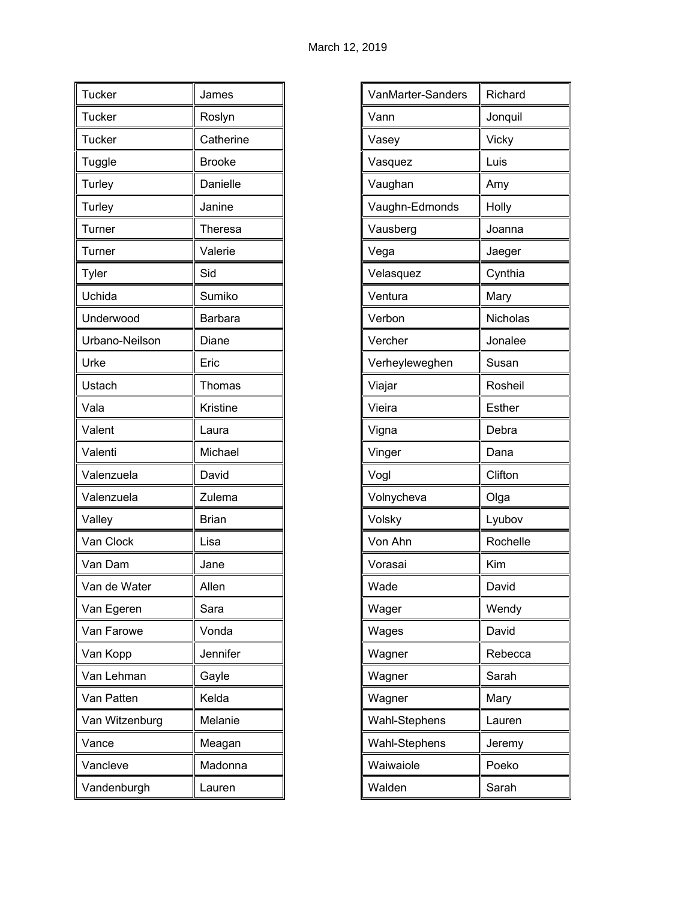March 12, 2019

| | |
|---|---|
| Tucker | James |
| Tucker | Roslyn |
| Tucker | Catherine |
| Tuggle | Brooke |
| Turley | Danielle |
| Turley | Janine |
| Turner | Theresa |
| Turner | Valerie |
| Tyler | Sid |
| Uchida | Sumiko |
| Underwood | Barbara |
| Urbano-Neilson | Diane |
| Urke | Eric |
| Ustach | Thomas |
| Vala | Kristine |
| Valent | Laura |
| Valenti | Michael |
| Valenzuela | David |
| Valenzuela | Zulema |
| Valley | Brian |
| Van Clock | Lisa |
| Van Dam | Jane |
| Van de Water | Allen |
| Van Egeren | Sara |
| Van Farowe | Vonda |
| Van Kopp | Jennifer |
| Van Lehman | Gayle |
| Van Patten | Kelda |
| Van Witzenburg | Melanie |
| Vance | Meagan |
| Vancleve | Madonna |
| Vandenburgh | Lauren |

| | |
|---|---|
| VanMarter-Sanders | Richard |
| Vann | Jonquil |
| Vasey | Vicky |
| Vasquez | Luis |
| Vaughan | Amy |
| Vaughn-Edmonds | Holly |
| Vausberg | Joanna |
| Vega | Jaeger |
| Velasquez | Cynthia |
| Ventura | Mary |
| Verbon | Nicholas |
| Vercher | Jonalee |
| Verheyleweghen | Susan |
| Viajar | Rosheil |
| Vieira | Esther |
| Vigna | Debra |
| Vinger | Dana |
| Vogl | Clifton |
| Volnycheva | Olga |
| Volsky | Lyubov |
| Von Ahn | Rochelle |
| Vorasai | Kim |
| Wade | David |
| Wager | Wendy |
| Wages | David |
| Wagner | Rebecca |
| Wagner | Sarah |
| Wagner | Mary |
| Wahl-Stephens | Lauren |
| Wahl-Stephens | Jeremy |
| Waiwaiole | Poeko |
| Walden | Sarah |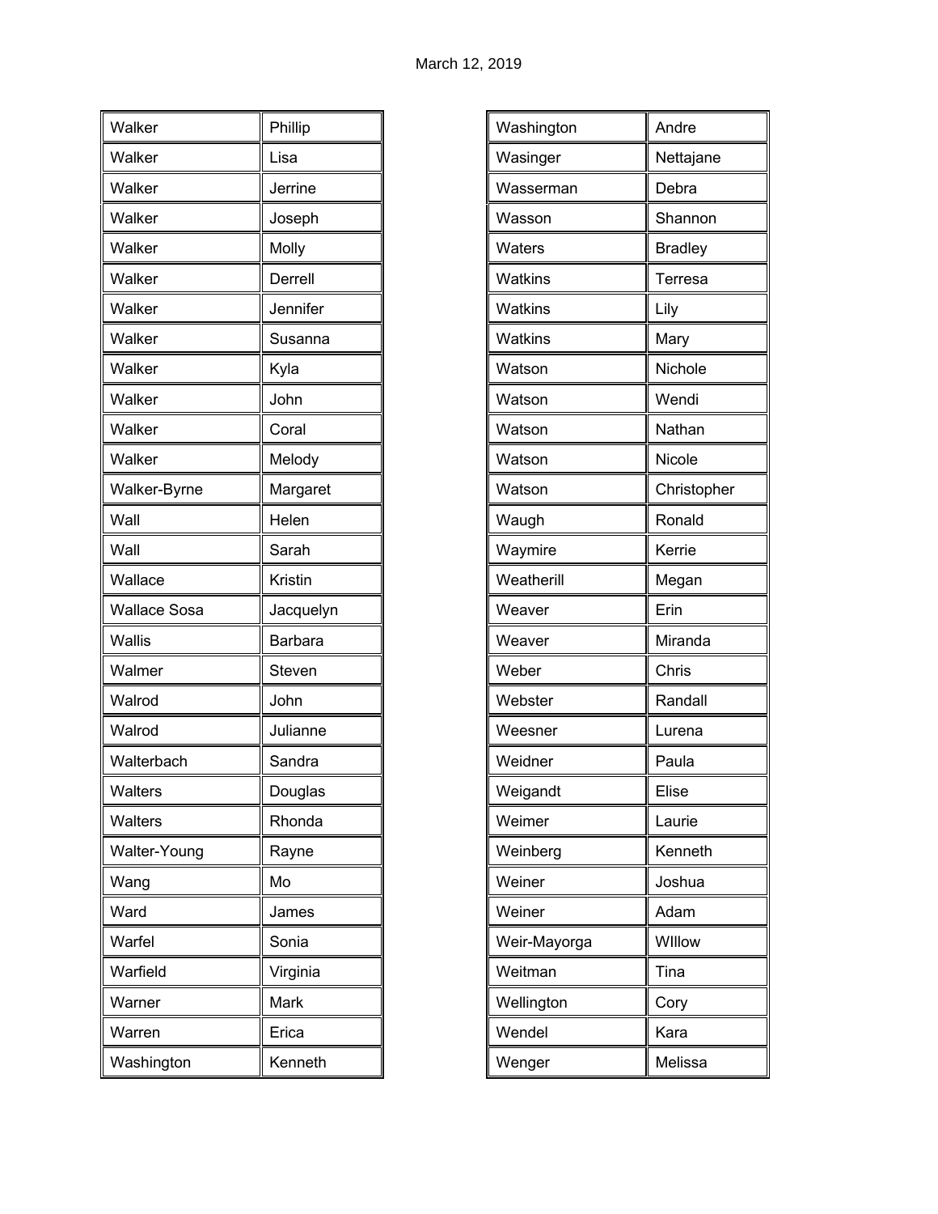March 12, 2019

| Walker | Phillip |
|---|---|
| Walker | Lisa |
| Walker | Jerrine |
| Walker | Joseph |
| Walker | Molly |
| Walker | Derrell |
| Walker | Jennifer |
| Walker | Susanna |
| Walker | Kyla |
| Walker | John |
| Walker | Coral |
| Walker | Melody |
| Walker-Byrne | Margaret |
| Wall | Helen |
| Wall | Sarah |
| Wallace | Kristin |
| Wallace Sosa | Jacquelyn |
| Wallis | Barbara |
| Walmer | Steven |
| Walrod | John |
| Walrod | Julianne |
| Walterbach | Sandra |
| Walters | Douglas |
| Walters | Rhonda |
| Walter-Young | Rayne |
| Wang | Mo |
| Ward | James |
| Warfel | Sonia |
| Warfield | Virginia |
| Warner | Mark |
| Warren | Erica |
| Washington | Kenneth |

| Washington | Andre |
|---|---|
| Wasinger | Nettajane |
| Wasserman | Debra |
| Wasson | Shannon |
| Waters | Bradley |
| Watkins | Terresa |
| Watkins | Lily |
| Watkins | Mary |
| Watson | Nichole |
| Watson | Wendi |
| Watson | Nathan |
| Watson | Nicole |
| Watson | Christopher |
| Waugh | Ronald |
| Waymire | Kerrie |
| Weatherill | Megan |
| Weaver | Erin |
| Weaver | Miranda |
| Weber | Chris |
| Webster | Randall |
| Weesner | Lurena |
| Weidner | Paula |
| Weigandt | Elise |
| Weimer | Laurie |
| Weinberg | Kenneth |
| Weiner | Joshua |
| Weiner | Adam |
| Weir-Mayorga | WIllow |
| Weitman | Tina |
| Wellington | Cory |
| Wendel | Kara |
| Wenger | Melissa |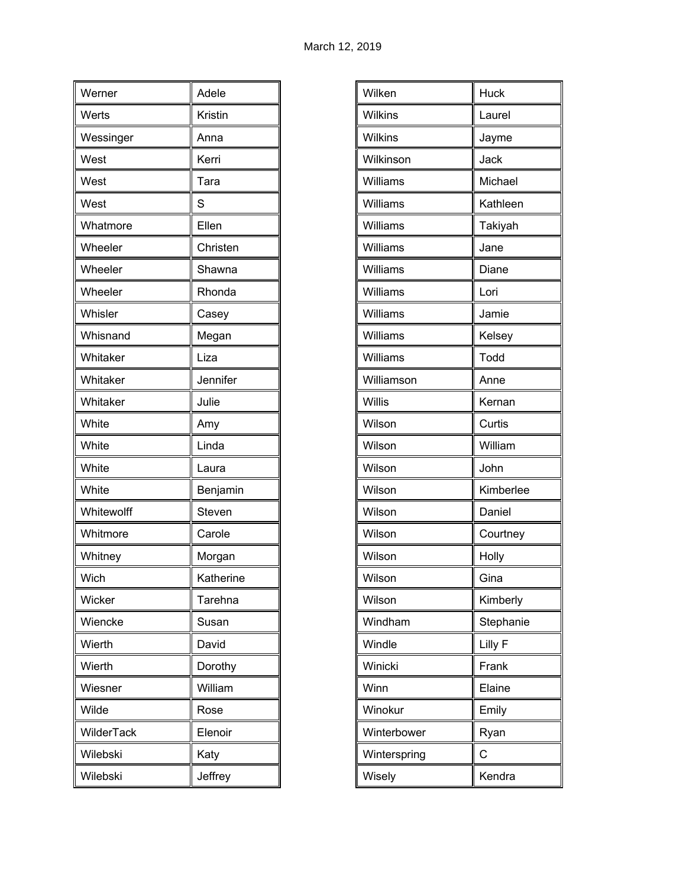March 12, 2019

| | |
|---|---|
| Werner | Adele |
| Werts | Kristin |
| Wessinger | Anna |
| West | Kerri |
| West | Tara |
| West | S |
| Whatmore | Ellen |
| Wheeler | Christen |
| Wheeler | Shawna |
| Wheeler | Rhonda |
| Whisler | Casey |
| Whisnand | Megan |
| Whitaker | Liza |
| Whitaker | Jennifer |
| Whitaker | Julie |
| White | Amy |
| White | Linda |
| White | Laura |
| White | Benjamin |
| Whitewolff | Steven |
| Whitmore | Carole |
| Whitney | Morgan |
| Wich | Katherine |
| Wicker | Tarehna |
| Wiencke | Susan |
| Wierth | David |
| Wierth | Dorothy |
| Wiesner | William |
| Wilde | Rose |
| WilderTack | Elenoir |
| Wilebski | Katy |
| Wilebski | Jeffrey |

| | |
|---|---|
| Wilken | Huck |
| Wilkins | Laurel |
| Wilkins | Jayme |
| Wilkinson | Jack |
| Williams | Michael |
| Williams | Kathleen |
| Williams | Takiyah |
| Williams | Jane |
| Williams | Diane |
| Williams | Lori |
| Williams | Jamie |
| Williams | Kelsey |
| Williams | Todd |
| Williamson | Anne |
| Willis | Kernan |
| Wilson | Curtis |
| Wilson | William |
| Wilson | John |
| Wilson | Kimberlee |
| Wilson | Daniel |
| Wilson | Courtney |
| Wilson | Holly |
| Wilson | Gina |
| Wilson | Kimberly |
| Windham | Stephanie |
| Windle | Lilly F |
| Winicki | Frank |
| Winn | Elaine |
| Winokur | Emily |
| Winterbower | Ryan |
| Winterspring | C |
| Wisely | Kendra |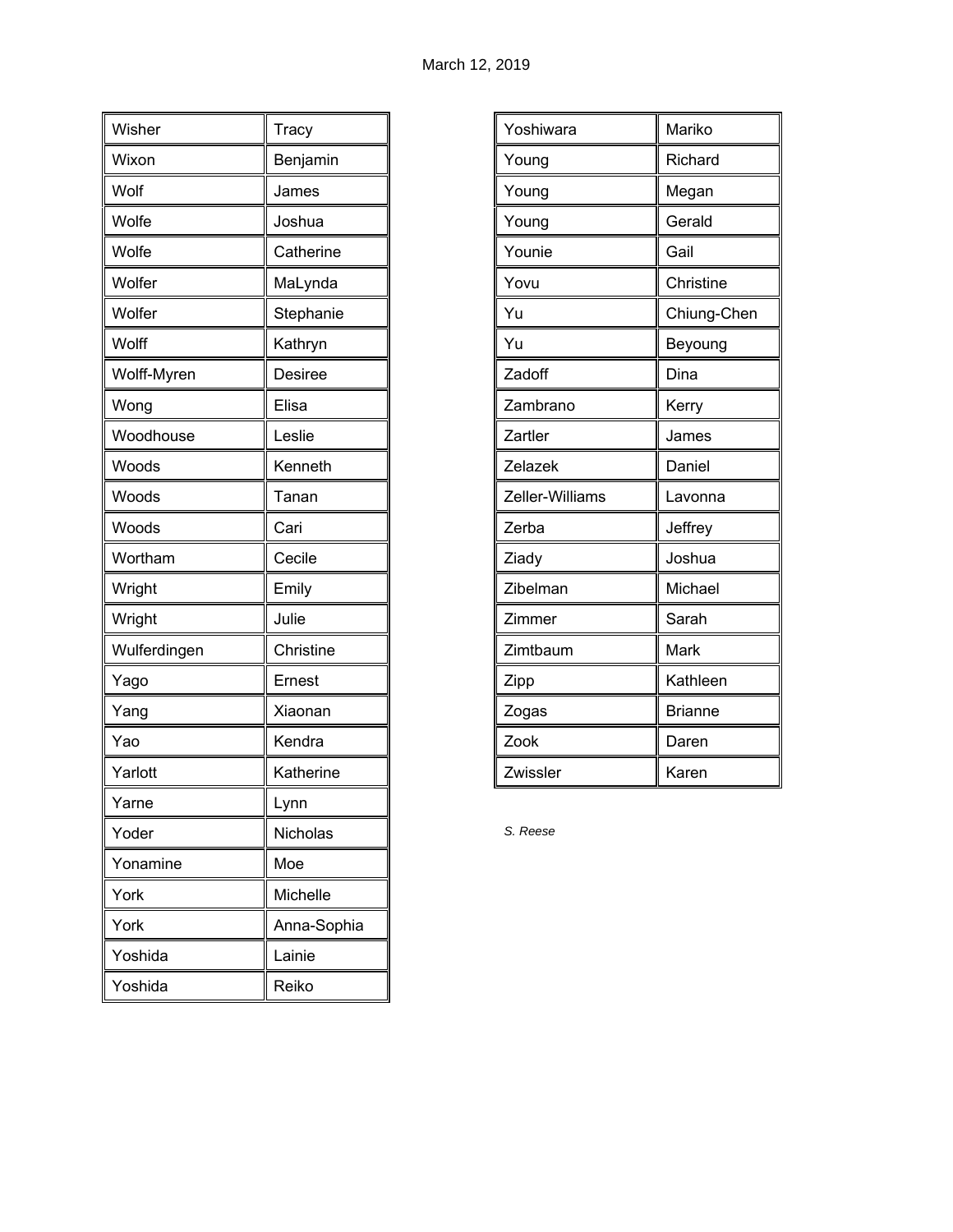March 12, 2019

| | |
|---|---|
| Wisher | Tracy |
| Wixon | Benjamin |
| Wolf | James |
| Wolfe | Joshua |
| Wolfe | Catherine |
| Wolfer | MaLynda |
| Wolfer | Stephanie |
| Wolff | Kathryn |
| Wolff-Myren | Desiree |
| Wong | Elisa |
| Woodhouse | Leslie |
| Woods | Kenneth |
| Woods | Tanan |
| Woods | Cari |
| Wortham | Cecile |
| Wright | Emily |
| Wright | Julie |
| Wulferdingen | Christine |
| Yago | Ernest |
| Yang | Xiaonan |
| Yao | Kendra |
| Yarlott | Katherine |
| Yarne | Lynn |
| Yoder | Nicholas |
| Yonamine | Moe |
| York | Michelle |
| York | Anna-Sophia |
| Yoshida | Lainie |
| Yoshida | Reiko |
| Yoshiwara | Mariko |
| Young | Richard |
| Young | Megan |
| Young | Gerald |
| Younie | Gail |
| Yovu | Christine |
| Yu | Chiung-Chen |
| Yu | Beyoung |
| Zadoff | Dina |
| Zambrano | Kerry |
| Zartler | James |
| Zelazek | Daniel |
| Zeller-Williams | Lavonna |
| Zerba | Jeffrey |
| Ziady | Joshua |
| Zibelman | Michael |
| Zimmer | Sarah |
| Zimtbaum | Mark |
| Zipp | Kathleen |
| Zogas | Brianne |
| Zook | Daren |
| Zwissler | Karen |

*S. Reese*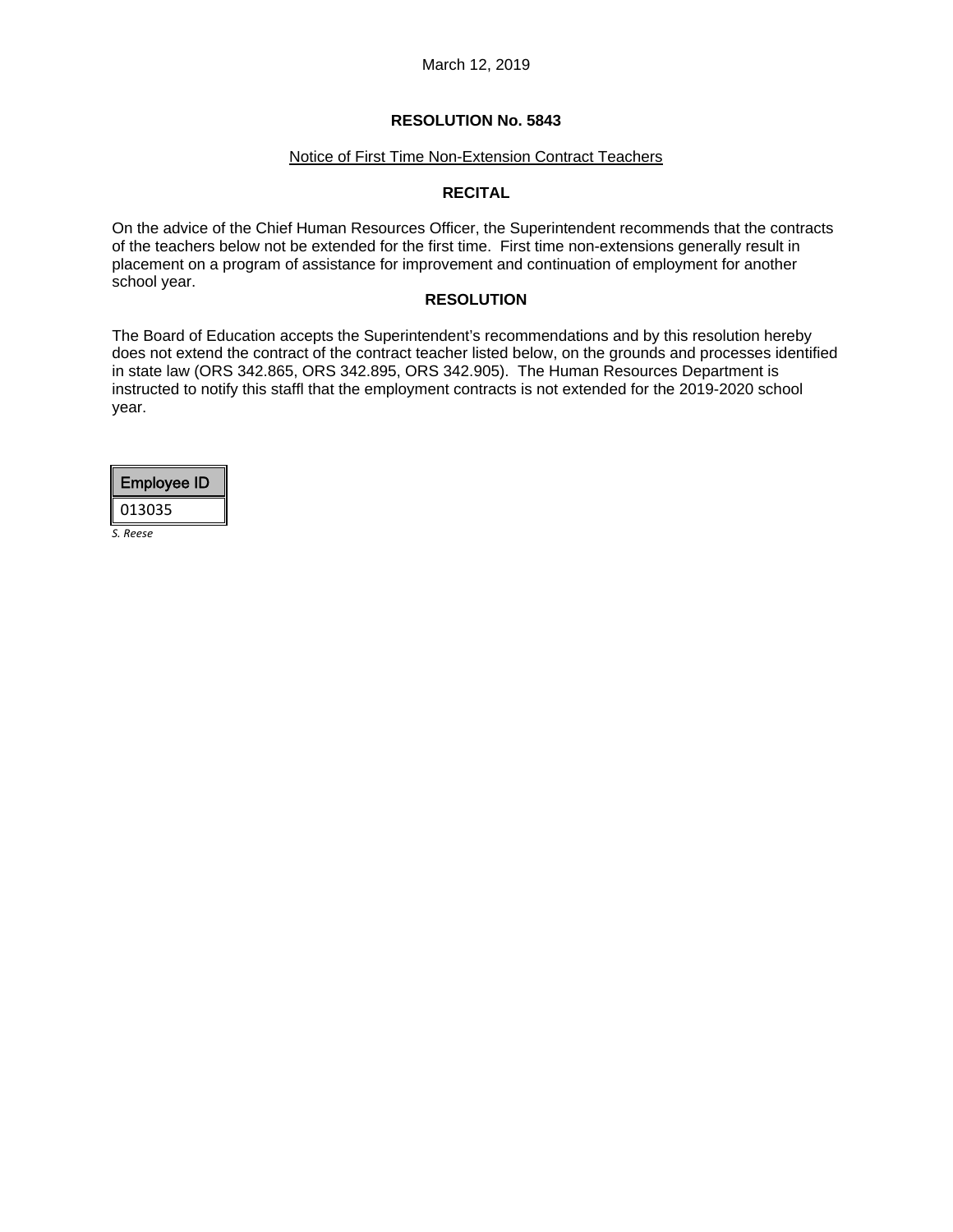March 12, 2019

**RESOLUTION No. 5843**

Notice of First Time Non-Extension Contract Teachers

**RECITAL**

On the advice of the Chief Human Resources Officer, the Superintendent recommends that the contracts of the teachers below not be extended for the first time. First time non-extensions generally result in placement on a program of assistance for improvement and continuation of employment for another school year.

**RESOLUTION**

The Board of Education accepts the Superintendent's recommendations and by this resolution hereby does not extend the contract of the contract teacher listed below, on the grounds and processes identified in state law (ORS 342.865, ORS 342.895, ORS 342.905). The Human Resources Department is instructed to notify this staffl that the employment contracts is not extended for the 2019-2020 school year.

| Employee ID |
|---|
| 013035 |

*S. Reese*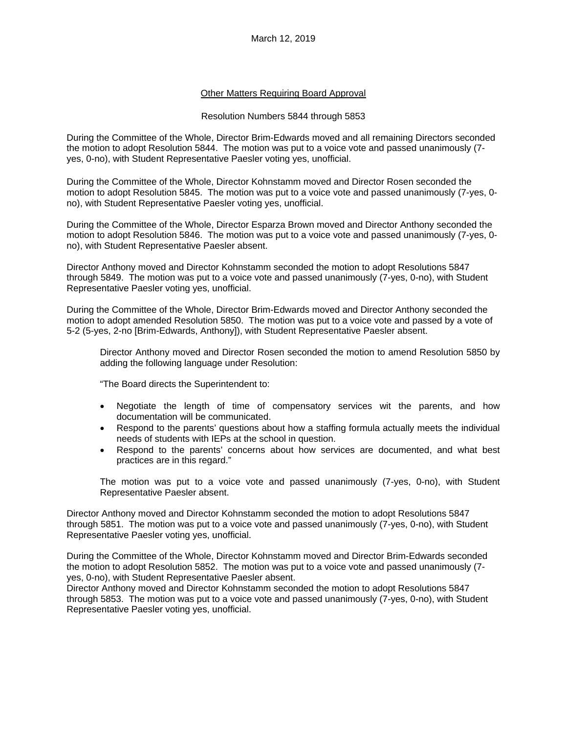March 12, 2019

## Other Matters Requiring Board Approval

Resolution Numbers 5844 through 5853

During the Committee of the Whole, Director Brim-Edwards moved and all remaining Directors seconded the motion to adopt Resolution 5844. The motion was put to a voice vote and passed unanimously (7-yes, 0-no), with Student Representative Paesler voting yes, unofficial.

During the Committee of the Whole, Director Kohnstamm moved and Director Rosen seconded the motion to adopt Resolution 5845. The motion was put to a voice vote and passed unanimously (7-yes, 0-no), with Student Representative Paesler voting yes, unofficial.

During the Committee of the Whole, Director Esparza Brown moved and Director Anthony seconded the motion to adopt Resolution 5846. The motion was put to a voice vote and passed unanimously (7-yes, 0-no), with Student Representative Paesler absent.

Director Anthony moved and Director Kohnstamm seconded the motion to adopt Resolutions 5847 through 5849. The motion was put to a voice vote and passed unanimously (7-yes, 0-no), with Student Representative Paesler voting yes, unofficial.

During the Committee of the Whole, Director Brim-Edwards moved and Director Anthony seconded the motion to adopt amended Resolution 5850. The motion was put to a voice vote and passed by a vote of 5-2 (5-yes, 2-no [Brim-Edwards, Anthony]), with Student Representative Paesler absent.

> Director Anthony moved and Director Rosen seconded the motion to amend Resolution 5850 by adding the following language under Resolution:
>
> "The Board directs the Superintendent to:
>
> - Negotiate the length of time of compensatory services wit the parents, and how documentation will be communicated.
> - Respond to the parents' questions about how a staffing formula actually meets the individual needs of students with IEPs at the school in question.
> - Respond to the parents' concerns about how services are documented, and what best practices are in this regard."
>
> The motion was put to a voice vote and passed unanimously (7-yes, 0-no), with Student Representative Paesler absent.

Director Anthony moved and Director Kohnstamm seconded the motion to adopt Resolutions 5847 through 5851. The motion was put to a voice vote and passed unanimously (7-yes, 0-no), with Student Representative Paesler voting yes, unofficial.

During the Committee of the Whole, Director Kohnstamm moved and Director Brim-Edwards seconded the motion to adopt Resolution 5852. The motion was put to a voice vote and passed unanimously (7-yes, 0-no), with Student Representative Paesler absent.
Director Anthony moved and Director Kohnstamm seconded the motion to adopt Resolutions 5847 through 5853. The motion was put to a voice vote and passed unanimously (7-yes, 0-no), with Student Representative Paesler voting yes, unofficial.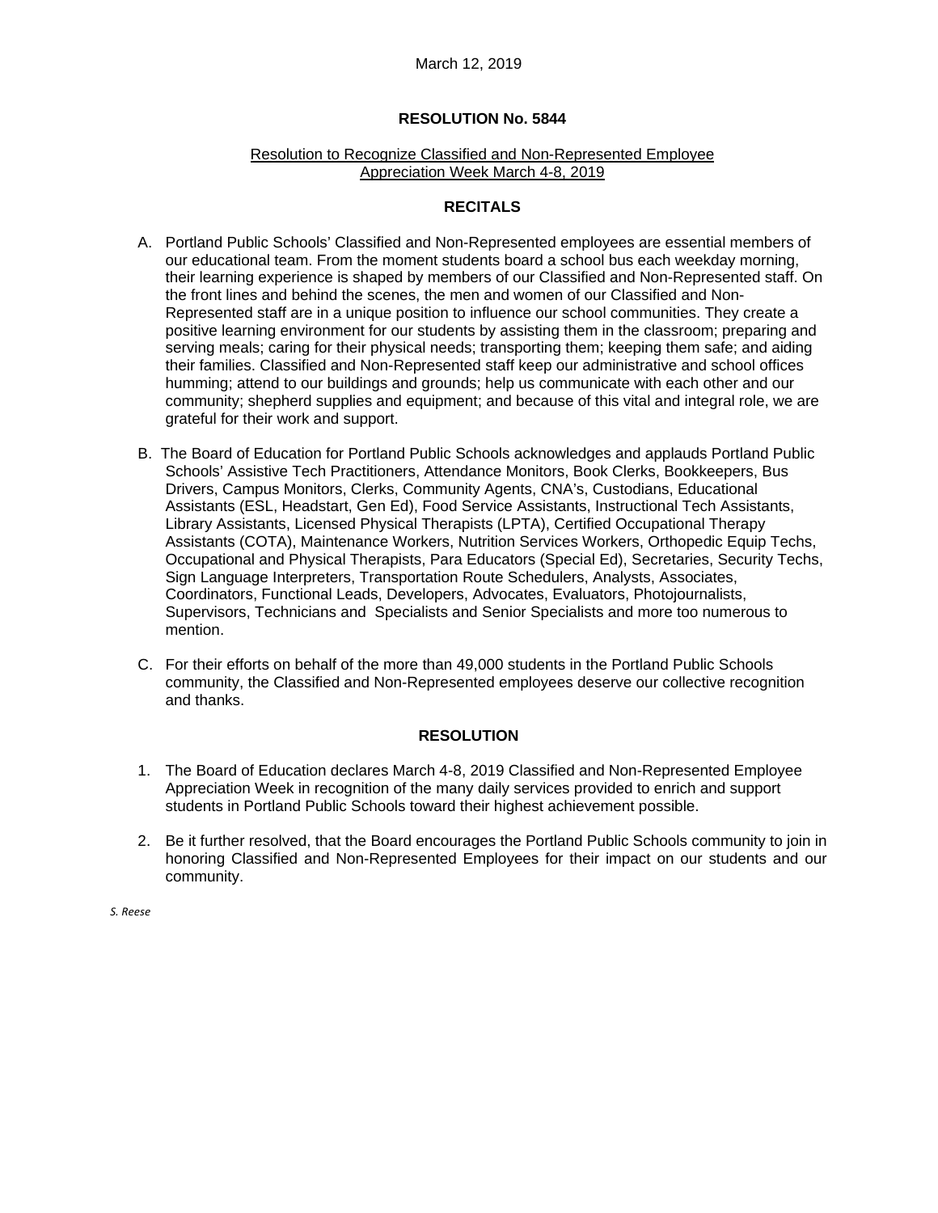March 12, 2019

**RESOLUTION No. 5844**

Resolution to Recognize Classified and Non-Represented Employee Appreciation Week March 4-8, 2019

**RECITALS**

A. Portland Public Schools' Classified and Non-Represented employees are essential members of our educational team. From the moment students board a school bus each weekday morning, their learning experience is shaped by members of our Classified and Non-Represented staff. On the front lines and behind the scenes, the men and women of our Classified and Non-Represented staff are in a unique position to influence our school communities. They create a positive learning environment for our students by assisting them in the classroom; preparing and serving meals; caring for their physical needs; transporting them; keeping them safe; and aiding their families. Classified and Non-Represented staff keep our administrative and school offices humming; attend to our buildings and grounds; help us communicate with each other and our community; shepherd supplies and equipment; and because of this vital and integral role, we are grateful for their work and support.

B. The Board of Education for Portland Public Schools acknowledges and applauds Portland Public Schools' Assistive Tech Practitioners, Attendance Monitors, Book Clerks, Bookkeepers, Bus Drivers, Campus Monitors, Clerks, Community Agents, CNA's, Custodians, Educational Assistants (ESL, Headstart, Gen Ed), Food Service Assistants, Instructional Tech Assistants, Library Assistants, Licensed Physical Therapists (LPTA), Certified Occupational Therapy Assistants (COTA), Maintenance Workers, Nutrition Services Workers, Orthopedic Equip Techs, Occupational and Physical Therapists, Para Educators (Special Ed), Secretaries, Security Techs, Sign Language Interpreters, Transportation Route Schedulers, Analysts, Associates, Coordinators, Functional Leads, Developers, Advocates, Evaluators, Photojournalists, Supervisors, Technicians and Specialists and Senior Specialists and more too numerous to mention.

C. For their efforts on behalf of the more than 49,000 students in the Portland Public Schools community, the Classified and Non-Represented employees deserve our collective recognition and thanks.

**RESOLUTION**

1. The Board of Education declares March 4-8, 2019 Classified and Non-Represented Employee Appreciation Week in recognition of the many daily services provided to enrich and support students in Portland Public Schools toward their highest achievement possible.

2. Be it further resolved, that the Board encourages the Portland Public Schools community to join in honoring Classified and Non-Represented Employees for their impact on our students and our community.

*S. Reese*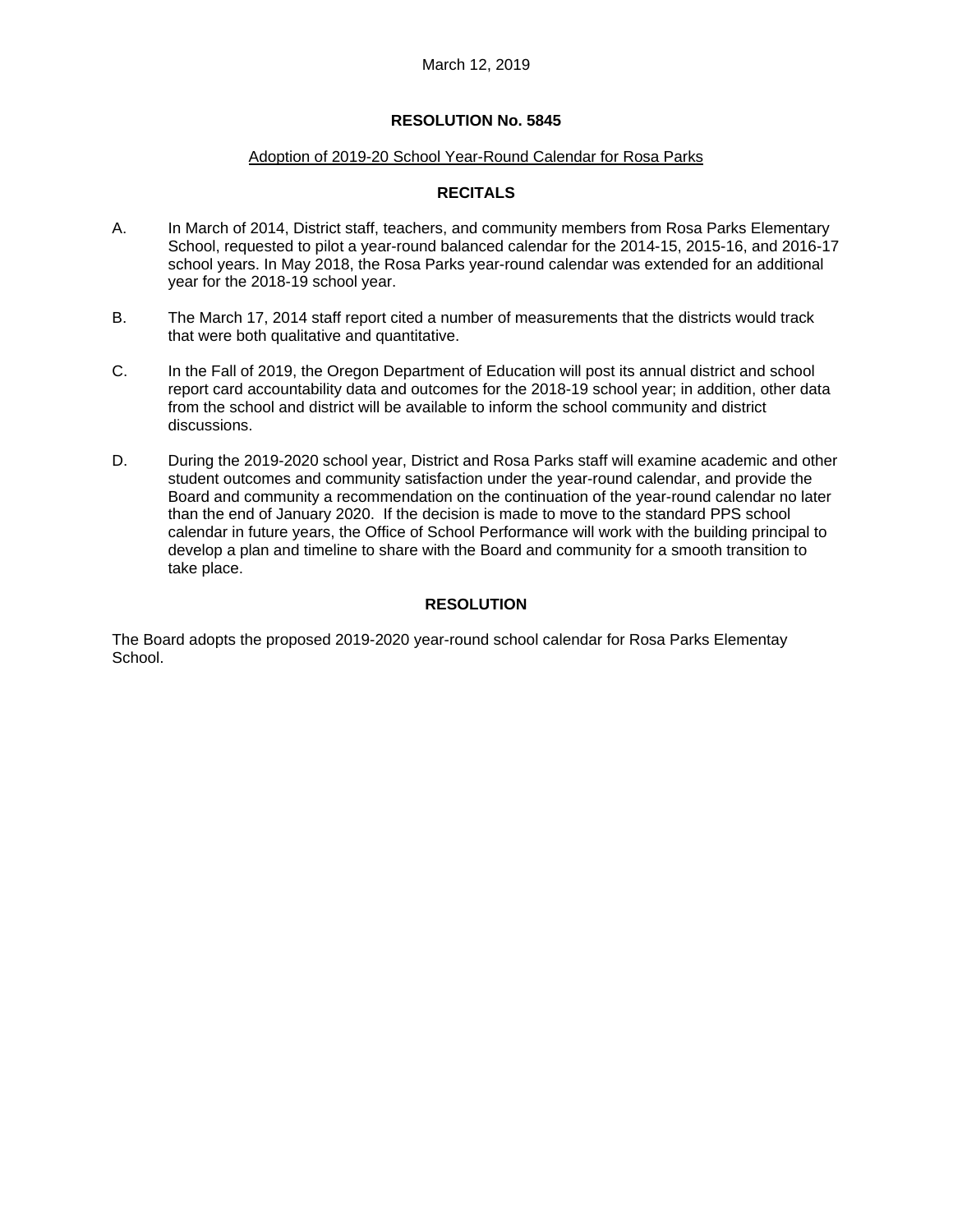March 12, 2019

**RESOLUTION No. 5845**

Adoption of 2019-20 School Year-Round Calendar for Rosa Parks

**RECITALS**

A. In March of 2014, District staff, teachers, and community members from Rosa Parks Elementary School, requested to pilot a year-round balanced calendar for the 2014-15, 2015-16, and 2016-17 school years. In May 2018, the Rosa Parks year-round calendar was extended for an additional year for the 2018-19 school year.

B. The March 17, 2014 staff report cited a number of measurements that the districts would track that were both qualitative and quantitative.

C. In the Fall of 2019, the Oregon Department of Education will post its annual district and school report card accountability data and outcomes for the 2018-19 school year; in addition, other data from the school and district will be available to inform the school community and district discussions.

D. During the 2019-2020 school year, District and Rosa Parks staff will examine academic and other student outcomes and community satisfaction under the year-round calendar, and provide the Board and community a recommendation on the continuation of the year-round calendar no later than the end of January 2020. If the decision is made to move to the standard PPS school calendar in future years, the Office of School Performance will work with the building principal to develop a plan and timeline to share with the Board and community for a smooth transition to take place.

**RESOLUTION**

The Board adopts the proposed 2019-2020 year-round school calendar for Rosa Parks Elementay School.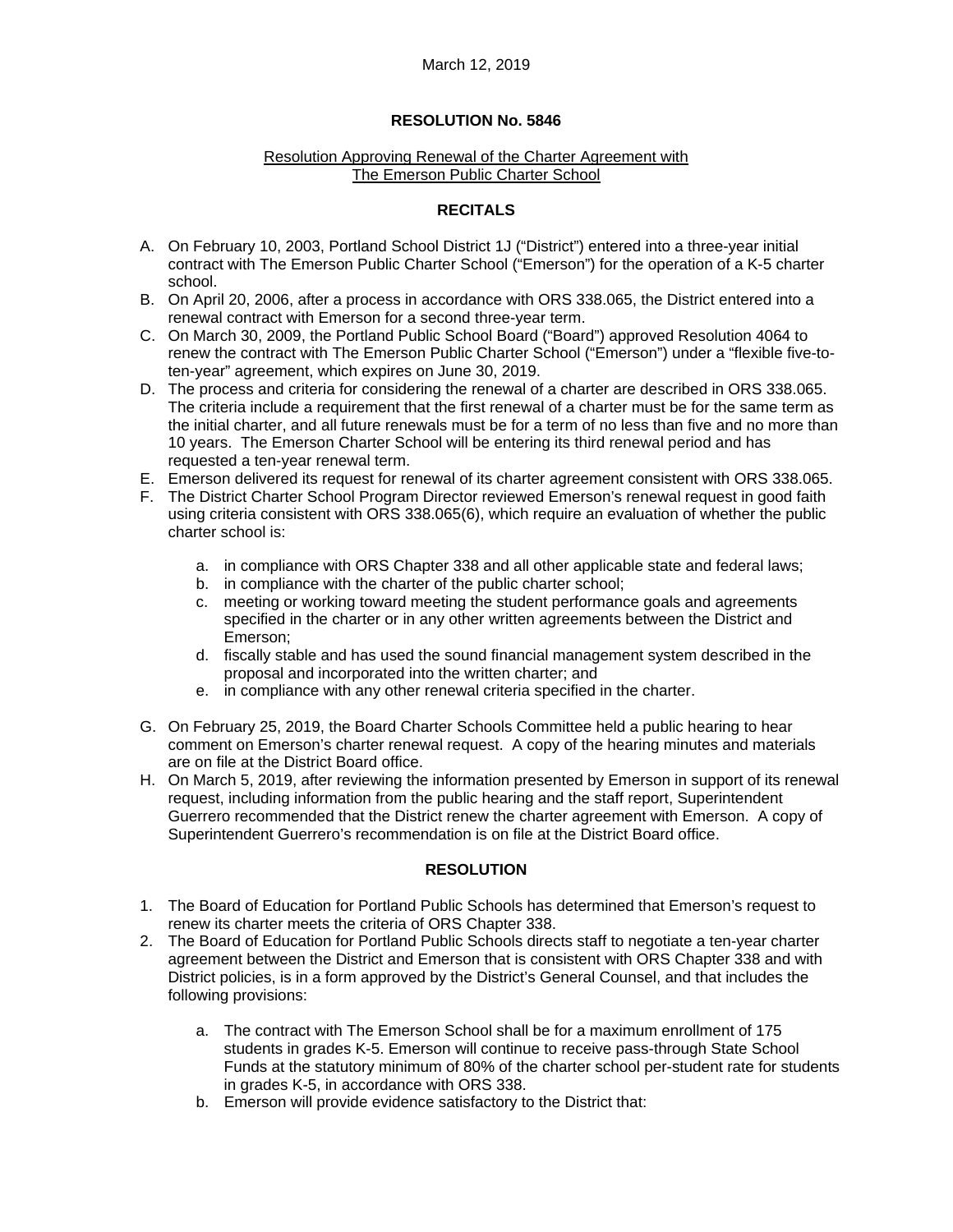March 12, 2019

**RESOLUTION No. 5846**

Resolution Approving Renewal of the Charter Agreement with The Emerson Public Charter School

**RECITALS**

A. On February 10, 2003, Portland School District 1J ("District") entered into a three-year initial contract with The Emerson Public Charter School ("Emerson") for the operation of a K-5 charter school.
B. On April 20, 2006, after a process in accordance with ORS 338.065, the District entered into a renewal contract with Emerson for a second three-year term.
C. On March 30, 2009, the Portland Public School Board ("Board") approved Resolution 4064 to renew the contract with The Emerson Public Charter School ("Emerson") under a "flexible five-to-ten-year" agreement, which expires on June 30, 2019.
D. The process and criteria for considering the renewal of a charter are described in ORS 338.065. The criteria include a requirement that the first renewal of a charter must be for the same term as the initial charter, and all future renewals must be for a term of no less than five and no more than 10 years. The Emerson Charter School will be entering its third renewal period and has requested a ten-year renewal term.
E. Emerson delivered its request for renewal of its charter agreement consistent with ORS 338.065.
F. The District Charter School Program Director reviewed Emerson's renewal request in good faith using criteria consistent with ORS 338.065(6), which require an evaluation of whether the public charter school is:
    a. in compliance with ORS Chapter 338 and all other applicable state and federal laws;
    b. in compliance with the charter of the public charter school;
    c. meeting or working toward meeting the student performance goals and agreements specified in the charter or in any other written agreements between the District and Emerson;
    d. fiscally stable and has used the sound financial management system described in the proposal and incorporated into the written charter; and
    e. in compliance with any other renewal criteria specified in the charter.
G. On February 25, 2019, the Board Charter Schools Committee held a public hearing to hear comment on Emerson's charter renewal request. A copy of the hearing minutes and materials are on file at the District Board office.
H. On March 5, 2019, after reviewing the information presented by Emerson in support of its renewal request, including information from the public hearing and the staff report, Superintendent Guerrero recommended that the District renew the charter agreement with Emerson. A copy of Superintendent Guerrero's recommendation is on file at the District Board office.

**RESOLUTION**

1. The Board of Education for Portland Public Schools has determined that Emerson's request to renew its charter meets the criteria of ORS Chapter 338.
2. The Board of Education for Portland Public Schools directs staff to negotiate a ten-year charter agreement between the District and Emerson that is consistent with ORS Chapter 338 and with District policies, is in a form approved by the District's General Counsel, and that includes the following provisions:
    a. The contract with The Emerson School shall be for a maximum enrollment of 175 students in grades K-5. Emerson will continue to receive pass-through State School Funds at the statutory minimum of 80% of the charter school per-student rate for students in grades K-5, in accordance with ORS 338.
    b. Emerson will provide evidence satisfactory to the District that: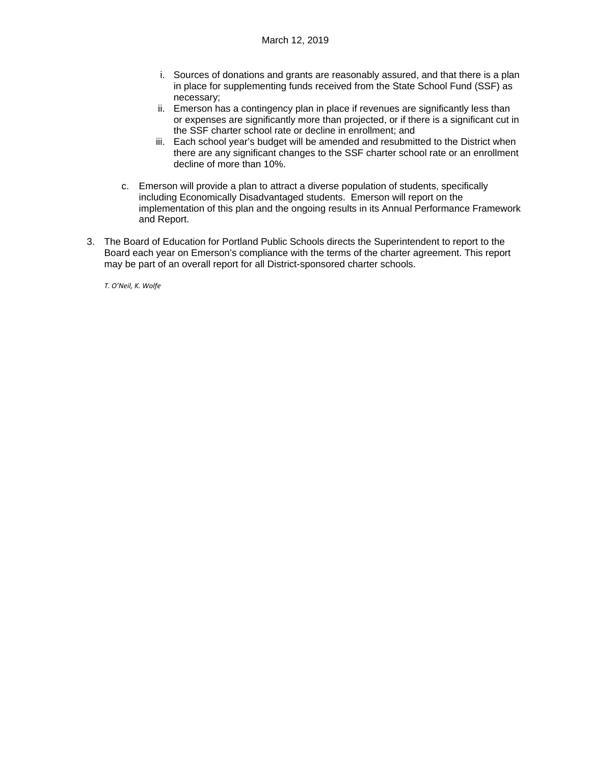i. Sources of donations and grants are reasonably assured, and that there is a plan in place for supplementing funds received from the State School Fund (SSF) as necessary;

ii. Emerson has a contingency plan in place if revenues are significantly less than or expenses are significantly more than projected, or if there is a significant cut in the SSF charter school rate or decline in enrollment; and

iii. Each school year's budget will be amended and resubmitted to the District when there are any significant changes to the SSF charter school rate or an enrollment decline of more than 10%.

c. Emerson will provide a plan to attract a diverse population of students, specifically including Economically Disadvantaged students. Emerson will report on the implementation of this plan and the ongoing results in its Annual Performance Framework and Report.

3. The Board of Education for Portland Public Schools directs the Superintendent to report to the Board each year on Emerson's compliance with the terms of the charter agreement. This report may be part of an overall report for all District-sponsored charter schools.

*T. O'Neil, K. Wolfe*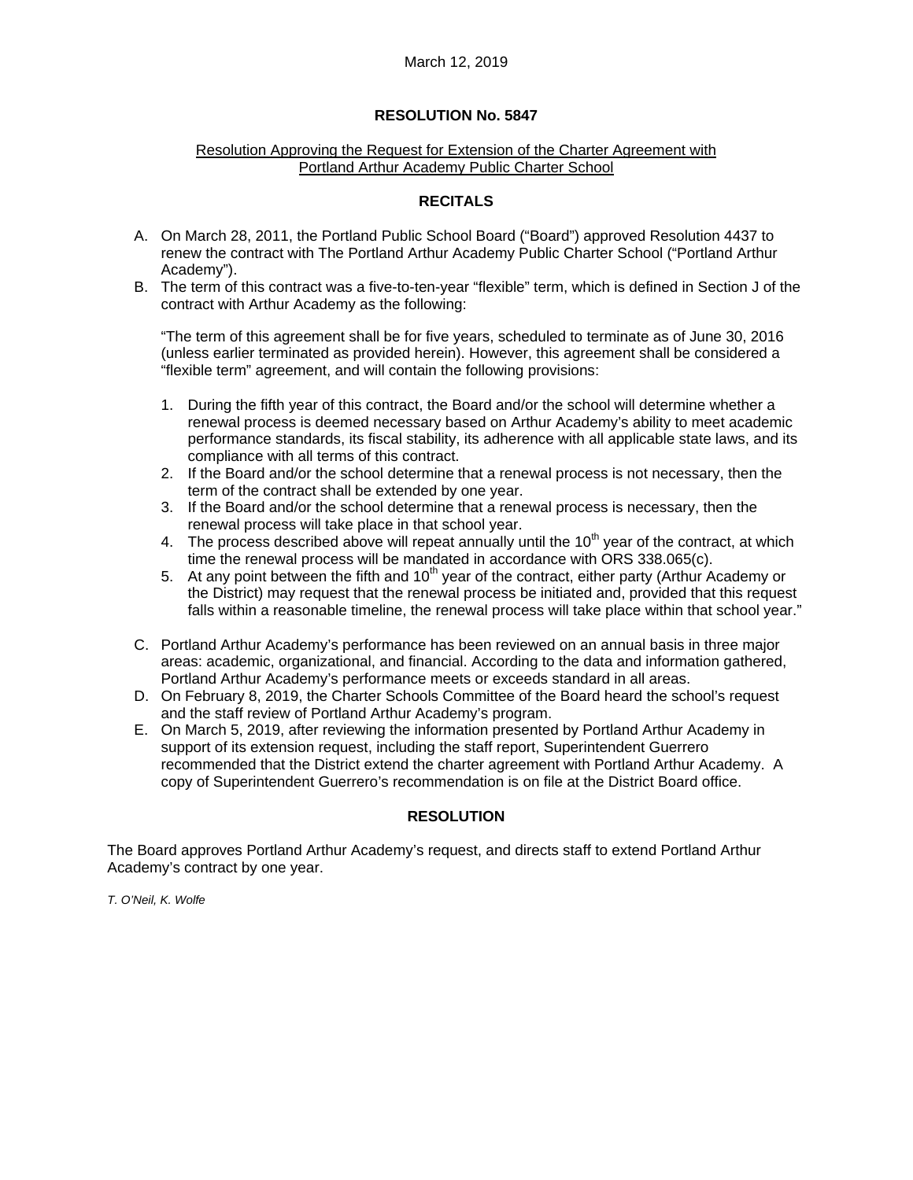March 12, 2019

# RESOLUTION No. 5847

Resolution Approving the Request for Extension of the Charter Agreement with Portland Arthur Academy Public Charter School

## RECITALS

A. On March 28, 2011, the Portland Public School Board ("Board") approved Resolution 4437 to renew the contract with The Portland Arthur Academy Public Charter School ("Portland Arthur Academy").

B. The term of this contract was a five-to-ten-year "flexible" term, which is defined in Section J of the contract with Arthur Academy as the following:

   "The term of this agreement shall be for five years, scheduled to terminate as of June 30, 2016 (unless earlier terminated as provided herein). However, this agreement shall be considered a "flexible term" agreement, and will contain the following provisions:

   1. During the fifth year of this contract, the Board and/or the school will determine whether a renewal process is deemed necessary based on Arthur Academy's ability to meet academic performance standards, its fiscal stability, its adherence with all applicable state laws, and its compliance with all terms of this contract.
   2. If the Board and/or the school determine that a renewal process is not necessary, then the term of the contract shall be extended by one year.
   3. If the Board and/or the school determine that a renewal process is necessary, then the renewal process will take place in that school year.
   4. The process described above will repeat annually until the 10th year of the contract, at which time the renewal process will be mandated in accordance with ORS 338.065(c).
   5. At any point between the fifth and 10th year of the contract, either party (Arthur Academy or the District) may request that the renewal process be initiated and, provided that this request falls within a reasonable timeline, the renewal process will take place within that school year."

C. Portland Arthur Academy's performance has been reviewed on an annual basis in three major areas: academic, organizational, and financial. According to the data and information gathered, Portland Arthur Academy's performance meets or exceeds standard in all areas.

D. On February 8, 2019, the Charter Schools Committee of the Board heard the school's request and the staff review of Portland Arthur Academy's program.

E. On March 5, 2019, after reviewing the information presented by Portland Arthur Academy in support of its extension request, including the staff report, Superintendent Guerrero recommended that the District extend the charter agreement with Portland Arthur Academy. A copy of Superintendent Guerrero's recommendation is on file at the District Board office.

## RESOLUTION

The Board approves Portland Arthur Academy's request, and directs staff to extend Portland Arthur Academy's contract by one year.

*T. O'Neil, K. Wolfe*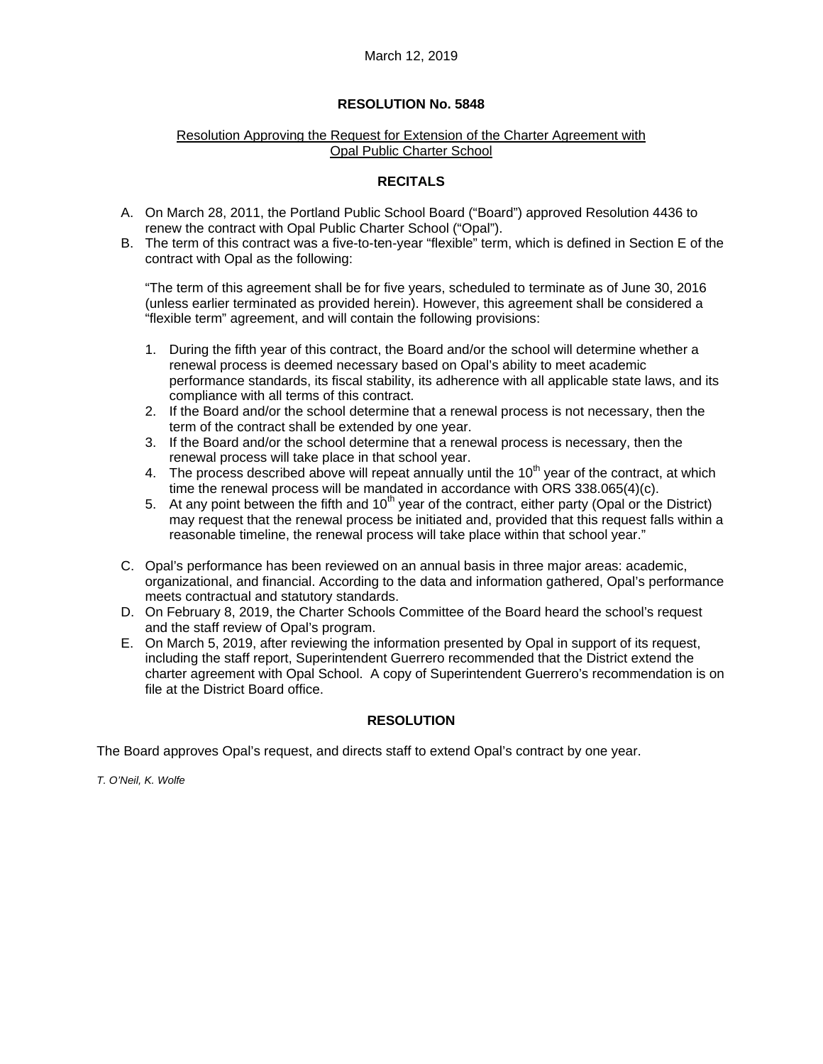March 12, 2019

**RESOLUTION No. 5848**

Resolution Approving the Request for Extension of the Charter Agreement with Opal Public Charter School

**RECITALS**

A. On March 28, 2011, the Portland Public School Board ("Board") approved Resolution 4436 to renew the contract with Opal Public Charter School ("Opal").

B. The term of this contract was a five-to-ten-year "flexible" term, which is defined in Section E of the contract with Opal as the following:

   "The term of this agreement shall be for five years, scheduled to terminate as of June 30, 2016 (unless earlier terminated as provided herein). However, this agreement shall be considered a "flexible term" agreement, and will contain the following provisions:

   1. During the fifth year of this contract, the Board and/or the school will determine whether a renewal process is deemed necessary based on Opal's ability to meet academic performance standards, its fiscal stability, its adherence with all applicable state laws, and its compliance with all terms of this contract.
   2. If the Board and/or the school determine that a renewal process is not necessary, then the term of the contract shall be extended by one year.
   3. If the Board and/or the school determine that a renewal process is necessary, then the renewal process will take place in that school year.
   4. The process described above will repeat annually until the 10th year of the contract, at which time the renewal process will be mandated in accordance with ORS 338.065(4)(c).
   5. At any point between the fifth and 10th year of the contract, either party (Opal or the District) may request that the renewal process be initiated and, provided that this request falls within a reasonable timeline, the renewal process will take place within that school year."

C. Opal's performance has been reviewed on an annual basis in three major areas: academic, organizational, and financial. According to the data and information gathered, Opal's performance meets contractual and statutory standards.

D. On February 8, 2019, the Charter Schools Committee of the Board heard the school's request and the staff review of Opal's program.

E. On March 5, 2019, after reviewing the information presented by Opal in support of its request, including the staff report, Superintendent Guerrero recommended that the District extend the charter agreement with Opal School. A copy of Superintendent Guerrero's recommendation is on file at the District Board office.

**RESOLUTION**

The Board approves Opal's request, and directs staff to extend Opal's contract by one year.

*T. O'Neil, K. Wolfe*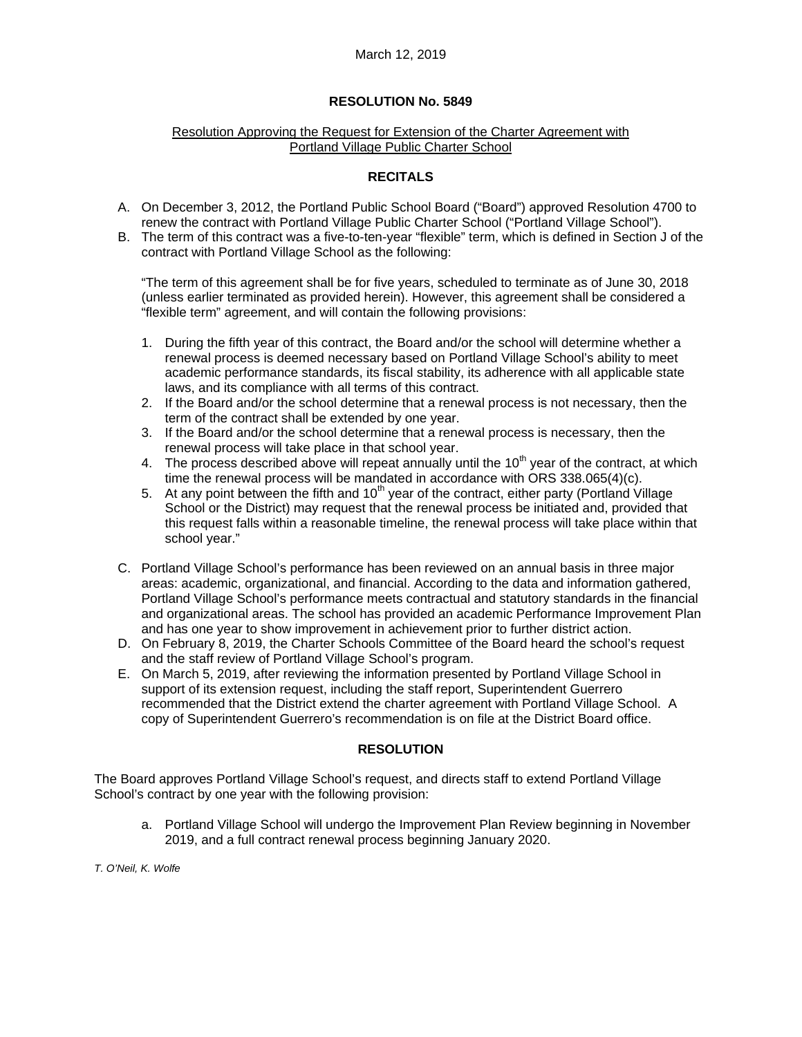March 12, 2019

# RESOLUTION No. 5849

Resolution Approving the Request for Extension of the Charter Agreement with Portland Village Public Charter School

## RECITALS

A. On December 3, 2012, the Portland Public School Board ("Board") approved Resolution 4700 to renew the contract with Portland Village Public Charter School ("Portland Village School").

B. The term of this contract was a five-to-ten-year "flexible" term, which is defined in Section J of the contract with Portland Village School as the following:

   "The term of this agreement shall be for five years, scheduled to terminate as of June 30, 2018 (unless earlier terminated as provided herein). However, this agreement shall be considered a "flexible term" agreement, and will contain the following provisions:

   1. During the fifth year of this contract, the Board and/or the school will determine whether a renewal process is deemed necessary based on Portland Village School's ability to meet academic performance standards, its fiscal stability, its adherence with all applicable state laws, and its compliance with all terms of this contract.
   2. If the Board and/or the school determine that a renewal process is not necessary, then the term of the contract shall be extended by one year.
   3. If the Board and/or the school determine that a renewal process is necessary, then the renewal process will take place in that school year.
   4. The process described above will repeat annually until the 10th year of the contract, at which time the renewal process will be mandated in accordance with ORS 338.065(4)(c).
   5. At any point between the fifth and 10th year of the contract, either party (Portland Village School or the District) may request that the renewal process be initiated and, provided that this request falls within a reasonable timeline, the renewal process will take place within that school year."

C. Portland Village School's performance has been reviewed on an annual basis in three major areas: academic, organizational, and financial. According to the data and information gathered, Portland Village School's performance meets contractual and statutory standards in the financial and organizational areas. The school has provided an academic Performance Improvement Plan and has one year to show improvement in achievement prior to further district action.

D. On February 8, 2019, the Charter Schools Committee of the Board heard the school's request and the staff review of Portland Village School's program.

E. On March 5, 2019, after reviewing the information presented by Portland Village School in support of its extension request, including the staff report, Superintendent Guerrero recommended that the District extend the charter agreement with Portland Village School. A copy of Superintendent Guerrero's recommendation is on file at the District Board office.

## RESOLUTION

The Board approves Portland Village School's request, and directs staff to extend Portland Village School's contract by one year with the following provision:

   a. Portland Village School will undergo the Improvement Plan Review beginning in November 2019, and a full contract renewal process beginning January 2020.

*T. O'Neil, K. Wolfe*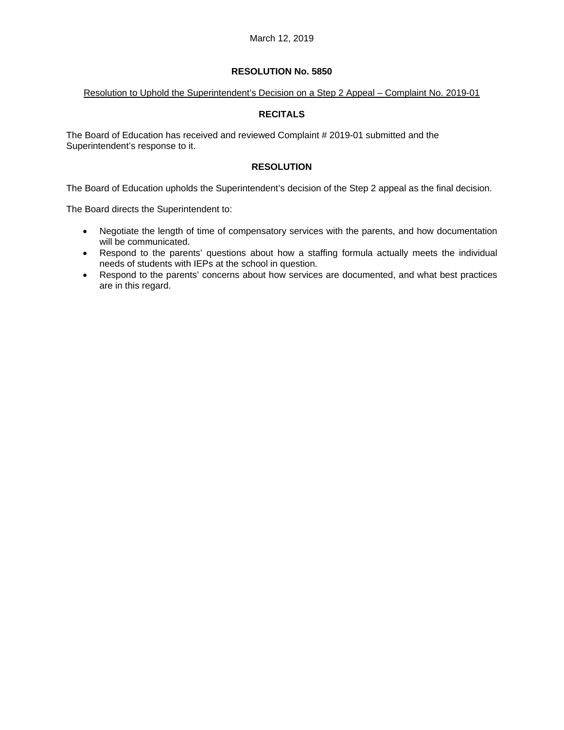March 12, 2019

## RESOLUTION No. 5850

<u>Resolution to Uphold the Superintendent's Decision on a Step 2 Appeal – Complaint No. 2019-01</u>

### RECITALS

The Board of Education has received and reviewed Complaint # 2019-01 submitted and the Superintendent's response to it.

### RESOLUTION

The Board of Education upholds the Superintendent's decision of the Step 2 appeal as the final decision.

The Board directs the Superintendent to:

- Negotiate the length of time of compensatory services with the parents, and how documentation will be communicated.
- Respond to the parents' questions about how a staffing formula actually meets the individual needs of students with IEPs at the school in question.
- Respond to the parents' concerns about how services are documented, and what best practices are in this regard.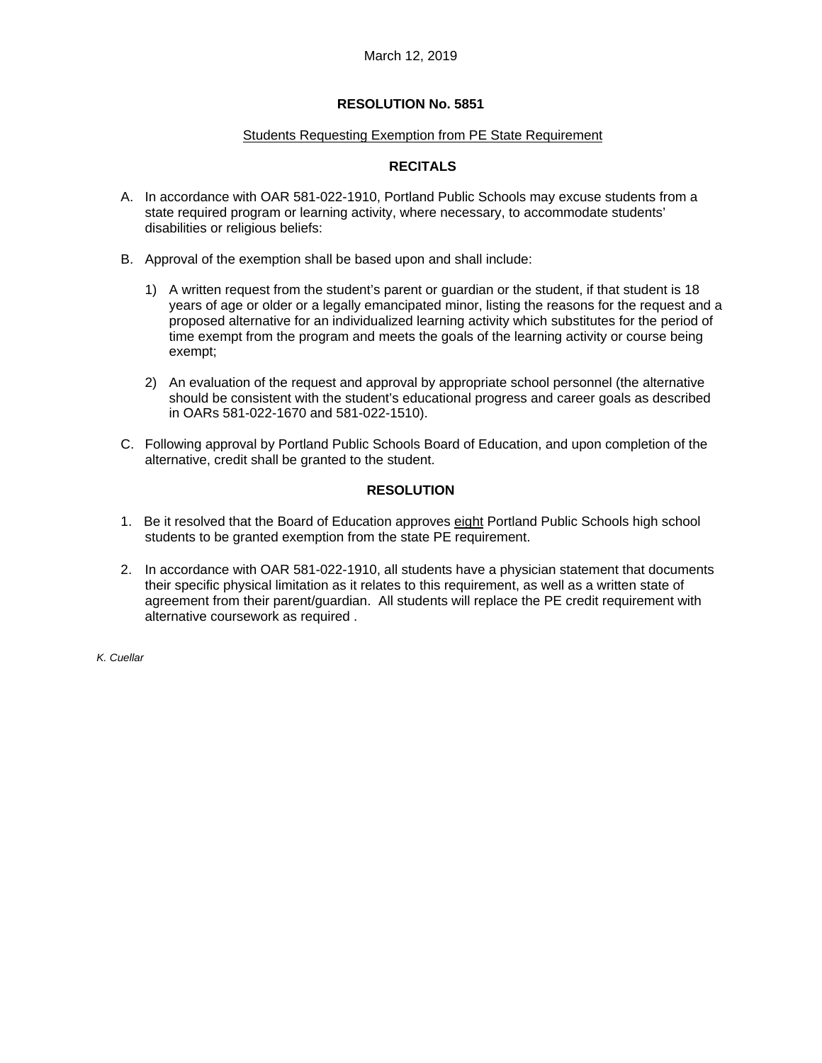March 12, 2019

# RESOLUTION No. 5851

<u>Students Requesting Exemption from PE State Requirement</u>

## RECITALS

A. In accordance with OAR 581-022-1910, Portland Public Schools may excuse students from a state required program or learning activity, where necessary, to accommodate students' disabilities or religious beliefs:

B. Approval of the exemption shall be based upon and shall include:

   1) A written request from the student's parent or guardian or the student, if that student is 18 years of age or older or a legally emancipated minor, listing the reasons for the request and a proposed alternative for an individualized learning activity which substitutes for the period of time exempt from the program and meets the goals of the learning activity or course being exempt;

   2) An evaluation of the request and approval by appropriate school personnel (the alternative should be consistent with the student's educational progress and career goals as described in OARs 581-022-1670 and 581-022-1510).

C. Following approval by Portland Public Schools Board of Education, and upon completion of the alternative, credit shall be granted to the student.

## RESOLUTION

1. Be it resolved that the Board of Education approves <u>eight</u> Portland Public Schools high school students to be granted exemption from the state PE requirement.

2. In accordance with OAR 581-022-1910, all students have a physician statement that documents their specific physical limitation as it relates to this requirement, as well as a written state of agreement from their parent/guardian. All students will replace the PE credit requirement with alternative coursework as required .

*K. Cuellar*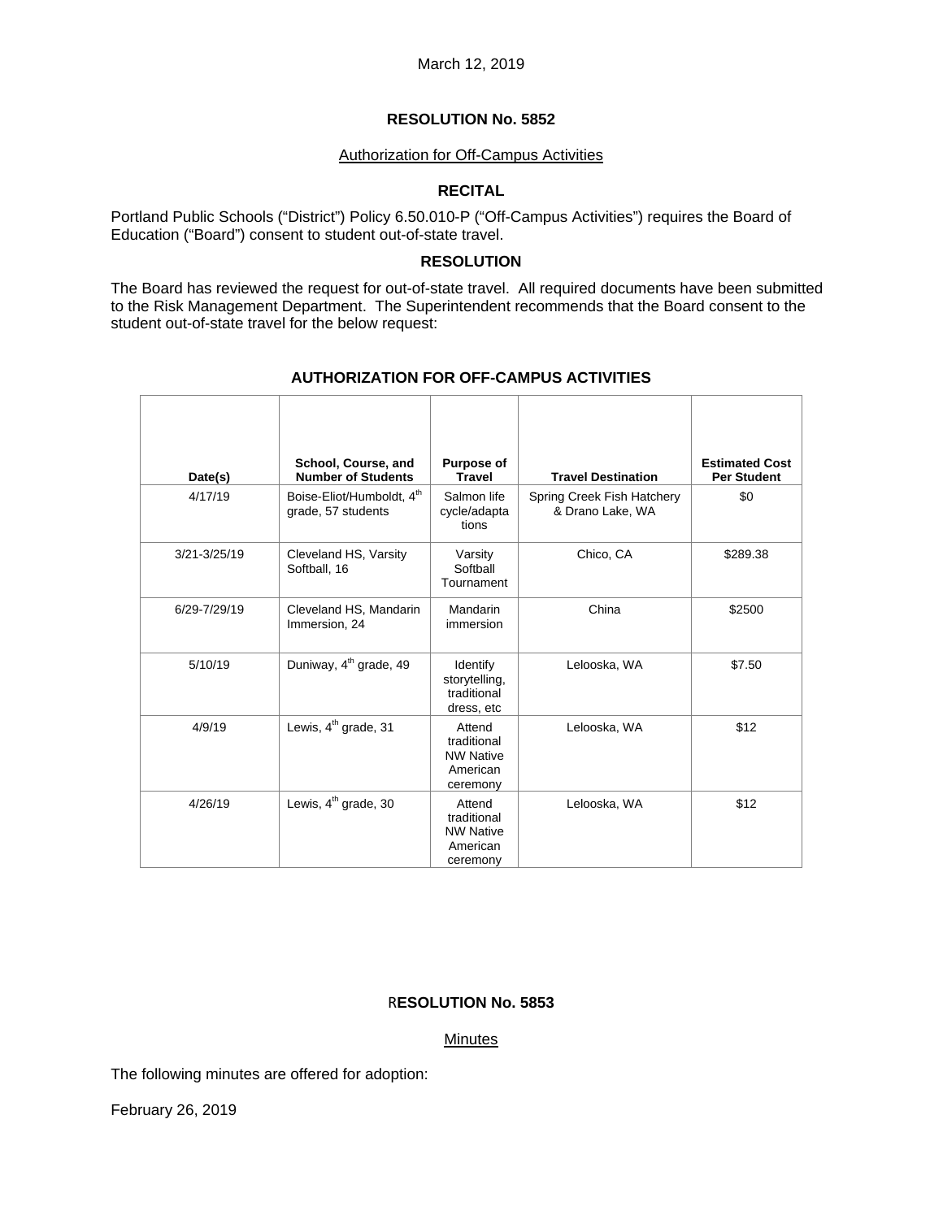March 12, 2019

## RESOLUTION No. 5852

<u>Authorization for Off-Campus Activities</u>

### RECITAL

Portland Public Schools ("District") Policy 6.50.010-P ("Off-Campus Activities") requires the Board of Education ("Board") consent to student out-of-state travel.

### RESOLUTION

The Board has reviewed the request for out-of-state travel. All required documents have been submitted to the Risk Management Department. The Superintendent recommends that the Board consent to the student out-of-state travel for the below request:

### AUTHORIZATION FOR OFF-CAMPUS ACTIVITIES

| Date(s) | School, Course, and Number of Students | Purpose of Travel | Travel Destination | Estimated Cost Per Student |
|---|---|---|---|---|
| 4/17/19 | Boise-Eliot/Humboldt, 4th grade, 57 students | Salmon life cycle/adaptations | Spring Creek Fish Hatchery & Drano Lake, WA | $0 |
| 3/21-3/25/19 | Cleveland HS, Varsity Softball, 16 | Varsity Softball Tournament | Chico, CA | $289.38 |
| 6/29-7/29/19 | Cleveland HS, Mandarin Immersion, 24 | Mandarin immersion | China | $2500 |
| 5/10/19 | Duniway, 4th grade, 49 | Identify storytelling, traditional dress, etc | Lelooska, WA | $7.50 |
| 4/9/19 | Lewis, 4th grade, 31 | Attend traditional NW Native American ceremony | Lelooska, WA | $12 |
| 4/26/19 | Lewis, 4th grade, 30 | Attend traditional NW Native American ceremony | Lelooska, WA | $12 |

## RESOLUTION No. 5853

<u>Minutes</u>

The following minutes are offered for adoption:

February 26, 2019